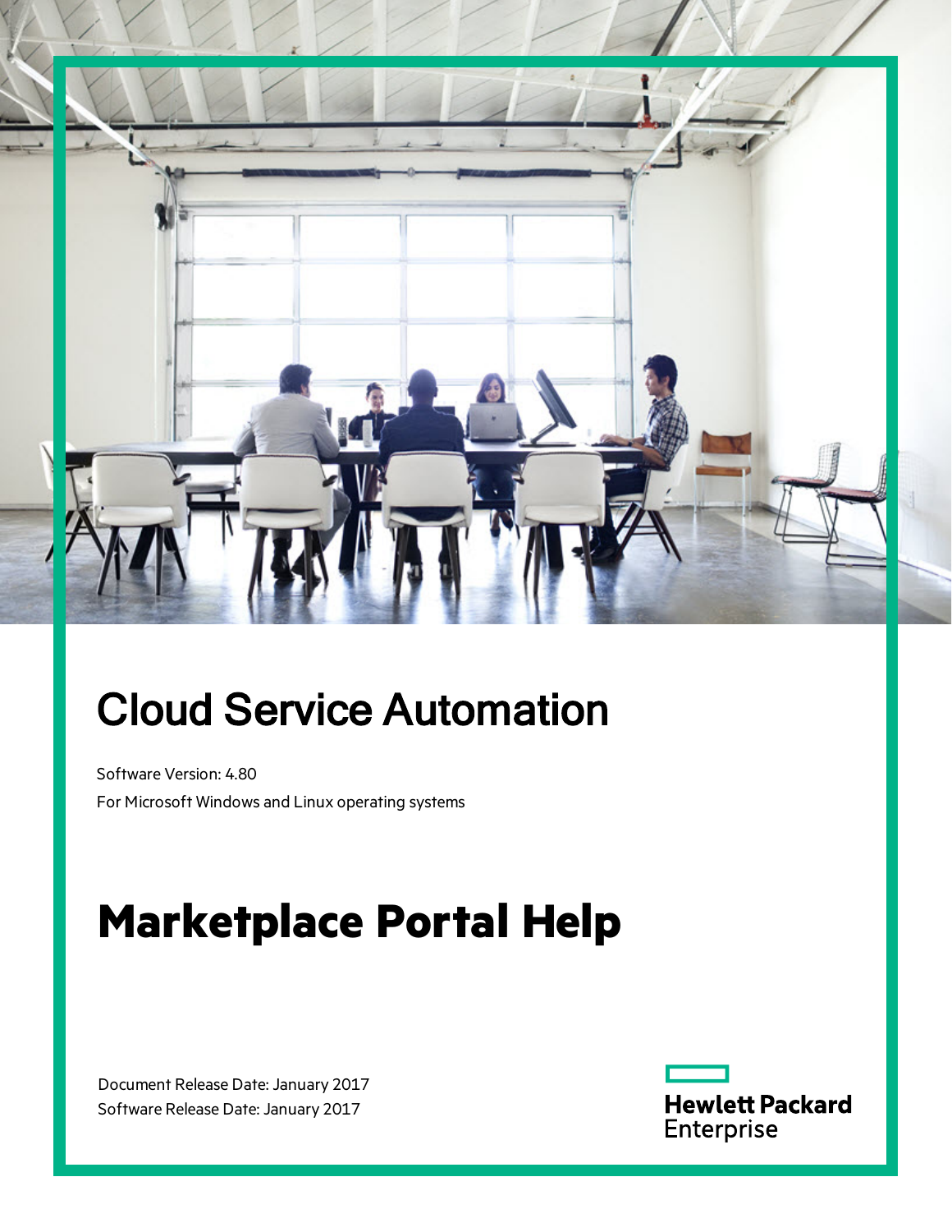# Cloud Service Automation

Software Version: 4.80

For Microsoft Windows and Linux operating systems

# **Marketplace Portal Help**

Document Release Date: January 2017

Software Release Date: January 2017

Hewlett Packard Enterprise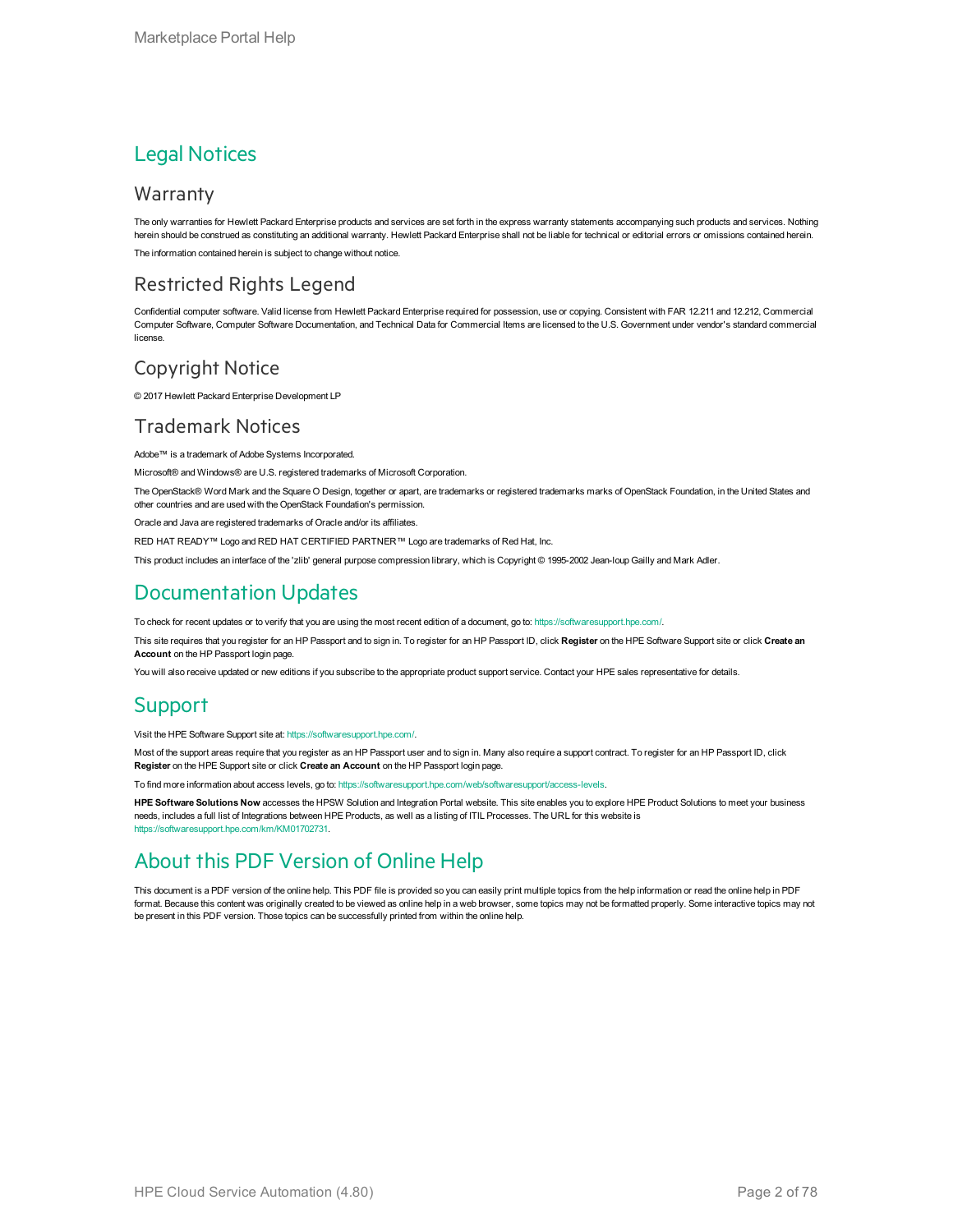# Legal Notices

## Warranty

The only warranties for Hewlett Packard Enterprise products and services are set forth in the express warranty statements accompanying such products and services. Nothing herein should be construed as constituting an additional warranty. Hewlett Packard Enterprise shall not be liable for technical or editorial errors or omissions contained herein.

The information contained herein is subject to change without notice.

## Restricted Rights Legend

Confidential computer software. Valid license from Hewlett Packard Enterprise required for possession, use or copying. Consistent with FAR 12.211 and 12.212, Commercial Computer Software, Computer Software Documentation, and Technical Data for Commercial Items are licensed to the U.S. Government under vendor's standard commercial license.

## Copyright Notice

© 2017 Hewlett Packard Enterprise Development LP

## Trademark Notices

Adobe™ is a trademark of Adobe Systems Incorporated.

Microsoft® and Windows® are U.S. registered trademarks of Microsoft Corporation.

The OpenStack® Word Mark and the Square O Design, together or apart, are trademarks or registered trademarks marks of OpenStack Foundation, in the United States and other countries and are used with the OpenStack Foundation's permission.

Oracle and Java are registered trademarks of Oracle and/or its affiliates.

RED HAT READY™ Logo and RED HAT CERTIFIED PARTNER™ Logo are trademarks of Red Hat, Inc.

This product includes an interface of the 'zlib' general purpose compression library, which is Copyright © 1995-2002 Jean-loup Gailly and Mark Adler.

# Documentation Updates

To check for recent updates or to verify that you are using the most recent edition of a document, go to: https://softwaresupport.hpe.com/.

This site requires that you register for an HP Passport and to sign in. To register for an HP Passport ID, click **Register** on the HPE Software Support site or click **Create an Account** on the HP Passport login page.

You will also receive updated or new editions if you subscribe to the appropriate product support service. Contact your HPE sales representative for details.

# Support

Visit the HPE Software Support site at: https://softwaresupport.hpe.com/.

Most of the support areas require that you register as an HP Passport user and to sign in. Many also require a support contract. To register for an HP Passport ID, click **Register** on the HPE Support site or click **Create an Account** on the HP Passport login page.

To find more information about access levels, go to: https://softwaresupport.hpe.com/web/softwaresupport/access-levels.

**HPE Software Solutions Now** accesses the HPSW Solution and Integration Portal website. This site enables you to explore HPE Product Solutions to meet your business needs, includes a full list of Integrations between HPE Products, as well as a listing of ITIL Processes. The URL for this website is https://softwaresupport.hpe.com/km/KM01702731.

# About this PDF Version of Online Help

This document is a PDF version of the online help. This PDF file is provided so you can easily print multiple topics from the help information or read the online help in PDF format. Because this content was originally created to be viewed as online help in a web browser, some topics may not be formatted properly. Some interactive topics may not be present in this PDF version. Those topics can be successfully printed from within the online help.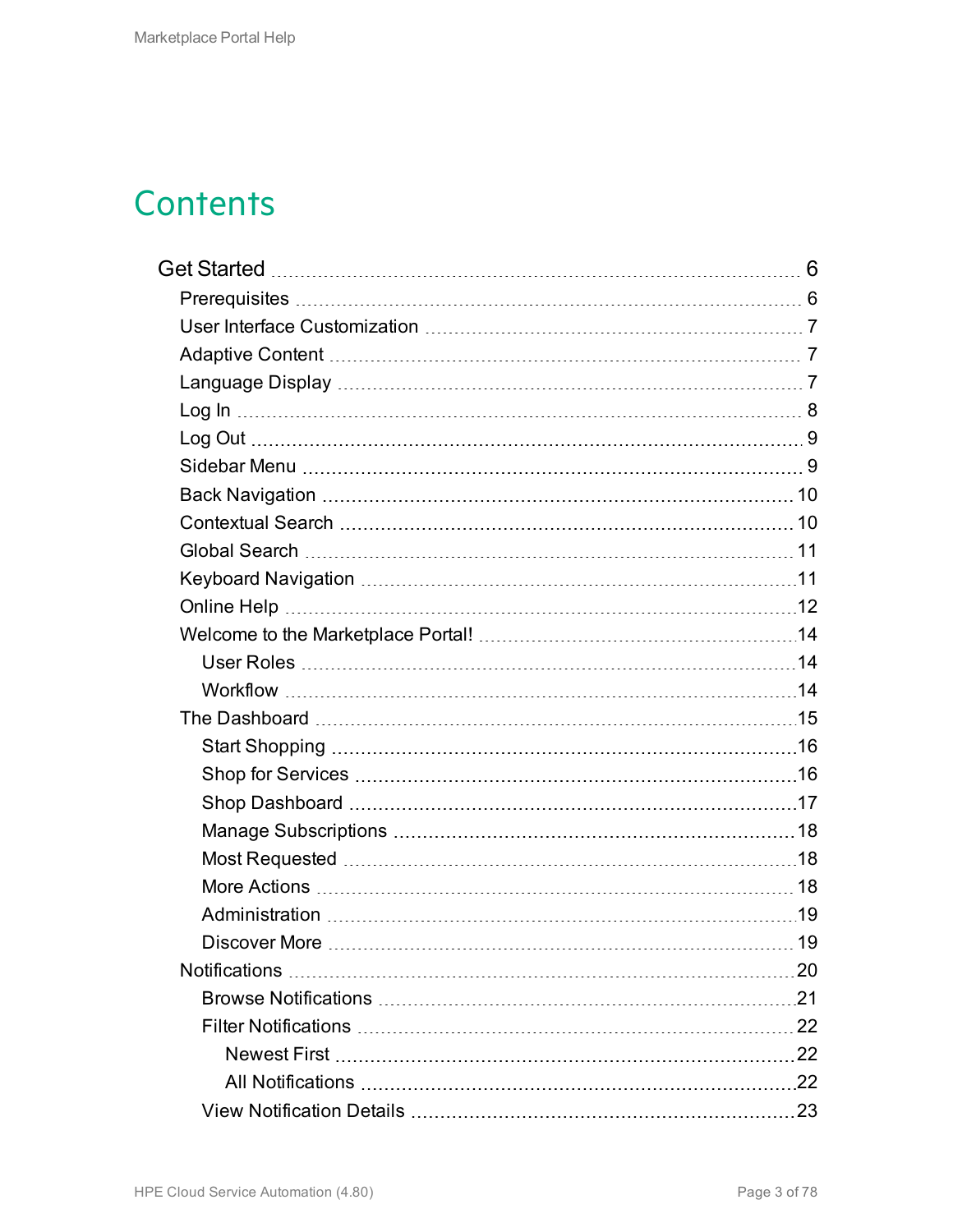# Contents

- Get Started ... 6
  - Prerequisites ... 6
  - User Interface Customization ... 7
  - Adaptive Content ... 7
  - Language Display ... 7
  - Log In ... 8
  - Log Out ... 9
  - Sidebar Menu ... 9
  - Back Navigation ... 10
  - Contextual Search ... 10
  - Global Search ... 11
  - Keyboard Navigation ... 11
  - Online Help ... 12
  - Welcome to the Marketplace Portal! ... 14
    - User Roles ... 14
    - Workflow ... 14
  - The Dashboard ... 15
    - Start Shopping ... 16
    - Shop for Services ... 16
    - Shop Dashboard ... 17
    - Manage Subscriptions ... 18
    - Most Requested ... 18
    - More Actions ... 18
    - Administration ... 19
    - Discover More ... 19
  - Notifications ... 20
    - Browse Notifications ... 21
    - Filter Notifications ... 22
      - Newest First ... 22
      - All Notifications ... 22
    - View Notification Details ... 23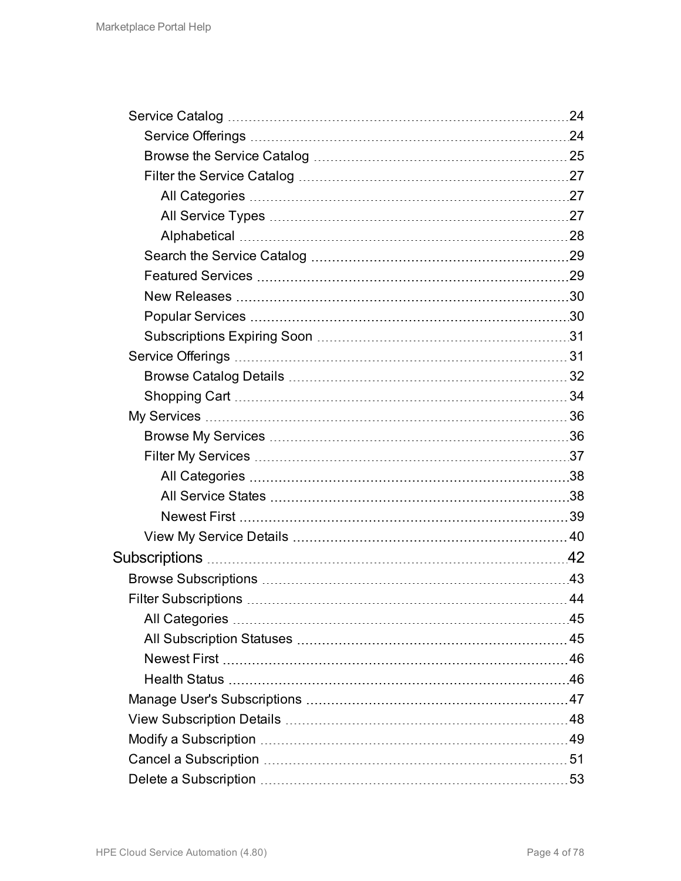- Service Catalog 24
  - Service Offerings 24
  - Browse the Service Catalog 25
  - Filter the Service Catalog 27
    - All Categories 27
    - All Service Types 27
    - Alphabetical 28
  - Search the Service Catalog 29
  - Featured Services 29
  - New Releases 30
  - Popular Services 30
  - Subscriptions Expiring Soon 31
- Service Offerings 31
  - Browse Catalog Details 32
  - Shopping Cart 34
- My Services 36
  - Browse My Services 36
  - Filter My Services 37
    - All Categories 38
    - All Service States 38
    - Newest First 39
  - View My Service Details 40

Subscriptions 42

- Browse Subscriptions 43
- Filter Subscriptions 44
  - All Categories 45
  - All Subscription Statuses 45
  - Newest First 46
  - Health Status 46
- Manage User's Subscriptions 47
- View Subscription Details 48
- Modify a Subscription 49
- Cancel a Subscription 51
- Delete a Subscription 53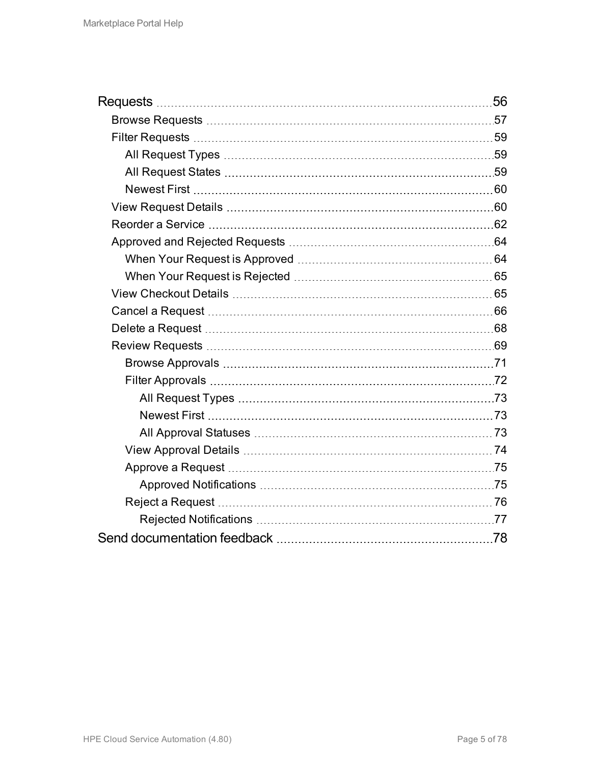- Requests ..... 56
  - Browse Requests ..... 57
  - Filter Requests ..... 59
    - All Request Types ..... 59
    - All Request States ..... 59
    - Newest First ..... 60
  - View Request Details ..... 60
  - Reorder a Service ..... 62
  - Approved and Rejected Requests ..... 64
    - When Your Request is Approved ..... 64
    - When Your Request is Rejected ..... 65
  - View Checkout Details ..... 65
  - Cancel a Request ..... 66
  - Delete a Request ..... 68
  - Review Requests ..... 69
    - Browse Approvals ..... 71
    - Filter Approvals ..... 72
      - All Request Types ..... 73
      - Newest First ..... 73
      - All Approval Statuses ..... 73
    - View Approval Details ..... 74
    - Approve a Request ..... 75
      - Approved Notifications ..... 75
    - Reject a Request ..... 76
      - Rejected Notifications ..... 77
- Send documentation feedback ..... 78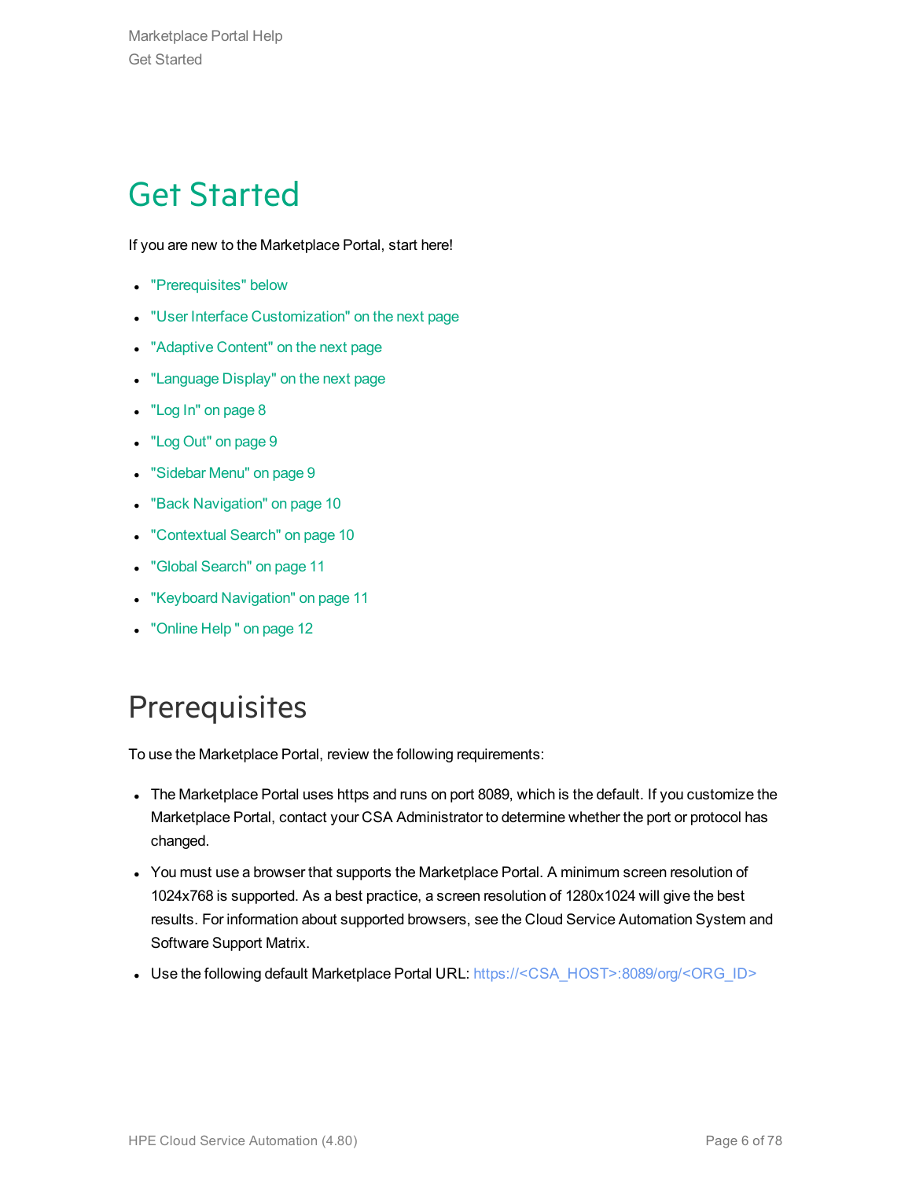# Get Started

If you are new to the Marketplace Portal, start here!

- "Prerequisites" below
- "User Interface Customization" on the next page
- "Adaptive Content" on the next page
- "Language Display" on the next page
- "Log In" on page 8
- "Log Out" on page 9
- "Sidebar Menu" on page 9
- "Back Navigation" on page 10
- "Contextual Search" on page 10
- "Global Search" on page 11
- "Keyboard Navigation" on page 11
- "Online Help " on page 12

## Prerequisites

To use the Marketplace Portal, review the following requirements:

- The Marketplace Portal uses https and runs on port 8089, which is the default. If you customize the Marketplace Portal, contact your CSA Administrator to determine whether the port or protocol has changed.
- You must use a browser that supports the Marketplace Portal. A minimum screen resolution of 1024x768 is supported. As a best practice, a screen resolution of 1280x1024 will give the best results. For information about supported browsers, see the Cloud Service Automation System and Software Support Matrix.
- Use the following default Marketplace Portal URL: https://<CSA_HOST>:8089/org/<ORG_ID>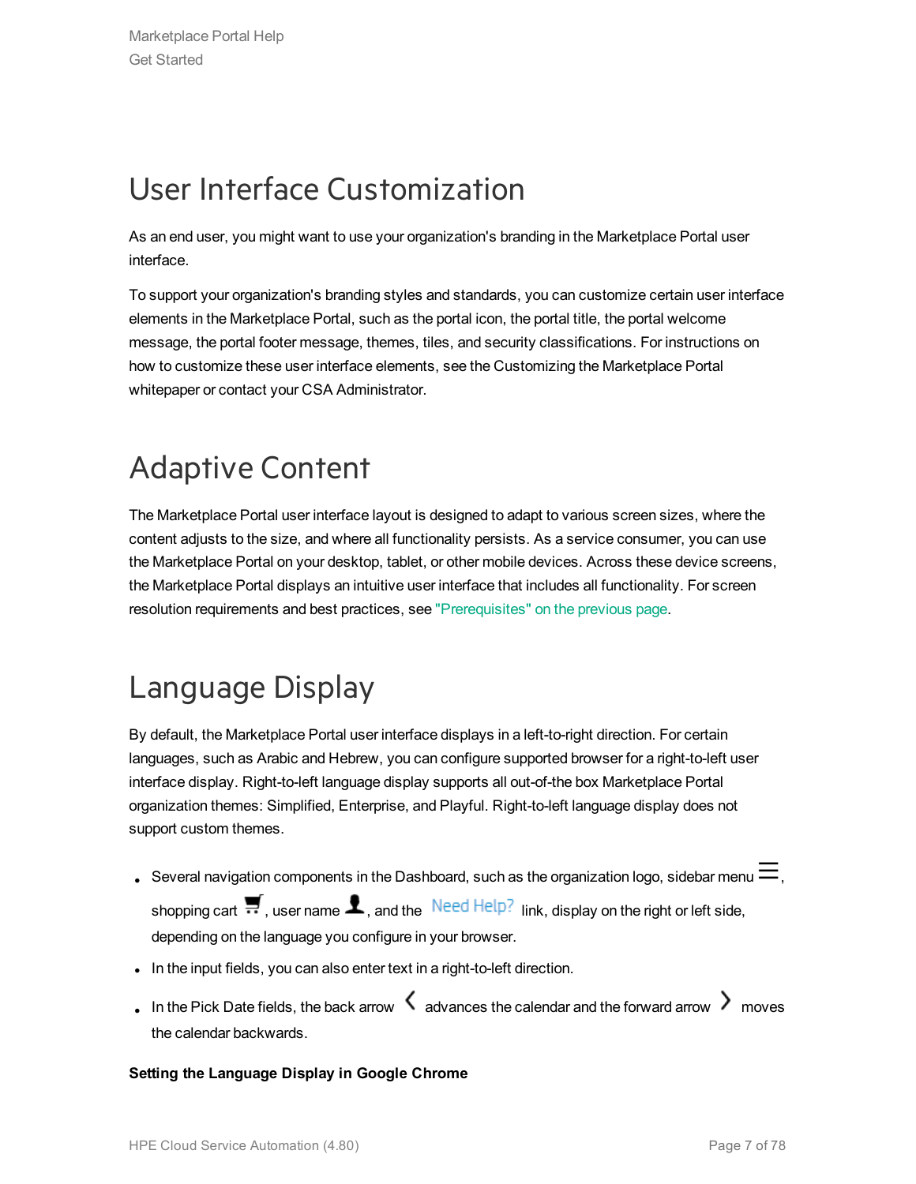# User Interface Customization

As an end user, you might want to use your organization's branding in the Marketplace Portal user interface.

To support your organization's branding styles and standards, you can customize certain user interface elements in the Marketplace Portal, such as the portal icon, the portal title, the portal welcome message, the portal footer message, themes, tiles, and security classifications. For instructions on how to customize these user interface elements, see the Customizing the Marketplace Portal whitepaper or contact your CSA Administrator.

# Adaptive Content

The Marketplace Portal user interface layout is designed to adapt to various screen sizes, where the content adjusts to the size, and where all functionality persists. As a service consumer, you can use the Marketplace Portal on your desktop, tablet, or other mobile devices. Across these device screens, the Marketplace Portal displays an intuitive user interface that includes all functionality. For screen resolution requirements and best practices, see "Prerequisites" on the previous page.

# Language Display

By default, the Marketplace Portal user interface displays in a left-to-right direction. For certain languages, such as Arabic and Hebrew, you can configure supported browser for a right-to-left user interface display. Right-to-left language display supports all out-of-the box Marketplace Portal organization themes: Simplified, Enterprise, and Playful. Right-to-left language display does not support custom themes.

- Several navigation components in the Dashboard, such as the organization logo, sidebar menu ☰, shopping cart, user name, and the Need Help? link, display on the right or left side, depending on the language you configure in your browser.
- In the input fields, you can also enter text in a right-to-left direction.
- In the Pick Date fields, the back arrow ‹ advances the calendar and the forward arrow › moves the calendar backwards.

**Setting the Language Display in Google Chrome**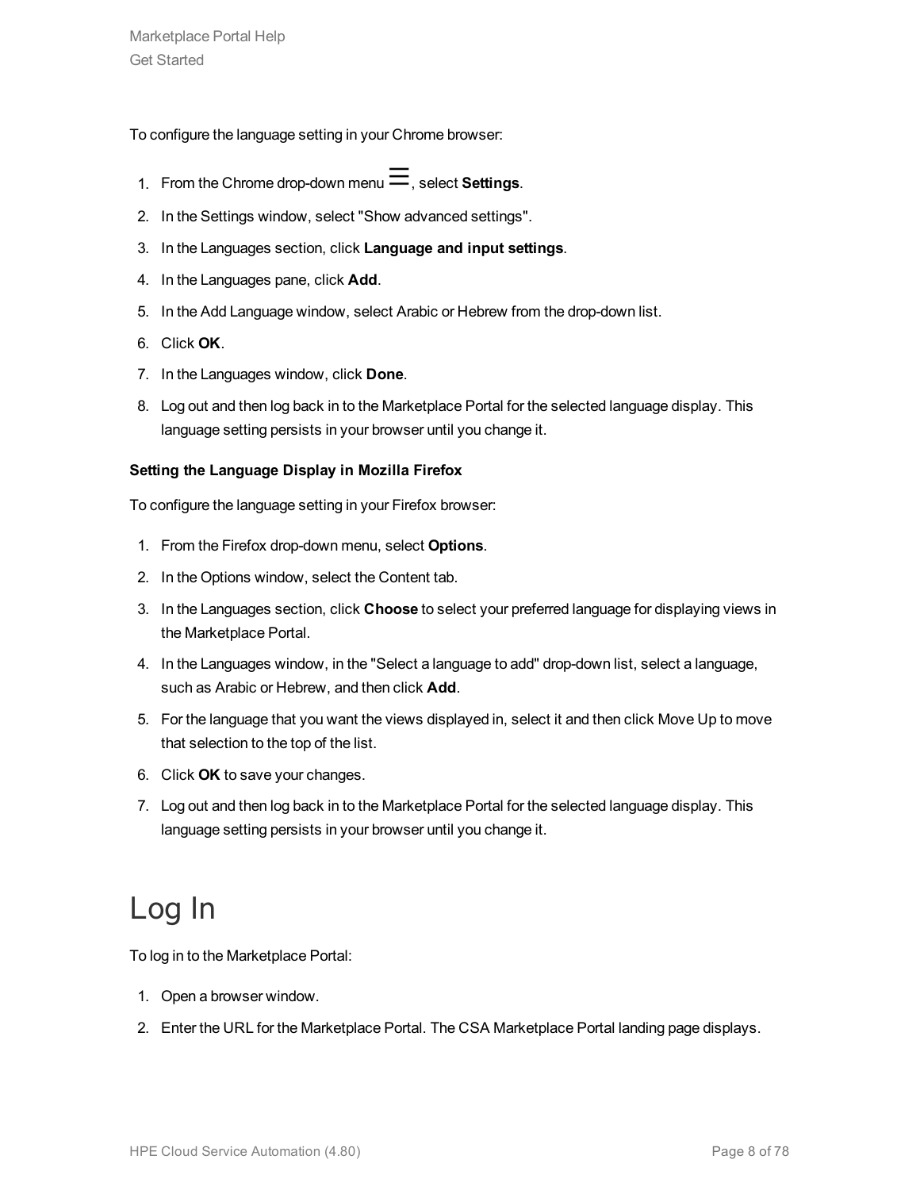To configure the language setting in your Chrome browser:

1. From the Chrome drop-down menu ☰, select **Settings**.
2. In the Settings window, select "Show advanced settings".
3. In the Languages section, click **Language and input settings**.
4. In the Languages pane, click **Add**.
5. In the Add Language window, select Arabic or Hebrew from the drop-down list.
6. Click **OK**.
7. In the Languages window, click **Done**.
8. Log out and then log back in to the Marketplace Portal for the selected language display. This language setting persists in your browser until you change it.

**Setting the Language Display in Mozilla Firefox**

To configure the language setting in your Firefox browser:

1. From the Firefox drop-down menu, select **Options**.
2. In the Options window, select the Content tab.
3. In the Languages section, click **Choose** to select your preferred language for displaying views in the Marketplace Portal.
4. In the Languages window, in the "Select a language to add" drop-down list, select a language, such as Arabic or Hebrew, and then click **Add**.
5. For the language that you want the views displayed in, select it and then click Move Up to move that selection to the top of the list.
6. Click **OK** to save your changes.
7. Log out and then log back in to the Marketplace Portal for the selected language display. This language setting persists in your browser until you change it.

# Log In

To log in to the Marketplace Portal:

1. Open a browser window.
2. Enter the URL for the Marketplace Portal. The CSA Marketplace Portal landing page displays.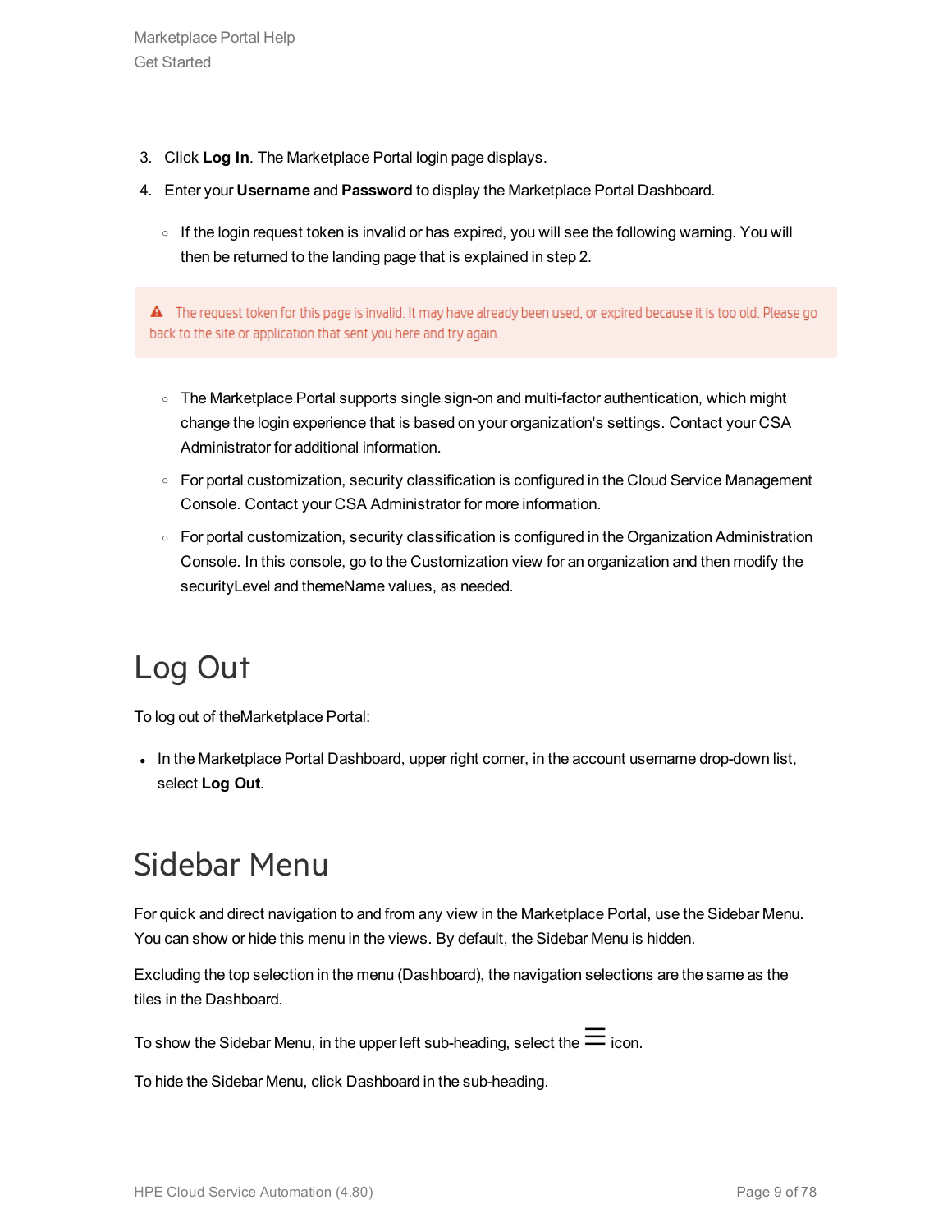3. Click **Log In**. The Marketplace Portal login page displays.
4. Enter your **Username** and **Password** to display the Marketplace Portal Dashboard.
   - If the login request token is invalid or has expired, you will see the following warning. You will then be returned to the landing page that is explained in step 2.

> ⚠ The request token for this page is invalid. It may have already been used, or expired because it is too old. Please go back to the site or application that sent you here and try again.

   - The Marketplace Portal supports single sign-on and multi-factor authentication, which might change the login experience that is based on your organization's settings. Contact your CSA Administrator for additional information.
   - For portal customization, security classification is configured in the Cloud Service Management Console. Contact your CSA Administrator for more information.
   - For portal customization, security classification is configured in the Organization Administration Console. In this console, go to the Customization view for an organization and then modify the securityLevel and themeName values, as needed.

# Log Out

To log out of theMarketplace Portal:

- In the Marketplace Portal Dashboard, upper right corner, in the account username drop-down list, select **Log Out**.

# Sidebar Menu

For quick and direct navigation to and from any view in the Marketplace Portal, use the Sidebar Menu. You can show or hide this menu in the views. By default, the Sidebar Menu is hidden.

Excluding the top selection in the menu (Dashboard), the navigation selections are the same as the tiles in the Dashboard.

To show the Sidebar Menu, in the upper left sub-heading, select the ☰ icon.

To hide the Sidebar Menu, click Dashboard in the sub-heading.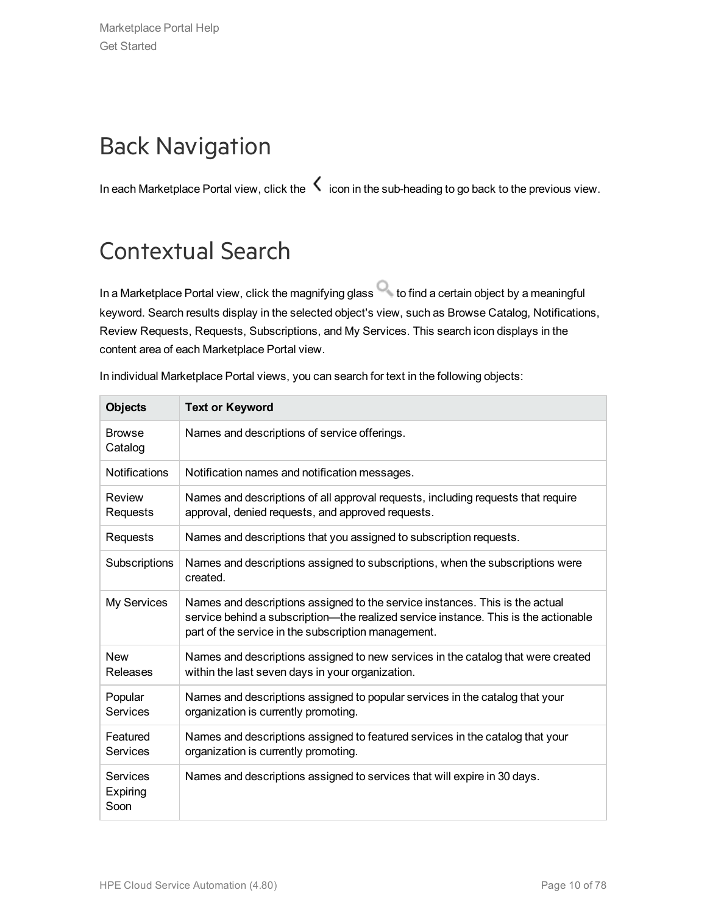# Back Navigation

In each Marketplace Portal view, click the ‹ icon in the sub-heading to go back to the previous view.

# Contextual Search

In a Marketplace Portal view, click the magnifying glass to find a certain object by a meaningful keyword. Search results display in the selected object's view, such as Browse Catalog, Notifications, Review Requests, Requests, Subscriptions, and My Services. This search icon displays in the content area of each Marketplace Portal view.

In individual Marketplace Portal views, you can search for text in the following objects:

| Objects | Text or Keyword |
| --- | --- |
| Browse Catalog | Names and descriptions of service offerings. |
| Notifications | Notification names and notification messages. |
| Review Requests | Names and descriptions of all approval requests, including requests that require approval, denied requests, and approved requests. |
| Requests | Names and descriptions that you assigned to subscription requests. |
| Subscriptions | Names and descriptions assigned to subscriptions, when the subscriptions were created. |
| My Services | Names and descriptions assigned to the service instances. This is the actual service behind a subscription—the realized service instance. This is the actionable part of the service in the subscription management. |
| New Releases | Names and descriptions assigned to new services in the catalog that were created within the last seven days in your organization. |
| Popular Services | Names and descriptions assigned to popular services in the catalog that your organization is currently promoting. |
| Featured Services | Names and descriptions assigned to featured services in the catalog that your organization is currently promoting. |
| Services Expiring Soon | Names and descriptions assigned to services that will expire in 30 days. |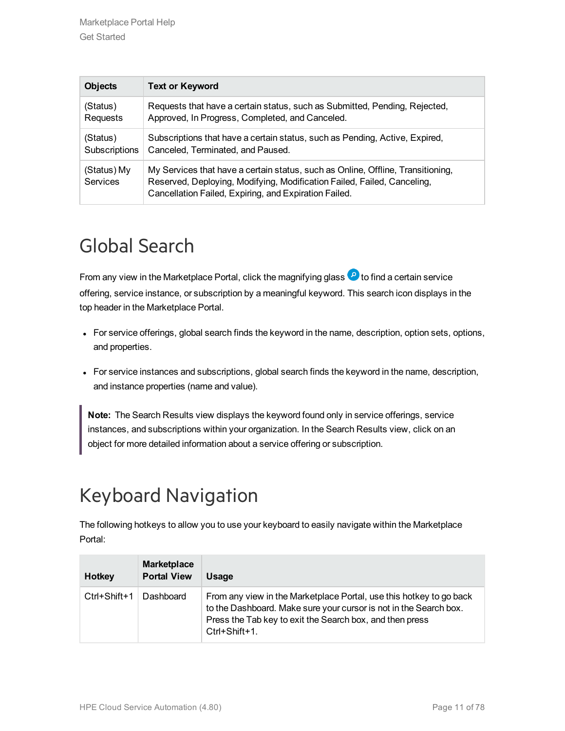| Objects | Text or Keyword |
| --- | --- |
| (Status) Requests | Requests that have a certain status, such as Submitted, Pending, Rejected, Approved, In Progress, Completed, and Canceled. |
| (Status) Subscriptions | Subscriptions that have a certain status, such as Pending, Active, Expired, Canceled, Terminated, and Paused. |
| (Status) My Services | My Services that have a certain status, such as Online, Offline, Transitioning, Reserved, Deploying, Modifying, Modification Failed, Failed, Canceling, Cancellation Failed, Expiring, and Expiration Failed. |

# Global Search

From any view in the Marketplace Portal, click the magnifying glass to find a certain service offering, service instance, or subscription by a meaningful keyword. This search icon displays in the top header in the Marketplace Portal.

- For service offerings, global search finds the keyword in the name, description, option sets, options, and properties.
- For service instances and subscriptions, global search finds the keyword in the name, description, and instance properties (name and value).

> **Note:** The Search Results view displays the keyword found only in service offerings, service instances, and subscriptions within your organization. In the Search Results view, click on an object for more detailed information about a service offering or subscription.

# Keyboard Navigation

The following hotkeys to allow you to use your keyboard to easily navigate within the Marketplace Portal:

| Hotkey | Marketplace Portal View | Usage |
| --- | --- | --- |
| Ctrl+Shift+1 | Dashboard | From any view in the Marketplace Portal, use this hotkey to go back to the Dashboard. Make sure your cursor is not in the Search box. Press the Tab key to exit the Search box, and then press Ctrl+Shift+1. |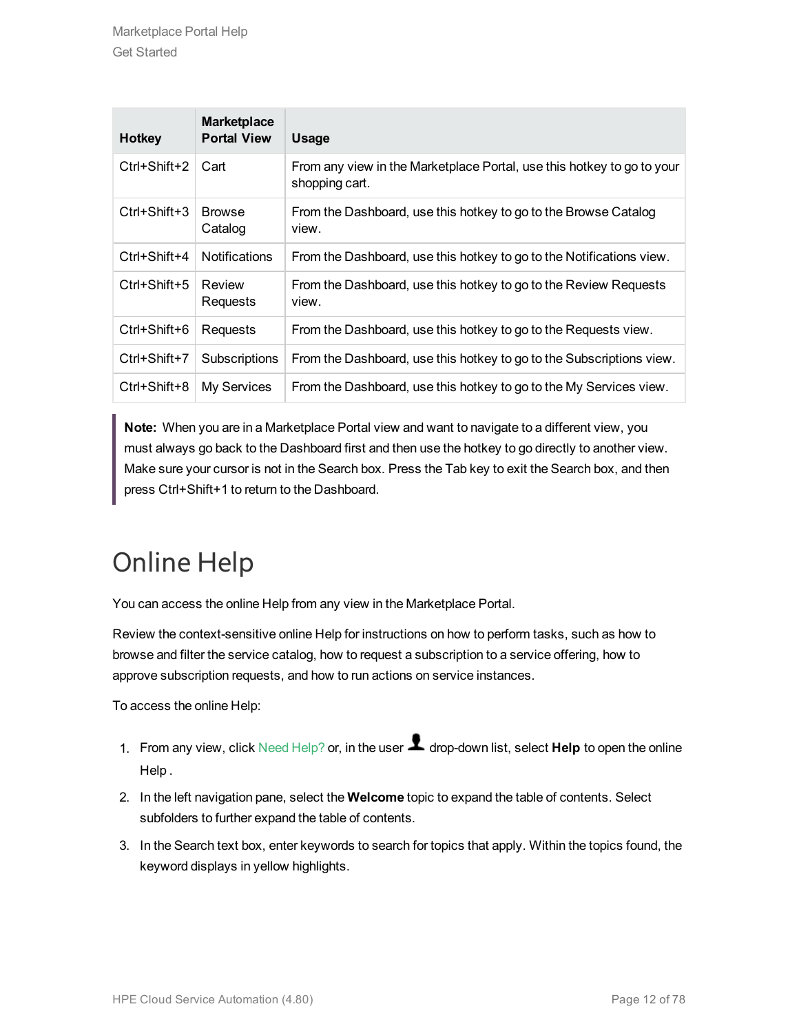| Hotkey | Marketplace Portal View | Usage |
|---|---|---|
| Ctrl+Shift+2 | Cart | From any view in the Marketplace Portal, use this hotkey to go to your shopping cart. |
| Ctrl+Shift+3 | Browse Catalog | From the Dashboard, use this hotkey to go to the Browse Catalog view. |
| Ctrl+Shift+4 | Notifications | From the Dashboard, use this hotkey to go to the Notifications view. |
| Ctrl+Shift+5 | Review Requests | From the Dashboard, use this hotkey to go to the Review Requests view. |
| Ctrl+Shift+6 | Requests | From the Dashboard, use this hotkey to go to the Requests view. |
| Ctrl+Shift+7 | Subscriptions | From the Dashboard, use this hotkey to go to the Subscriptions view. |
| Ctrl+Shift+8 | My Services | From the Dashboard, use this hotkey to go to the My Services view. |

> **Note:** When you are in a Marketplace Portal view and want to navigate to a different view, you must always go back to the Dashboard first and then use the hotkey to go directly to another view. Make sure your cursor is not in the Search box. Press the Tab key to exit the Search box, and then press Ctrl+Shift+1 to return to the Dashboard.

# Online Help

You can access the online Help from any view in the Marketplace Portal.

Review the context-sensitive online Help for instructions on how to perform tasks, such as how to browse and filter the service catalog, how to request a subscription to a service offering, how to approve subscription requests, and how to run actions on service instances.

To access the online Help:

1. From any view, click Need Help? or, in the user drop-down list, select **Help** to open the online Help .
2. In the left navigation pane, select the **Welcome** topic to expand the table of contents. Select subfolders to further expand the table of contents.
3. In the Search text box, enter keywords to search for topics that apply. Within the topics found, the keyword displays in yellow highlights.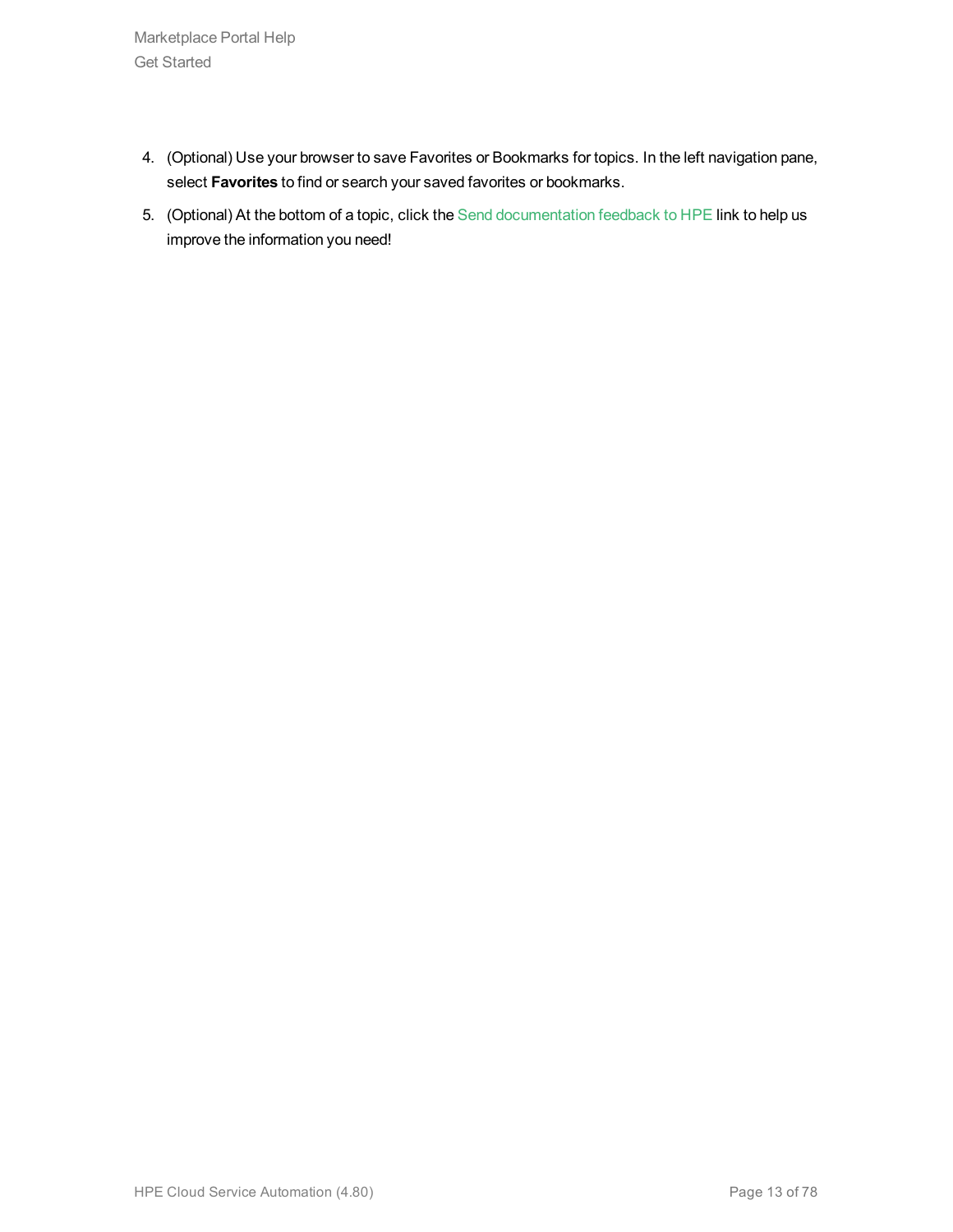4. (Optional) Use your browser to save Favorites or Bookmarks for topics. In the left navigation pane, select **Favorites** to find or search your saved favorites or bookmarks.
5. (Optional) At the bottom of a topic, click the Send documentation feedback to HPE link to help us improve the information you need!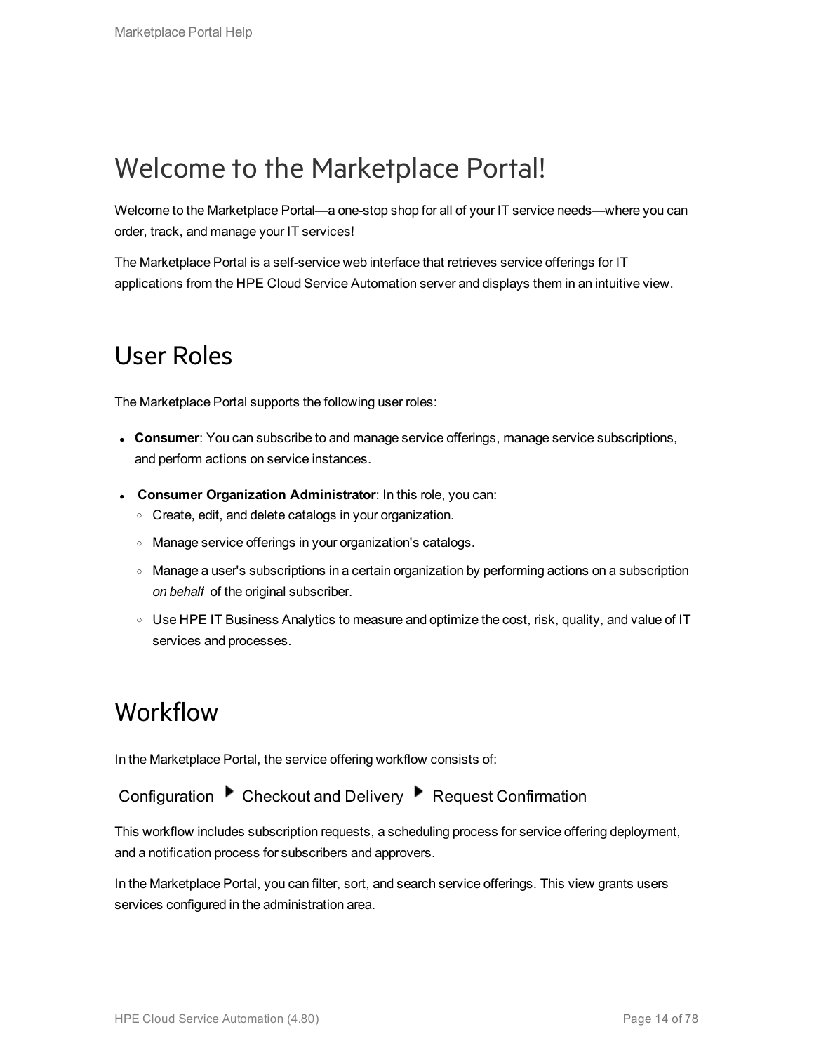# Welcome to the Marketplace Portal!

Welcome to the Marketplace Portal—a one-stop shop for all of your IT service needs—where you can order, track, and manage your IT services!

The Marketplace Portal is a self-service web interface that retrieves service offerings for IT applications from the HPE Cloud Service Automation server and displays them in an intuitive view.

## User Roles

The Marketplace Portal supports the following user roles:

- **Consumer**: You can subscribe to and manage service offerings, manage service subscriptions, and perform actions on service instances.
- **Consumer Organization Administrator**: In this role, you can:
  - Create, edit, and delete catalogs in your organization.
  - Manage service offerings in your organization's catalogs.
  - Manage a user's subscriptions in a certain organization by performing actions on a subscription *on behalf* of the original subscriber.
  - Use HPE IT Business Analytics to measure and optimize the cost, risk, quality, and value of IT services and processes.

## Workflow

In the Marketplace Portal, the service offering workflow consists of:

Configuration ▶ Checkout and Delivery ▶ Request Confirmation

This workflow includes subscription requests, a scheduling process for service offering deployment, and a notification process for subscribers and approvers.

In the Marketplace Portal, you can filter, sort, and search service offerings. This view grants users services configured in the administration area.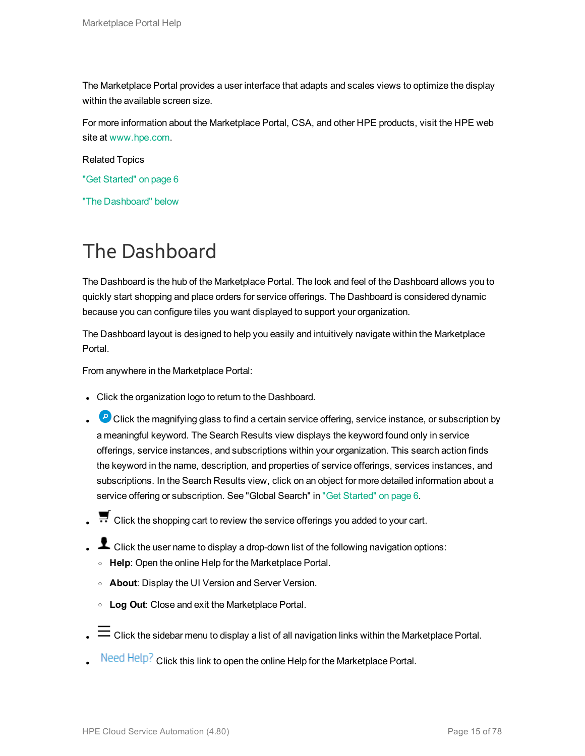The Marketplace Portal provides a user interface that adapts and scales views to optimize the display within the available screen size.

For more information about the Marketplace Portal, CSA, and other HPE products, visit the HPE web site at www.hpe.com.

Related Topics

"Get Started" on page 6

"The Dashboard" below

# The Dashboard

The Dashboard is the hub of the Marketplace Portal. The look and feel of the Dashboard allows you to quickly start shopping and place orders for service offerings. The Dashboard is considered dynamic because you can configure tiles you want displayed to support your organization.

The Dashboard layout is designed to help you easily and intuitively navigate within the Marketplace Portal.

From anywhere in the Marketplace Portal:

- Click the organization logo to return to the Dashboard.
- Click the magnifying glass to find a certain service offering, service instance, or subscription by a meaningful keyword. The Search Results view displays the keyword found only in service offerings, service instances, and subscriptions within your organization. This search action finds the keyword in the name, description, and properties of service offerings, services instances, and subscriptions. In the Search Results view, click on an object for more detailed information about a service offering or subscription. See "Global Search" in "Get Started" on page 6.
- Click the shopping cart to review the service offerings you added to your cart.
- Click the user name to display a drop-down list of the following navigation options:
  - **Help**: Open the online Help for the Marketplace Portal.
  - **About**: Display the UI Version and Server Version.
  - **Log Out**: Close and exit the Marketplace Portal.
- Click the sidebar menu to display a list of all navigation links within the Marketplace Portal.
- Need Help? Click this link to open the online Help for the Marketplace Portal.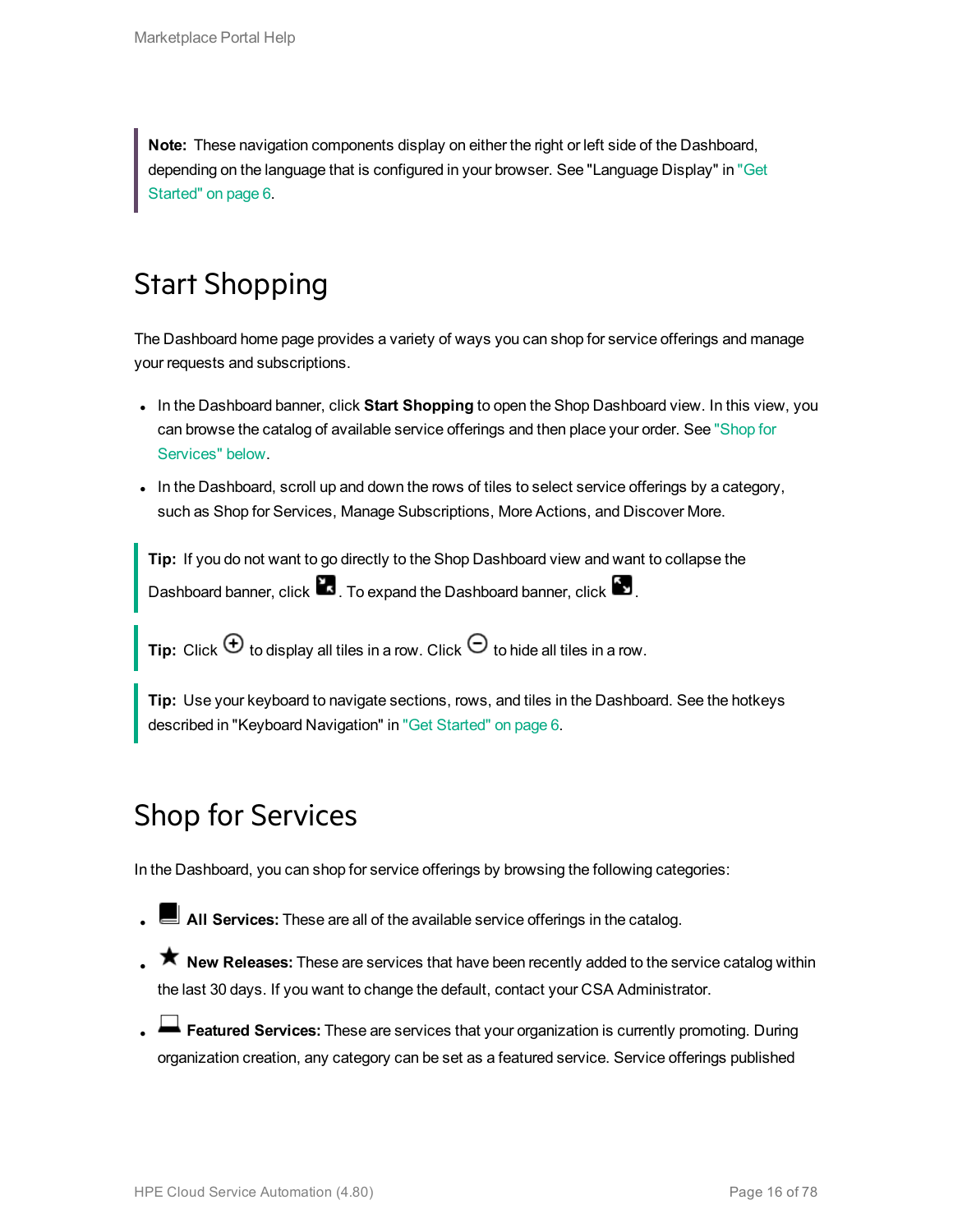> **Note:** These navigation components display on either the right or left side of the Dashboard, depending on the language that is configured in your browser. See "Language Display" in "Get Started" on page 6.

## Start Shopping

The Dashboard home page provides a variety of ways you can shop for service offerings and manage your requests and subscriptions.

- In the Dashboard banner, click **Start Shopping** to open the Shop Dashboard view. In this view, you can browse the catalog of available service offerings and then place your order. See "Shop for Services" below.
- In the Dashboard, scroll up and down the rows of tiles to select service offerings by a category, such as Shop for Services, Manage Subscriptions, More Actions, and Discover More.

> **Tip:** If you do not want to go directly to the Shop Dashboard view and want to collapse the Dashboard banner, click . To expand the Dashboard banner, click .

> **Tip:** Click ⊕ to display all tiles in a row. Click ⊖ to hide all tiles in a row.

> **Tip:** Use your keyboard to navigate sections, rows, and tiles in the Dashboard. See the hotkeys described in "Keyboard Navigation" in "Get Started" on page 6.

## Shop for Services

In the Dashboard, you can shop for service offerings by browsing the following categories:

- **All Services:** These are all of the available service offerings in the catalog.
- ★ **New Releases:** These are services that have been recently added to the service catalog within the last 30 days. If you want to change the default, contact your CSA Administrator.
- **Featured Services:** These are services that your organization is currently promoting. During organization creation, any category can be set as a featured service. Service offerings published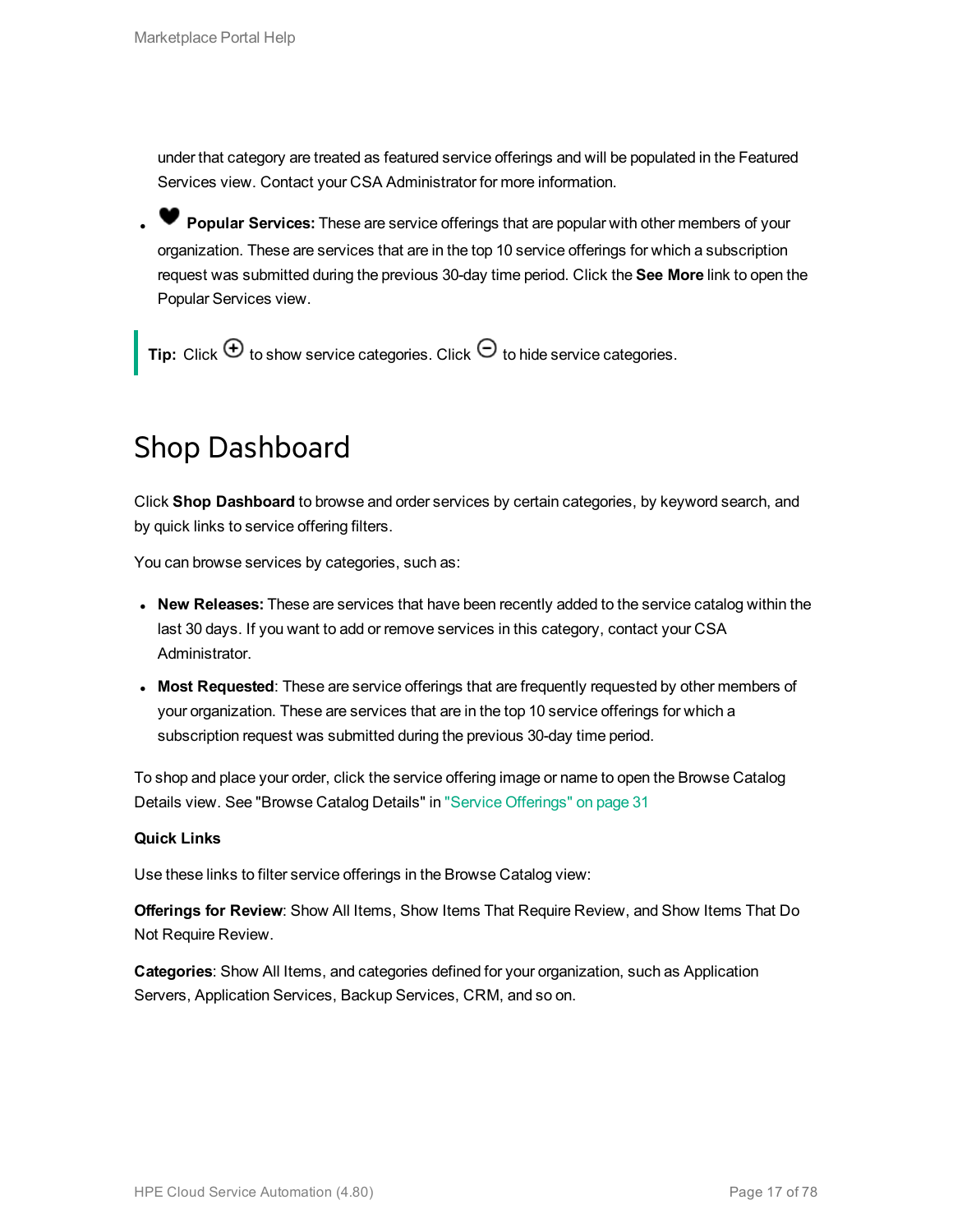under that category are treated as featured service offerings and will be populated in the Featured Services view. Contact your CSA Administrator for more information.

- ♥ **Popular Services:** These are service offerings that are popular with other members of your organization. These are services that are in the top 10 service offerings for which a subscription request was submitted during the previous 30-day time period. Click the **See More** link to open the Popular Services view.

> **Tip:** Click ⊕ to show service categories. Click ⊖ to hide service categories.

# Shop Dashboard

Click **Shop Dashboard** to browse and order services by certain categories, by keyword search, and by quick links to service offering filters.

You can browse services by categories, such as:

- **New Releases:** These are services that have been recently added to the service catalog within the last 30 days. If you want to add or remove services in this category, contact your CSA Administrator.
- **Most Requested**: These are service offerings that are frequently requested by other members of your organization. These are services that are in the top 10 service offerings for which a subscription request was submitted during the previous 30-day time period.

To shop and place your order, click the service offering image or name to open the Browse Catalog Details view. See "Browse Catalog Details" in "Service Offerings" on page 31

**Quick Links**

Use these links to filter service offerings in the Browse Catalog view:

**Offerings for Review**: Show All Items, Show Items That Require Review, and Show Items That Do Not Require Review.

**Categories**: Show All Items, and categories defined for your organization, such as Application Servers, Application Services, Backup Services, CRM, and so on.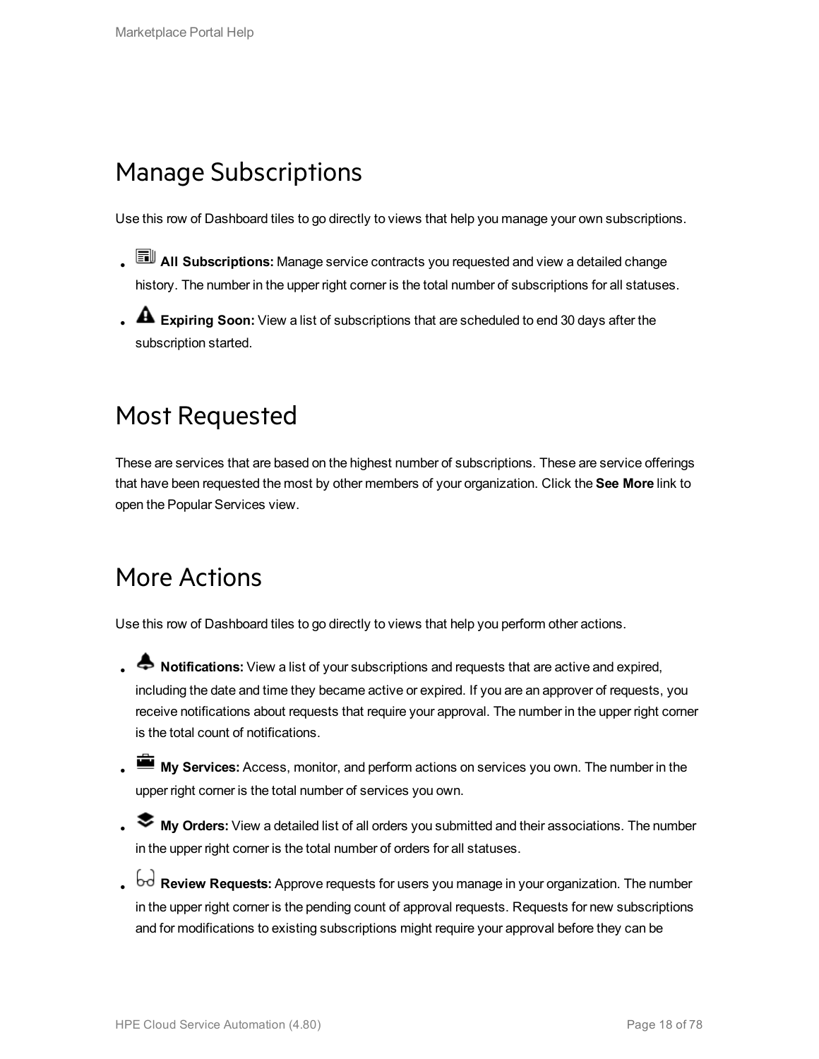## Manage Subscriptions

Use this row of Dashboard tiles to go directly to views that help you manage your own subscriptions.

- **All Subscriptions:** Manage service contracts you requested and view a detailed change history. The number in the upper right corner is the total number of subscriptions for all statuses.
- **Expiring Soon:** View a list of subscriptions that are scheduled to end 30 days after the subscription started.

## Most Requested

These are services that are based on the highest number of subscriptions. These are service offerings that have been requested the most by other members of your organization. Click the **See More** link to open the Popular Services view.

## More Actions

Use this row of Dashboard tiles to go directly to views that help you perform other actions.

- **Notifications:** View a list of your subscriptions and requests that are active and expired, including the date and time they became active or expired. If you are an approver of requests, you receive notifications about requests that require your approval. The number in the upper right corner is the total count of notifications.
- **My Services:** Access, monitor, and perform actions on services you own. The number in the upper right corner is the total number of services you own.
- **My Orders:** View a detailed list of all orders you submitted and their associations. The number in the upper right corner is the total number of orders for all statuses.
- **Review Requests:** Approve requests for users you manage in your organization. The number in the upper right corner is the pending count of approval requests. Requests for new subscriptions and for modifications to existing subscriptions might require your approval before they can be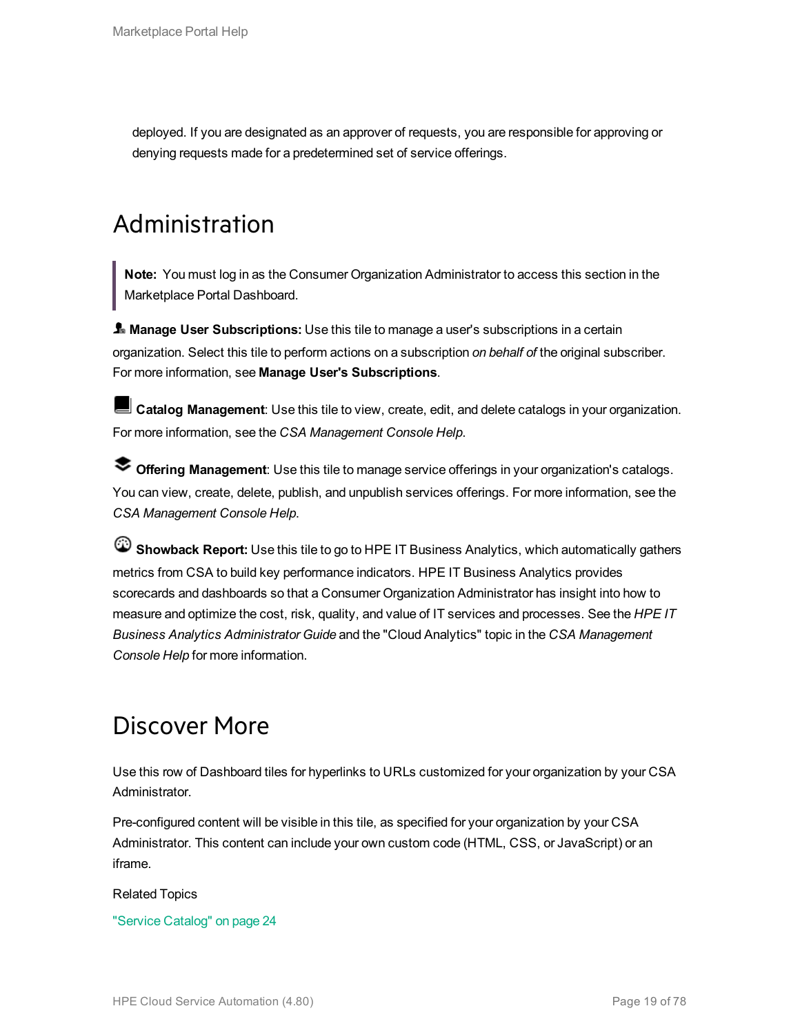deployed. If you are designated as an approver of requests, you are responsible for approving or denying requests made for a predetermined set of service offerings.

# Administration

> **Note:** You must log in as the Consumer Organization Administrator to access this section in the Marketplace Portal Dashboard.

**Manage User Subscriptions:** Use this tile to manage a user's subscriptions in a certain organization. Select this tile to perform actions on a subscription *on behalf of* the original subscriber. For more information, see **Manage User's Subscriptions**.

**Catalog Management**: Use this tile to view, create, edit, and delete catalogs in your organization. For more information, see the *CSA Management Console Help*.

**Offering Management**: Use this tile to manage service offerings in your organization's catalogs. You can view, create, delete, publish, and unpublish services offerings. For more information, see the *CSA Management Console Help*.

**Showback Report:** Use this tile to go to HPE IT Business Analytics, which automatically gathers metrics from CSA to build key performance indicators. HPE IT Business Analytics provides scorecards and dashboards so that a Consumer Organization Administrator has insight into how to measure and optimize the cost, risk, quality, and value of IT services and processes. See the *HPE IT Business Analytics Administrator Guide* and the "Cloud Analytics" topic in the *CSA Management Console Help* for more information.

# Discover More

Use this row of Dashboard tiles for hyperlinks to URLs customized for your organization by your CSA Administrator.

Pre-configured content will be visible in this tile, as specified for your organization by your CSA Administrator. This content can include your own custom code (HTML, CSS, or JavaScript) or an iframe.

Related Topics

"Service Catalog" on page 24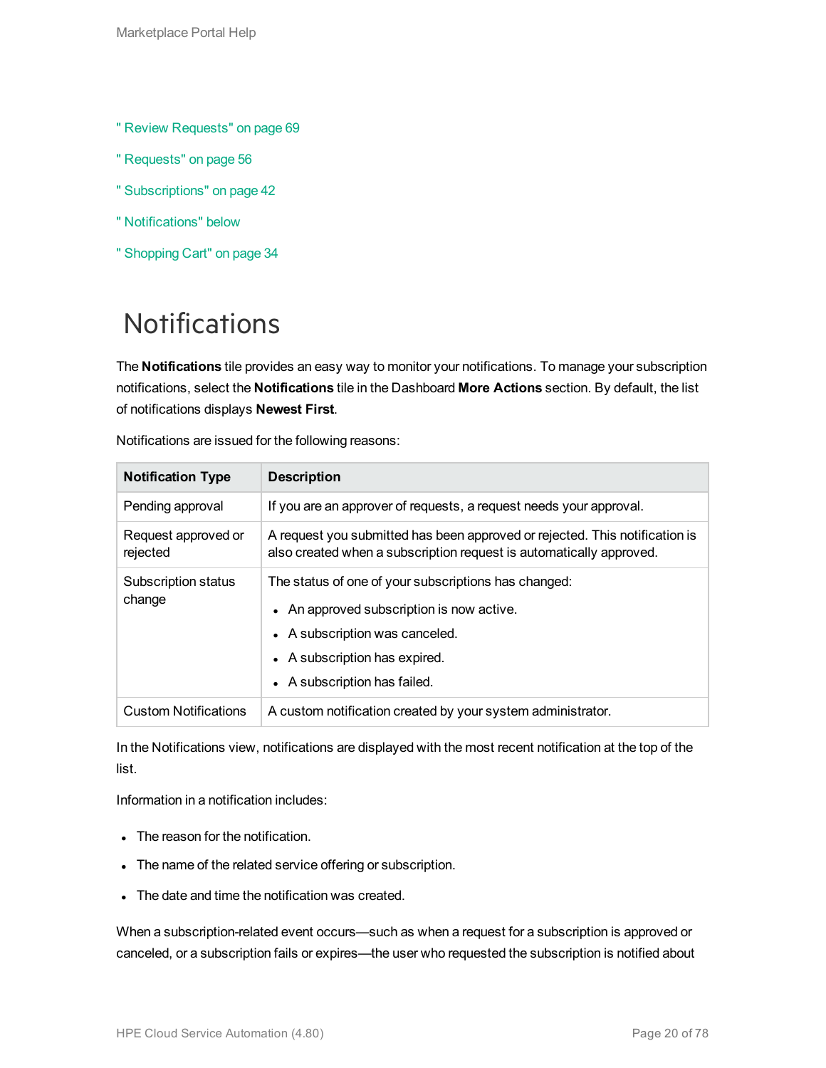" Review Requests" on page 69

" Requests" on page 56

" Subscriptions" on page 42

" Notifications" below

" Shopping Cart" on page 34

# Notifications

The **Notifications** tile provides an easy way to monitor your notifications. To manage your subscription notifications, select the **Notifications** tile in the Dashboard **More Actions** section. By default, the list of notifications displays **Newest First**.

Notifications are issued for the following reasons:

| Notification Type | Description |
| --- | --- |
| Pending approval | If you are an approver of requests, a request needs your approval. |
| Request approved or rejected | A request you submitted has been approved or rejected. This notification is also created when a subscription request is automatically approved. |
| Subscription status change | The status of one of your subscriptions has changed:<br>• An approved subscription is now active.<br>• A subscription was canceled.<br>• A subscription has expired.<br>• A subscription has failed. |
| Custom Notifications | A custom notification created by your system administrator. |

In the Notifications view, notifications are displayed with the most recent notification at the top of the list.

Information in a notification includes:

- The reason for the notification.
- The name of the related service offering or subscription.
- The date and time the notification was created.

When a subscription-related event occurs—such as when a request for a subscription is approved or canceled, or a subscription fails or expires—the user who requested the subscription is notified about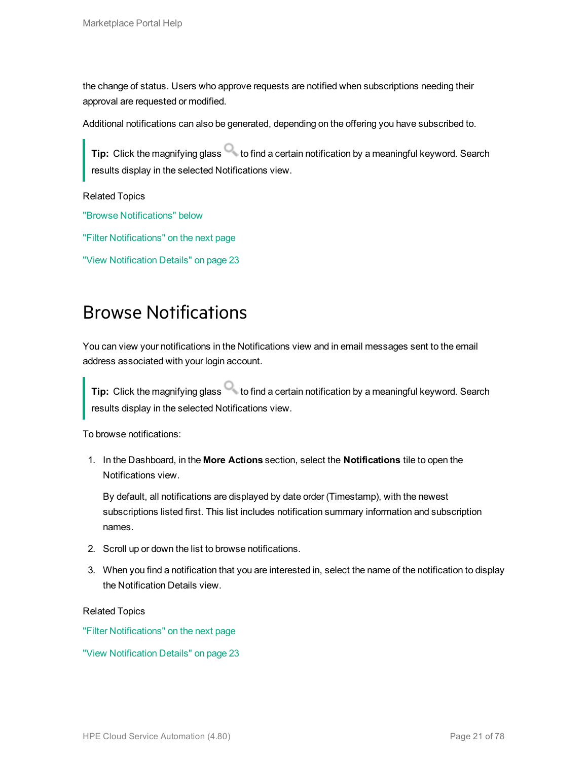the change of status. Users who approve requests are notified when subscriptions needing their approval are requested or modified.

Additional notifications can also be generated, depending on the offering you have subscribed to.

> **Tip:** Click the magnifying glass to find a certain notification by a meaningful keyword. Search results display in the selected Notifications view.

Related Topics

"Browse Notifications" below

"Filter Notifications" on the next page

"View Notification Details" on page 23

# Browse Notifications

You can view your notifications in the Notifications view and in email messages sent to the email address associated with your login account.

> **Tip:** Click the magnifying glass to find a certain notification by a meaningful keyword. Search results display in the selected Notifications view.

To browse notifications:

1. In the Dashboard, in the **More Actions** section, select the **Notifications** tile to open the Notifications view.

   By default, all notifications are displayed by date order (Timestamp), with the newest subscriptions listed first. This list includes notification summary information and subscription names.

2. Scroll up or down the list to browse notifications.
3. When you find a notification that you are interested in, select the name of the notification to display the Notification Details view.

Related Topics

"Filter Notifications" on the next page

"View Notification Details" on page 23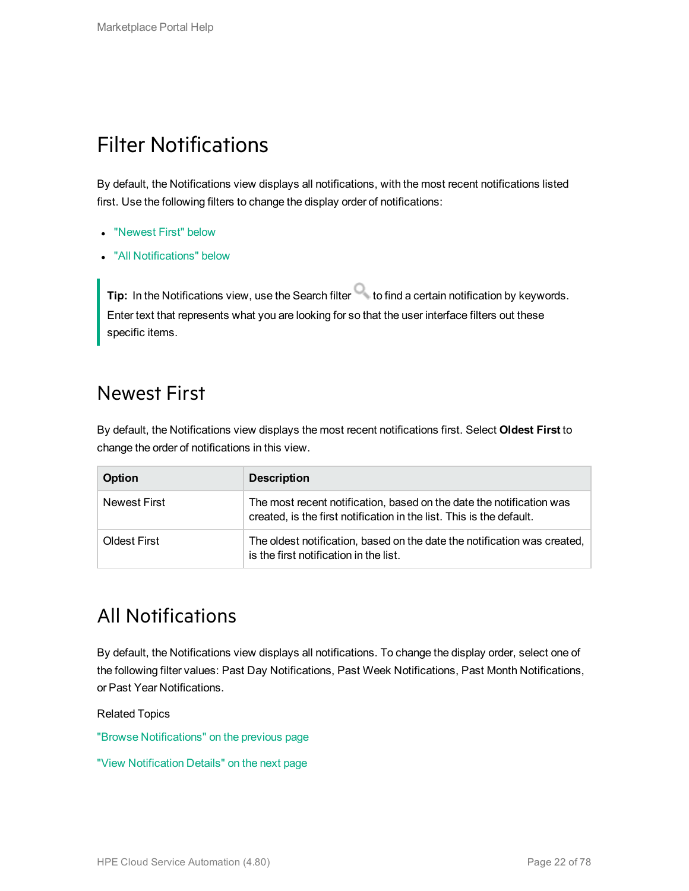# Filter Notifications

By default, the Notifications view displays all notifications, with the most recent notifications listed first. Use the following filters to change the display order of notifications:

- "Newest First" below
- "All Notifications" below

> **Tip:** In the Notifications view, use the Search filter to find a certain notification by keywords. Enter text that represents what you are looking for so that the user interface filters out these specific items.

## Newest First

By default, the Notifications view displays the most recent notifications first. Select **Oldest First** to change the order of notifications in this view.

| Option | Description |
|---|---|
| Newest First | The most recent notification, based on the date the notification was created, is the first notification in the list. This is the default. |
| Oldest First | The oldest notification, based on the date the notification was created, is the first notification in the list. |

## All Notifications

By default, the Notifications view displays all notifications. To change the display order, select one of the following filter values: Past Day Notifications, Past Week Notifications, Past Month Notifications, or Past Year Notifications.

Related Topics

"Browse Notifications" on the previous page

"View Notification Details" on the next page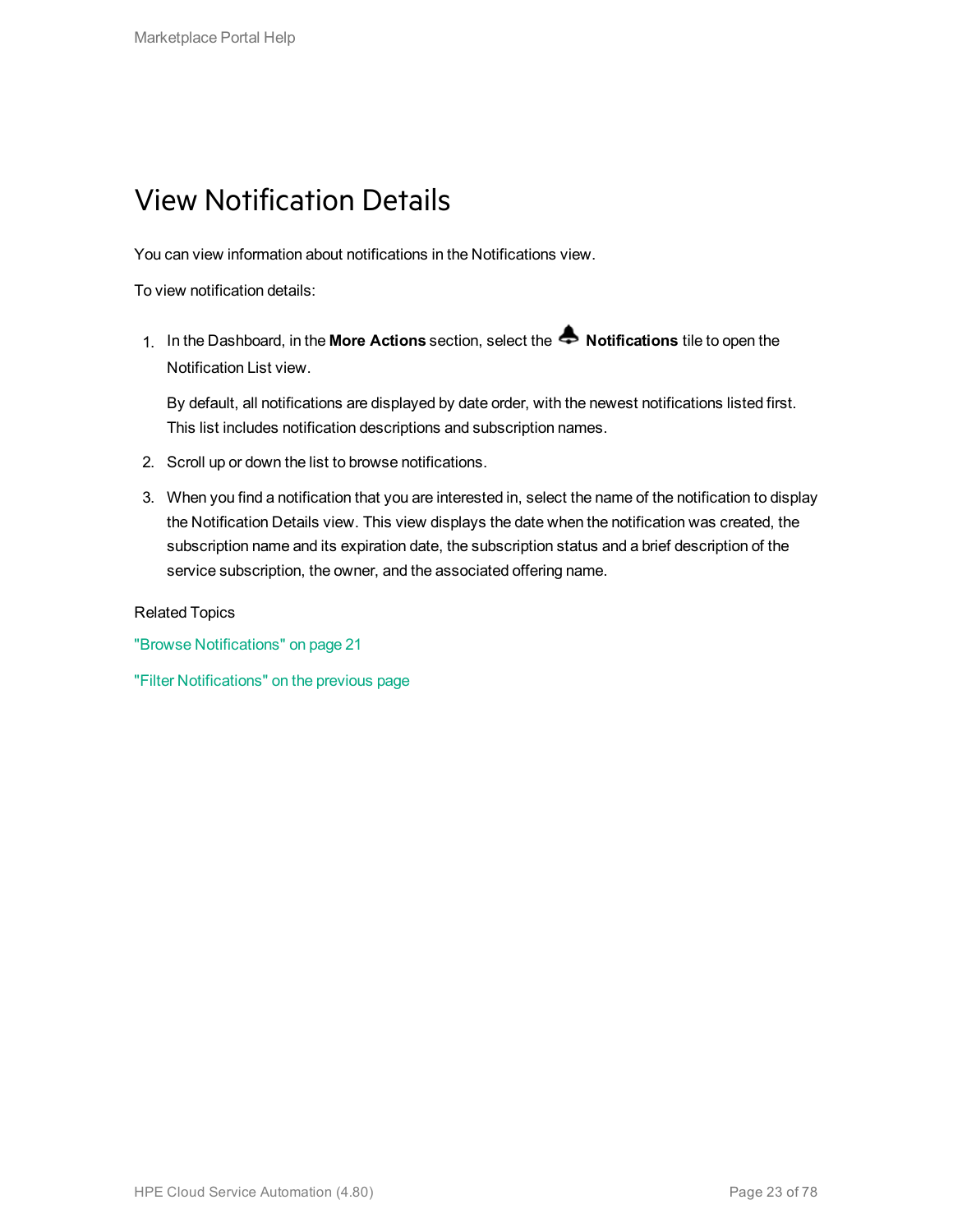# View Notification Details

You can view information about notifications in the Notifications view.

To view notification details:

1. In the Dashboard, in the **More Actions** section, select the **Notifications** tile to open the Notification List view.

   By default, all notifications are displayed by date order, with the newest notifications listed first. This list includes notification descriptions and subscription names.

2. Scroll up or down the list to browse notifications.
3. When you find a notification that you are interested in, select the name of the notification to display the Notification Details view. This view displays the date when the notification was created, the subscription name and its expiration date, the subscription status and a brief description of the service subscription, the owner, and the associated offering name.

Related Topics

"Browse Notifications" on page 21

"Filter Notifications" on the previous page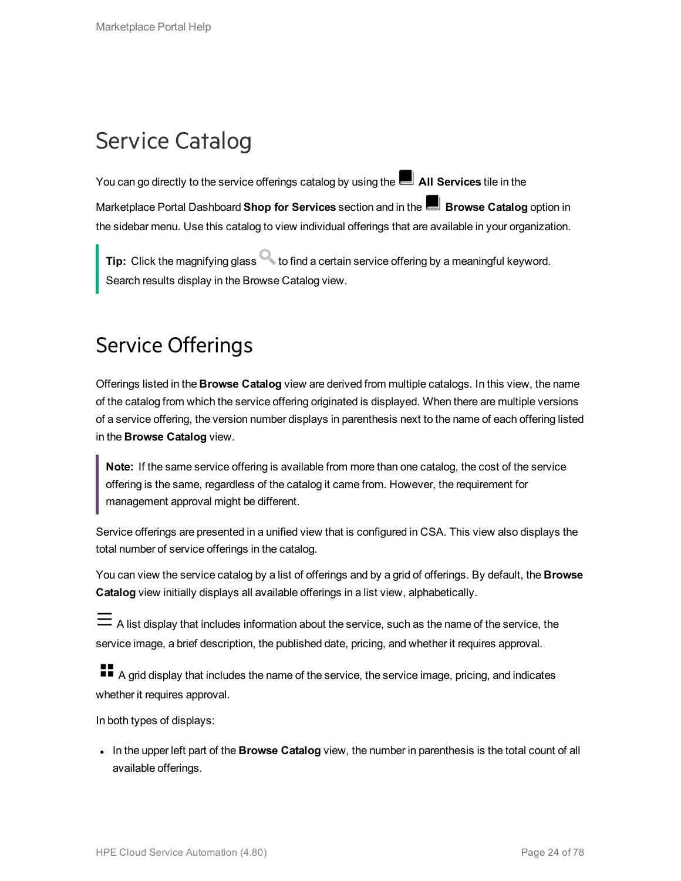# Service Catalog

You can go directly to the service offerings catalog by using the **All Services** tile in the Marketplace Portal Dashboard **Shop for Services** section and in the **Browse Catalog** option in the sidebar menu. Use this catalog to view individual offerings that are available in your organization.

> **Tip:** Click the magnifying glass to find a certain service offering by a meaningful keyword. Search results display in the Browse Catalog view.

# Service Offerings

Offerings listed in the **Browse Catalog** view are derived from multiple catalogs. In this view, the name of the catalog from which the service offering originated is displayed. When there are multiple versions of a service offering, the version number displays in parenthesis next to the name of each offering listed in the **Browse Catalog** view.

> **Note:** If the same service offering is available from more than one catalog, the cost of the service offering is the same, regardless of the catalog it came from. However, the requirement for management approval might be different.

Service offerings are presented in a unified view that is configured in CSA. This view also displays the total number of service offerings in the catalog.

You can view the service catalog by a list of offerings and by a grid of offerings. By default, the **Browse Catalog** view initially displays all available offerings in a list view, alphabetically.

A list display that includes information about the service, such as the name of the service, the service image, a brief description, the published date, pricing, and whether it requires approval.

A grid display that includes the name of the service, the service image, pricing, and indicates whether it requires approval.

In both types of displays:

- In the upper left part of the **Browse Catalog** view, the number in parenthesis is the total count of all available offerings.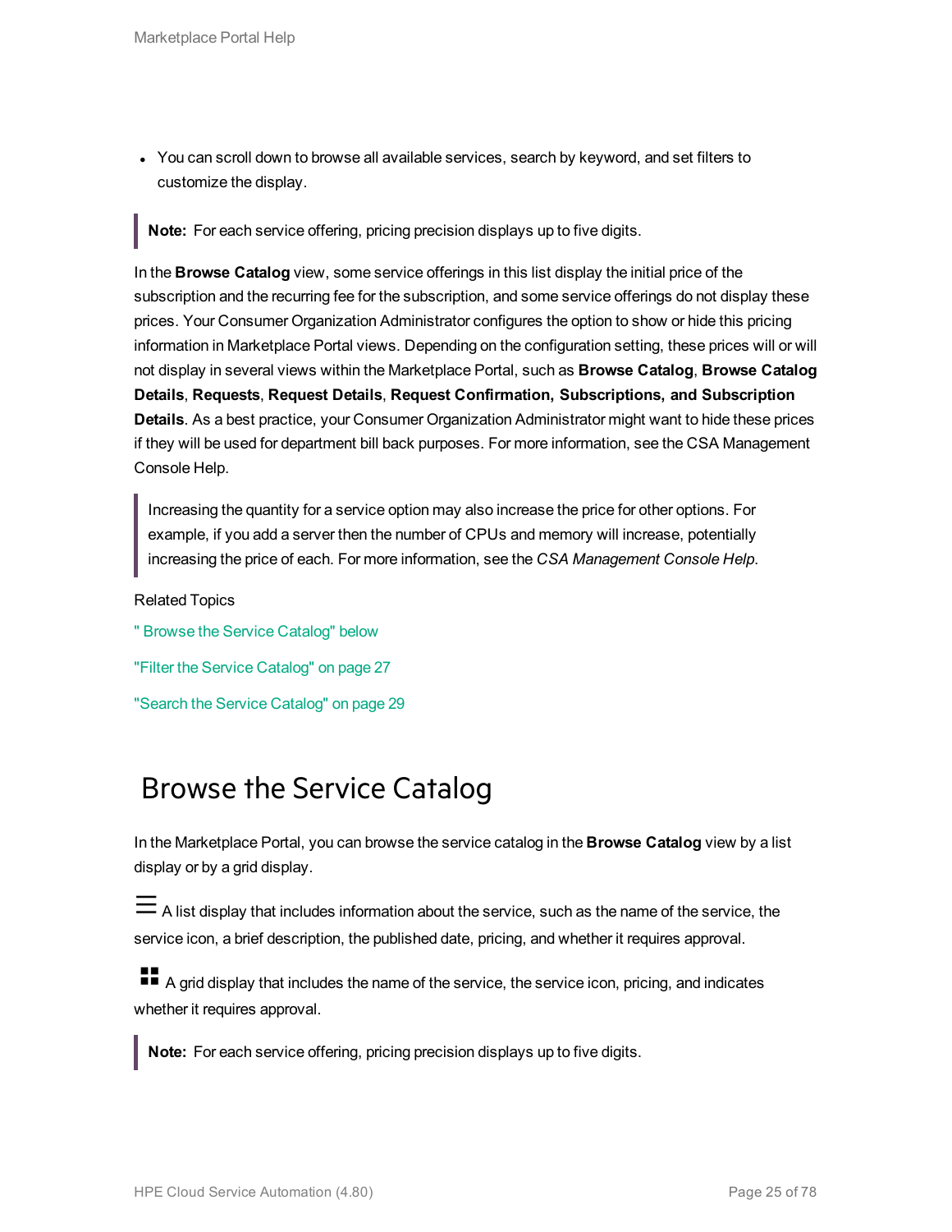- You can scroll down to browse all available services, search by keyword, and set filters to customize the display.

> **Note:** For each service offering, pricing precision displays up to five digits.

In the **Browse Catalog** view, some service offerings in this list display the initial price of the subscription and the recurring fee for the subscription, and some service offerings do not display these prices. Your Consumer Organization Administrator configures the option to show or hide this pricing information in Marketplace Portal views. Depending on the configuration setting, these prices will or will not display in several views within the Marketplace Portal, such as **Browse Catalog**, **Browse Catalog Details**, **Requests**, **Request Details**, **Request Confirmation, Subscriptions, and Subscription Details**. As a best practice, your Consumer Organization Administrator might want to hide these prices if they will be used for department bill back purposes. For more information, see the CSA Management Console Help.

> Increasing the quantity for a service option may also increase the price for other options. For example, if you add a server then the number of CPUs and memory will increase, potentially increasing the price of each. For more information, see the *CSA Management Console Help*.

Related Topics

" Browse the Service Catalog" below

"Filter the Service Catalog" on page 27

"Search the Service Catalog" on page 29

# Browse the Service Catalog

In the Marketplace Portal, you can browse the service catalog in the **Browse Catalog** view by a list display or by a grid display.

☰ A list display that includes information about the service, such as the name of the service, the service icon, a brief description, the published date, pricing, and whether it requires approval.

▪▪ A grid display that includes the name of the service, the service icon, pricing, and indicates whether it requires approval.

> **Note:** For each service offering, pricing precision displays up to five digits.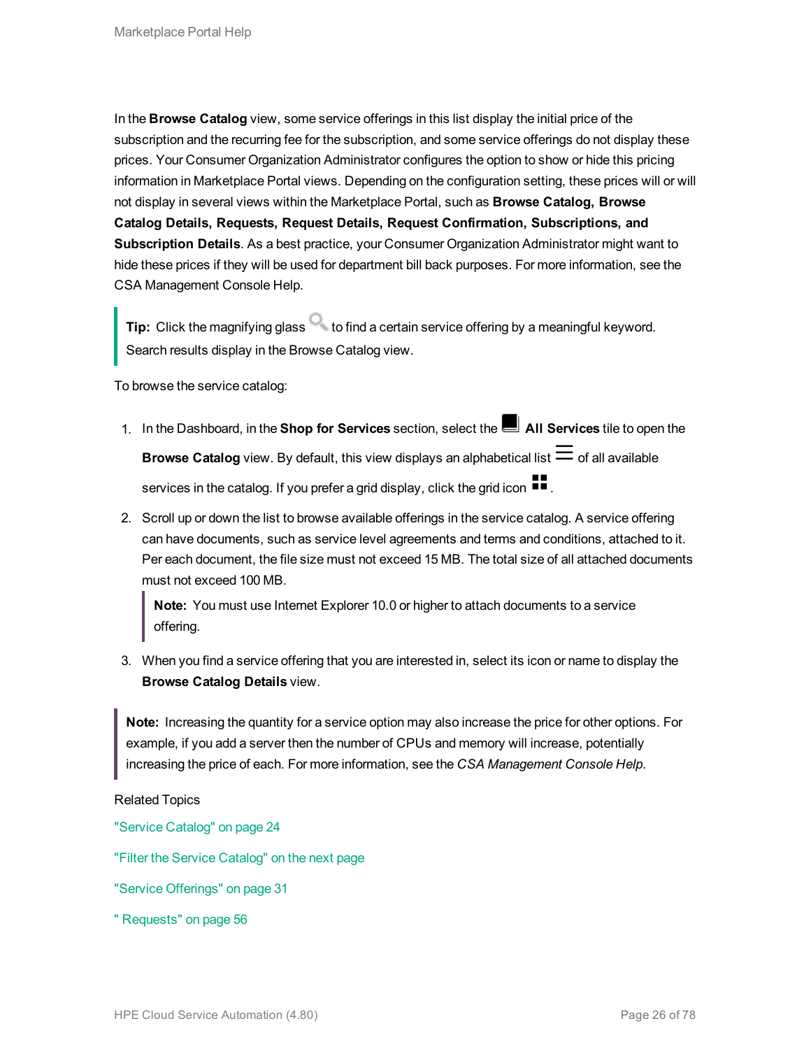In the **Browse Catalog** view, some service offerings in this list display the initial price of the subscription and the recurring fee for the subscription, and some service offerings do not display these prices. Your Consumer Organization Administrator configures the option to show or hide this pricing information in Marketplace Portal views. Depending on the configuration setting, these prices will or will not display in several views within the Marketplace Portal, such as **Browse Catalog, Browse Catalog Details, Requests, Request Details, Request Confirmation, Subscriptions, and Subscription Details**. As a best practice, your Consumer Organization Administrator might want to hide these prices if they will be used for department bill back purposes. For more information, see the CSA Management Console Help.

> **Tip:** Click the magnifying glass to find a certain service offering by a meaningful keyword. Search results display in the Browse Catalog view.

To browse the service catalog:

1. In the Dashboard, in the **Shop for Services** section, select the **All Services** tile to open the **Browse Catalog** view. By default, this view displays an alphabetical list of all available services in the catalog. If you prefer a grid display, click the grid icon .
2. Scroll up or down the list to browse available offerings in the service catalog. A service offering can have documents, such as service level agreements and terms and conditions, attached to it. Per each document, the file size must not exceed 15 MB. The total size of all attached documents must not exceed 100 MB.

   > **Note:** You must use Internet Explorer 10.0 or higher to attach documents to a service offering.

3. When you find a service offering that you are interested in, select its icon or name to display the **Browse Catalog Details** view.

> **Note:** Increasing the quantity for a service option may also increase the price for other options. For example, if you add a server then the number of CPUs and memory will increase, potentially increasing the price of each. For more information, see the *CSA Management Console Help*.

Related Topics

"Service Catalog" on page 24

"Filter the Service Catalog" on the next page

"Service Offerings" on page 31

" Requests" on page 56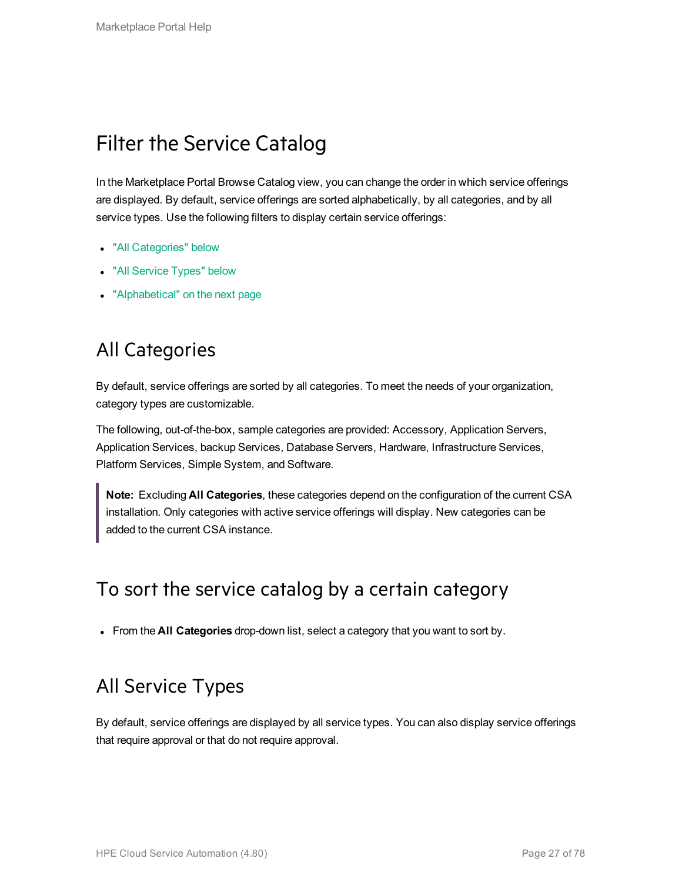# Filter the Service Catalog

In the Marketplace Portal Browse Catalog view, you can change the order in which service offerings are displayed. By default, service offerings are sorted alphabetically, by all categories, and by all service types. Use the following filters to display certain service offerings:

- "All Categories" below
- "All Service Types" below
- "Alphabetical" on the next page

## All Categories

By default, service offerings are sorted by all categories. To meet the needs of your organization, category types are customizable.

The following, out-of-the-box, sample categories are provided: Accessory, Application Servers, Application Services, backup Services, Database Servers, Hardware, Infrastructure Services, Platform Services, Simple System, and Software.

> **Note:** Excluding **All Categories**, these categories depend on the configuration of the current CSA installation. Only categories with active service offerings will display. New categories can be added to the current CSA instance.

## To sort the service catalog by a certain category

- From the **All Categories** drop-down list, select a category that you want to sort by.

## All Service Types

By default, service offerings are displayed by all service types. You can also display service offerings that require approval or that do not require approval.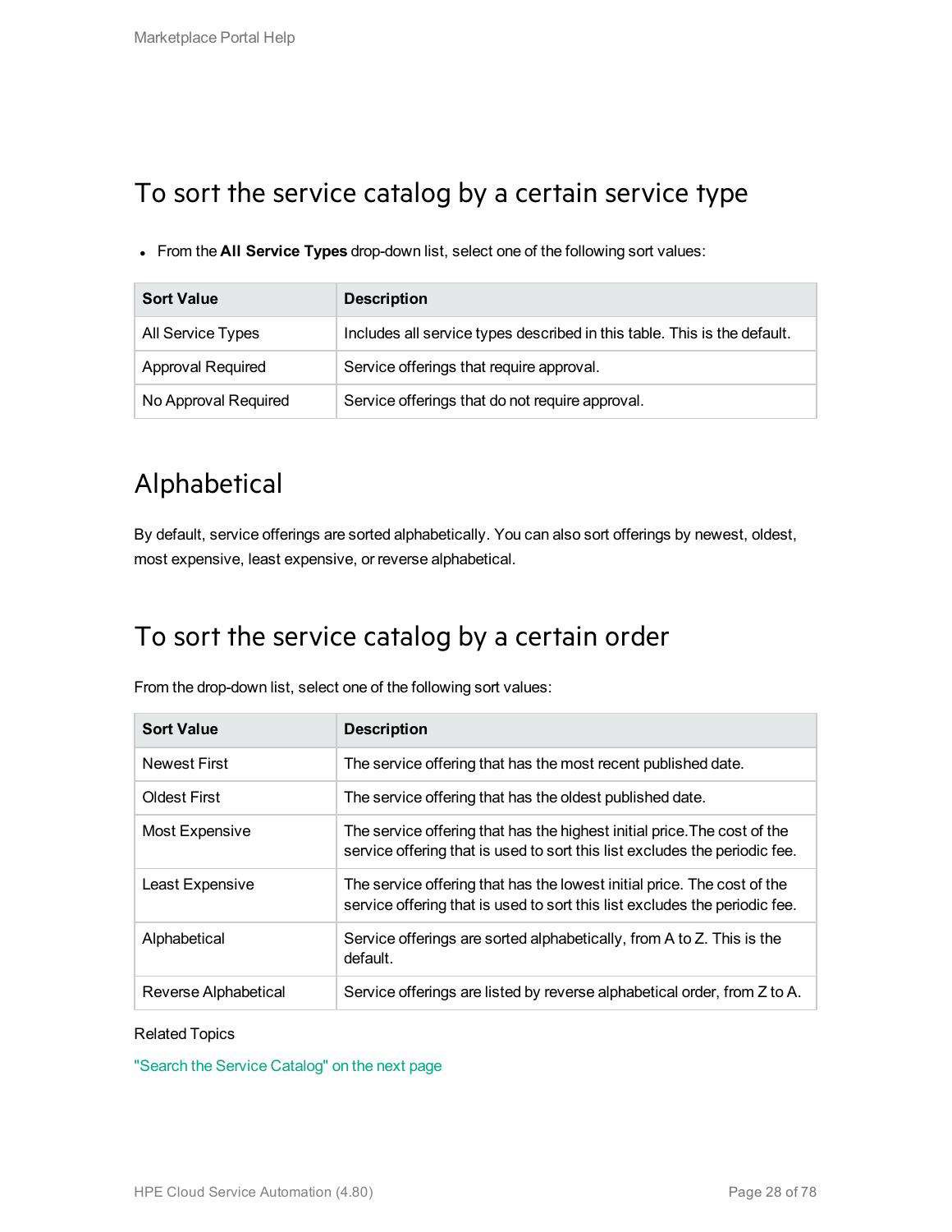## To sort the service catalog by a certain service type

- From the **All Service Types** drop-down list, select one of the following sort values:

| Sort Value | Description |
|---|---|
| All Service Types | Includes all service types described in this table. This is the default. |
| Approval Required | Service offerings that require approval. |
| No Approval Required | Service offerings that do not require approval. |

## Alphabetical

By default, service offerings are sorted alphabetically. You can also sort offerings by newest, oldest, most expensive, least expensive, or reverse alphabetical.

## To sort the service catalog by a certain order

From the drop-down list, select one of the following sort values:

| Sort Value | Description |
|---|---|
| Newest First | The service offering that has the most recent published date. |
| Oldest First | The service offering that has the oldest published date. |
| Most Expensive | The service offering that has the highest initial price.The cost of the service offering that is used to sort this list excludes the periodic fee. |
| Least Expensive | The service offering that has the lowest initial price. The cost of the service offering that is used to sort this list excludes the periodic fee. |
| Alphabetical | Service offerings are sorted alphabetically, from A to Z. This is the default. |
| Reverse Alphabetical | Service offerings are listed by reverse alphabetical order, from Z to A. |

Related Topics

"Search the Service Catalog" on the next page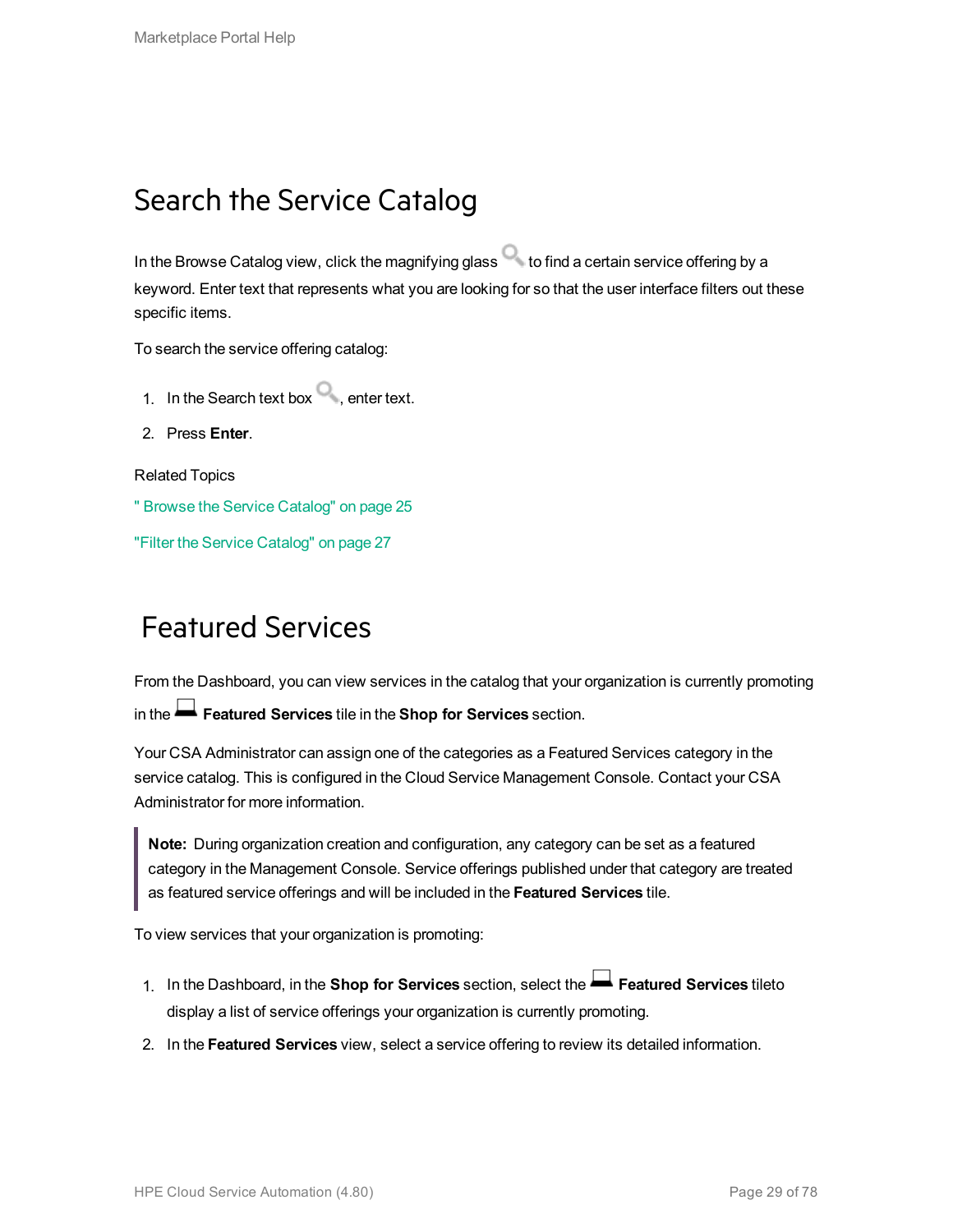# Search the Service Catalog

In the Browse Catalog view, click the magnifying glass to find a certain service offering by a keyword. Enter text that represents what you are looking for so that the user interface filters out these specific items.

To search the service offering catalog:

1. In the Search text box , enter text.
2. Press **Enter**.

Related Topics

" Browse the Service Catalog" on page 25

"Filter the Service Catalog" on page 27

# Featured Services

From the Dashboard, you can view services in the catalog that your organization is currently promoting in the **Featured Services** tile in the **Shop for Services** section.

Your CSA Administrator can assign one of the categories as a Featured Services category in the service catalog. This is configured in the Cloud Service Management Console. Contact your CSA Administrator for more information.

> **Note:** During organization creation and configuration, any category can be set as a featured category in the Management Console. Service offerings published under that category are treated as featured service offerings and will be included in the **Featured Services** tile.

To view services that your organization is promoting:

1. In the Dashboard, in the **Shop for Services** section, select the **Featured Services** tileto display a list of service offerings your organization is currently promoting.
2. In the **Featured Services** view, select a service offering to review its detailed information.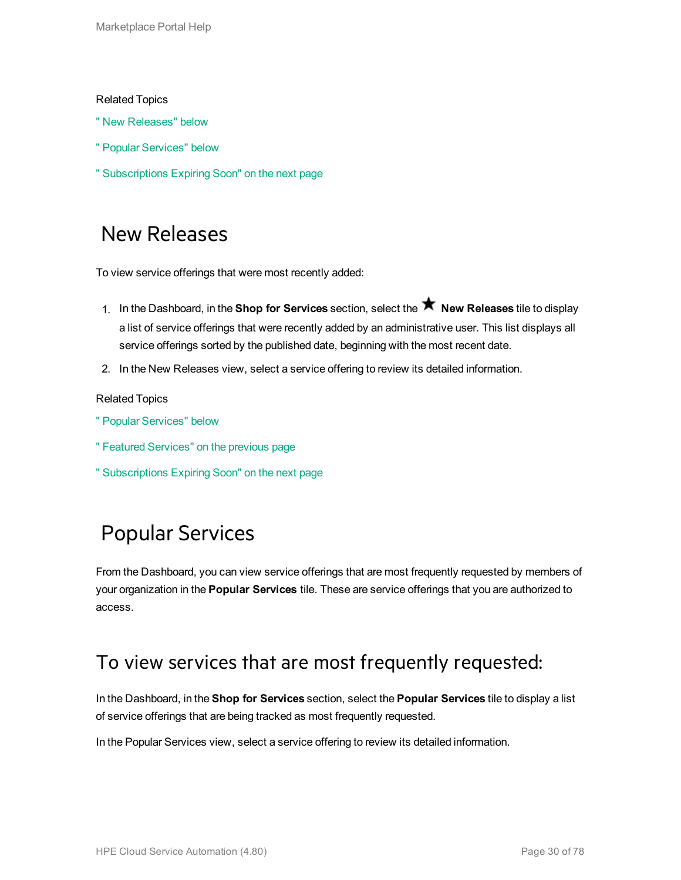Related Topics

" New Releases" below

" Popular Services" below

" Subscriptions Expiring Soon" on the next page

# New Releases

To view service offerings that were most recently added:

1. In the Dashboard, in the **Shop for Services** section, select the ★ **New Releases** tile to display a list of service offerings that were recently added by an administrative user. This list displays all service offerings sorted by the published date, beginning with the most recent date.
2. In the New Releases view, select a service offering to review its detailed information.

Related Topics

" Popular Services" below

" Featured Services" on the previous page

" Subscriptions Expiring Soon" on the next page

# Popular Services

From the Dashboard, you can view service offerings that are most frequently requested by members of your organization in the **Popular Services** tile. These are service offerings that you are authorized to access.

## To view services that are most frequently requested:

In the Dashboard, in the **Shop for Services** section, select the **Popular Services** tile to display a list of service offerings that are being tracked as most frequently requested.

In the Popular Services view, select a service offering to review its detailed information.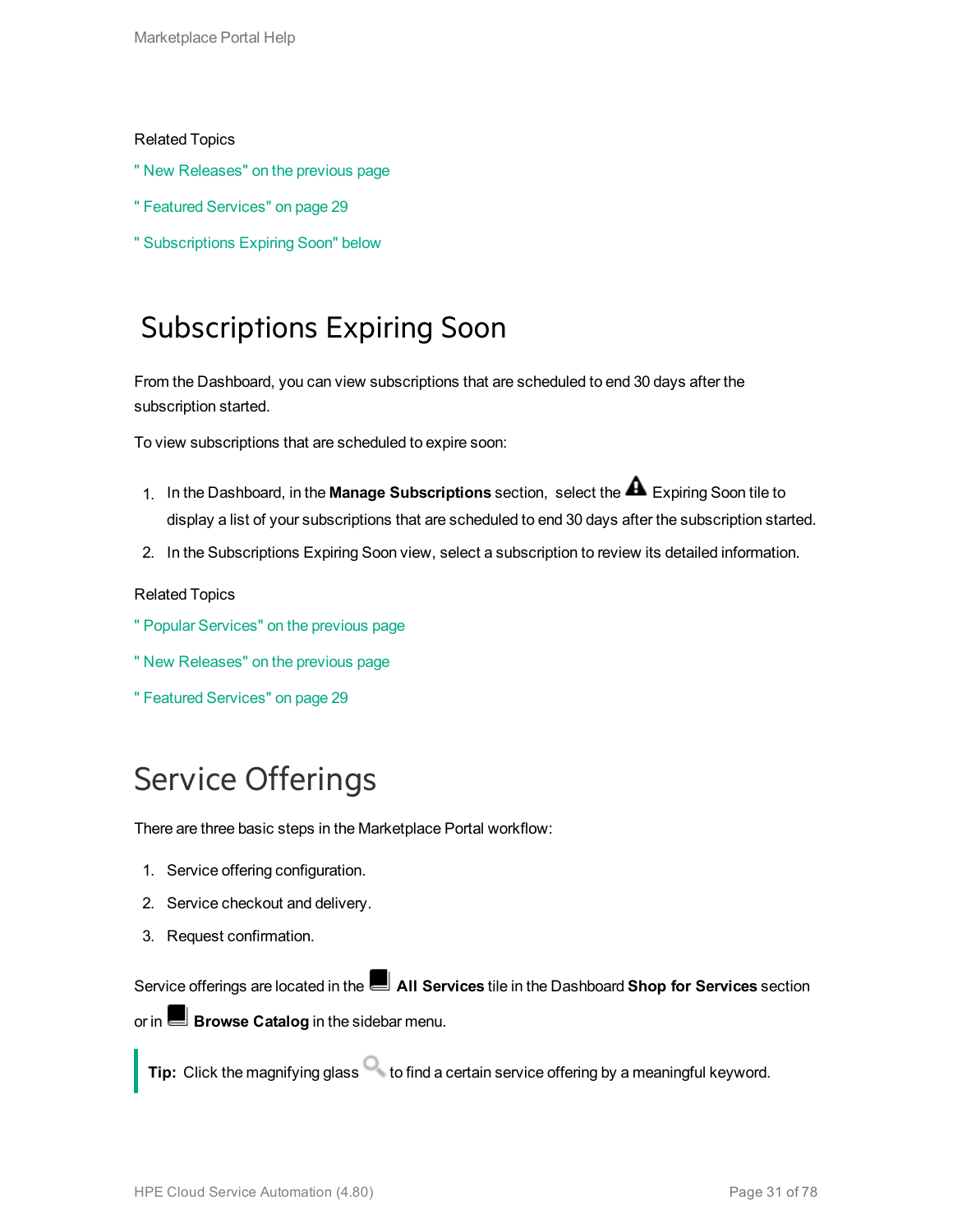Related Topics

" New Releases" on the previous page

" Featured Services" on page 29

" Subscriptions Expiring Soon" below

# Subscriptions Expiring Soon

From the Dashboard, you can view subscriptions that are scheduled to end 30 days after the subscription started.

To view subscriptions that are scheduled to expire soon:

1. In the Dashboard, in the **Manage Subscriptions** section, select the Expiring Soon tile to display a list of your subscriptions that are scheduled to end 30 days after the subscription started.
2. In the Subscriptions Expiring Soon view, select a subscription to review its detailed information.

Related Topics

" Popular Services" on the previous page

" New Releases" on the previous page

" Featured Services" on page 29

# Service Offerings

There are three basic steps in the Marketplace Portal workflow:

1. Service offering configuration.
2. Service checkout and delivery.
3. Request confirmation.

Service offerings are located in the **All Services** tile in the Dashboard **Shop for Services** section or in **Browse Catalog** in the sidebar menu.

> **Tip:** Click the magnifying glass to find a certain service offering by a meaningful keyword.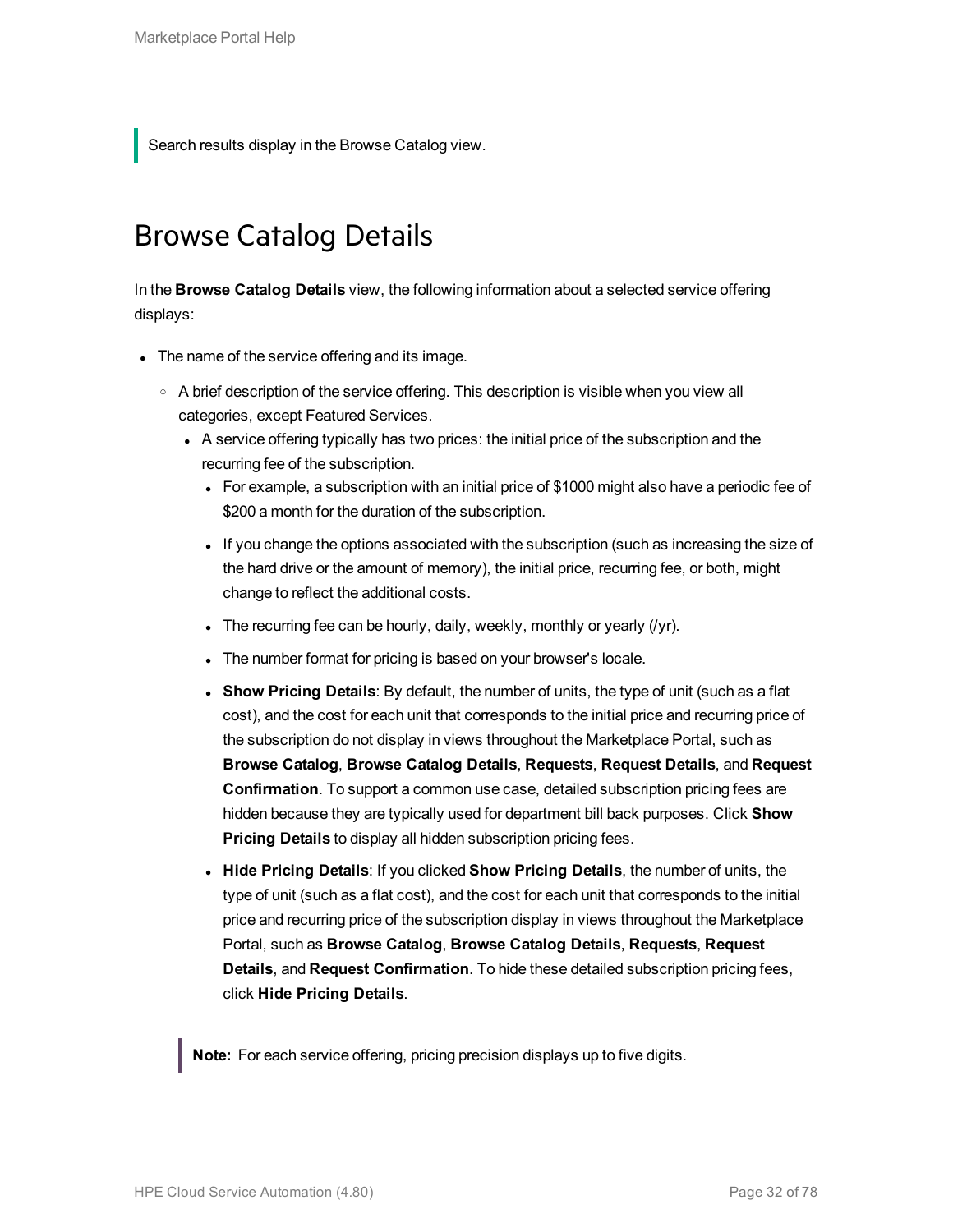> Search results display in the Browse Catalog view.

## Browse Catalog Details

In the **Browse Catalog Details** view, the following information about a selected service offering displays:

- The name of the service offering and its image.
  - A brief description of the service offering. This description is visible when you view all categories, except Featured Services.
    - A service offering typically has two prices: the initial price of the subscription and the recurring fee of the subscription.
      - For example, a subscription with an initial price of $1000 might also have a periodic fee of $200 a month for the duration of the subscription.
      - If you change the options associated with the subscription (such as increasing the size of the hard drive or the amount of memory), the initial price, recurring fee, or both, might change to reflect the additional costs.
      - The recurring fee can be hourly, daily, weekly, monthly or yearly (/yr).
      - The number format for pricing is based on your browser's locale.
      - **Show Pricing Details**: By default, the number of units, the type of unit (such as a flat cost), and the cost for each unit that corresponds to the initial price and recurring price of the subscription do not display in views throughout the Marketplace Portal, such as **Browse Catalog**, **Browse Catalog Details**, **Requests**, **Request Details**, and **Request Confirmation**. To support a common use case, detailed subscription pricing fees are hidden because they are typically used for department bill back purposes. Click **Show Pricing Details** to display all hidden subscription pricing fees.
      - **Hide Pricing Details**: If you clicked **Show Pricing Details**, the number of units, the type of unit (such as a flat cost), and the cost for each unit that corresponds to the initial price and recurring price of the subscription display in views throughout the Marketplace Portal, such as **Browse Catalog**, **Browse Catalog Details**, **Requests**, **Request Details**, and **Request Confirmation**. To hide these detailed subscription pricing fees, click **Hide Pricing Details**.

> **Note:** For each service offering, pricing precision displays up to five digits.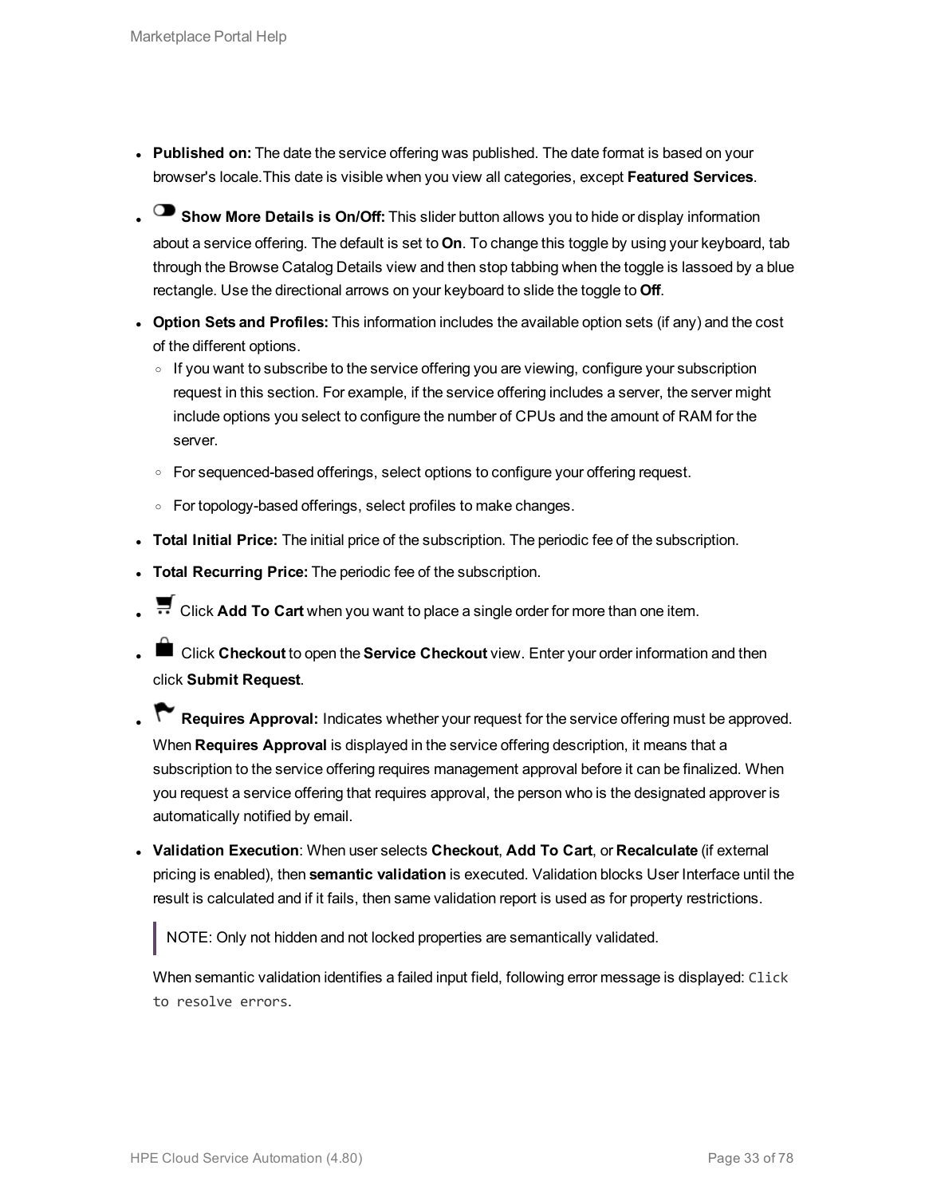- **Published on:** The date the service offering was published. The date format is based on your browser's locale.This date is visible when you view all categories, except **Featured Services**.
- **Show More Details is On/Off:** This slider button allows you to hide or display information about a service offering. The default is set to **On**. To change this toggle by using your keyboard, tab through the Browse Catalog Details view and then stop tabbing when the toggle is lassoed by a blue rectangle. Use the directional arrows on your keyboard to slide the toggle to **Off**.
- **Option Sets and Profiles:** This information includes the available option sets (if any) and the cost of the different options.
  - If you want to subscribe to the service offering you are viewing, configure your subscription request in this section. For example, if the service offering includes a server, the server might include options you select to configure the number of CPUs and the amount of RAM for the server.
  - For sequenced-based offerings, select options to configure your offering request.
  - For topology-based offerings, select profiles to make changes.
- **Total Initial Price:** The initial price of the subscription. The periodic fee of the subscription.
- **Total Recurring Price:** The periodic fee of the subscription.
- Click **Add To Cart** when you want to place a single order for more than one item.
- Click **Checkout** to open the **Service Checkout** view. Enter your order information and then click **Submit Request**.
- **Requires Approval:** Indicates whether your request for the service offering must be approved. When **Requires Approval** is displayed in the service offering description, it means that a subscription to the service offering requires management approval before it can be finalized. When you request a service offering that requires approval, the person who is the designated approver is automatically notified by email.
- **Validation Execution**: When user selects **Checkout**, **Add To Cart**, or **Recalculate** (if external pricing is enabled), then **semantic validation** is executed. Validation blocks User Interface until the result is calculated and if it fails, then same validation report is used as for property restrictions.

  > NOTE: Only not hidden and not locked properties are semantically validated.

  When semantic validation identifies a failed input field, following error message is displayed: `Click to resolve errors`.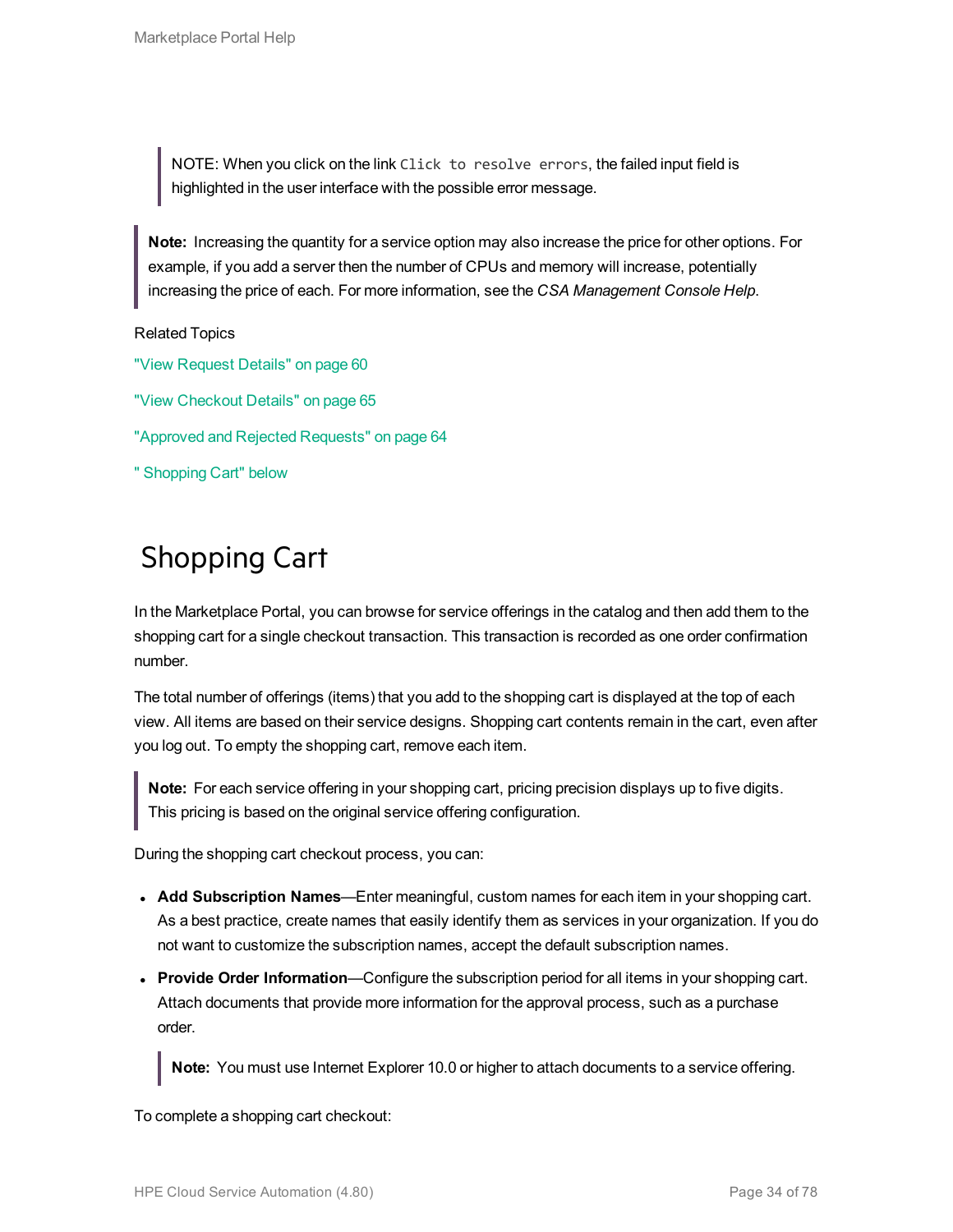> NOTE: When you click on the link `Click to resolve errors`, the failed input field is highlighted in the user interface with the possible error message.

> **Note:** Increasing the quantity for a service option may also increase the price for other options. For example, if you add a server then the number of CPUs and memory will increase, potentially increasing the price of each. For more information, see the *CSA Management Console Help*.

Related Topics

"View Request Details" on page 60

"View Checkout Details" on page 65

"Approved and Rejected Requests" on page 64

" Shopping Cart" below

# Shopping Cart

In the Marketplace Portal, you can browse for service offerings in the catalog and then add them to the shopping cart for a single checkout transaction. This transaction is recorded as one order confirmation number.

The total number of offerings (items) that you add to the shopping cart is displayed at the top of each view. All items are based on their service designs. Shopping cart contents remain in the cart, even after you log out. To empty the shopping cart, remove each item.

> **Note:** For each service offering in your shopping cart, pricing precision displays up to five digits. This pricing is based on the original service offering configuration.

During the shopping cart checkout process, you can:

- **Add Subscription Names**—Enter meaningful, custom names for each item in your shopping cart. As a best practice, create names that easily identify them as services in your organization. If you do not want to customize the subscription names, accept the default subscription names.
- **Provide Order Information**—Configure the subscription period for all items in your shopping cart. Attach documents that provide more information for the approval process, such as a purchase order.

  > **Note:** You must use Internet Explorer 10.0 or higher to attach documents to a service offering.

To complete a shopping cart checkout: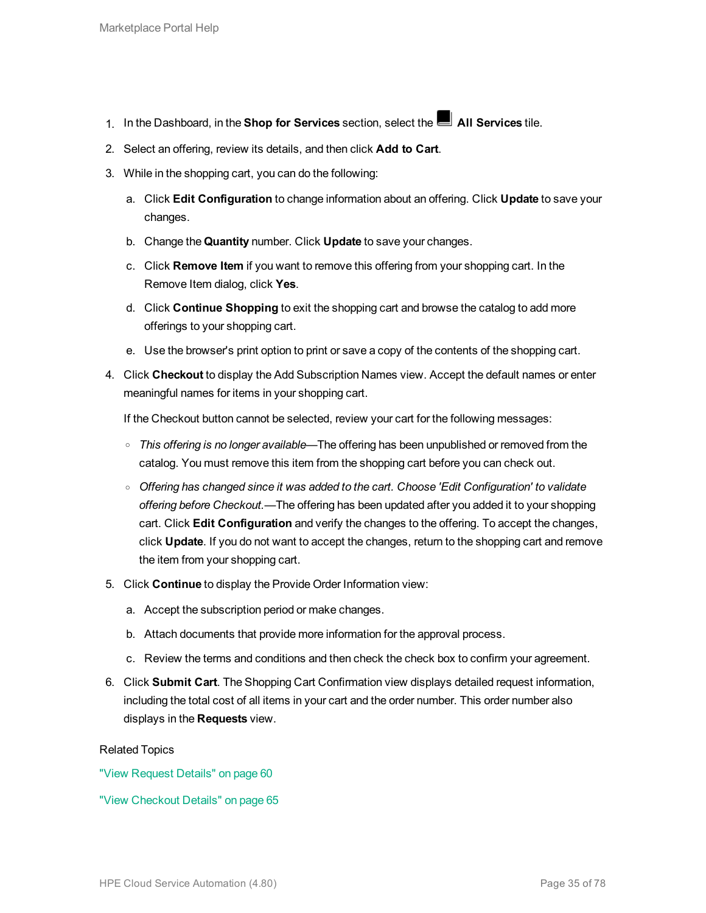1. In the Dashboard, in the **Shop for Services** section, select the **All Services** tile.
2. Select an offering, review its details, and then click **Add to Cart**.
3. While in the shopping cart, you can do the following:
   a. Click **Edit Configuration** to change information about an offering. Click **Update** to save your changes.
   b. Change the **Quantity** number. Click **Update** to save your changes.
   c. Click **Remove Item** if you want to remove this offering from your shopping cart. In the Remove Item dialog, click **Yes**.
   d. Click **Continue Shopping** to exit the shopping cart and browse the catalog to add more offerings to your shopping cart.
   e. Use the browser's print option to print or save a copy of the contents of the shopping cart.
4. Click **Checkout** to display the Add Subscription Names view. Accept the default names or enter meaningful names for items in your shopping cart.

   If the Checkout button cannot be selected, review your cart for the following messages:

   - *This offering is no longer available*—The offering has been unpublished or removed from the catalog. You must remove this item from the shopping cart before you can check out.
   - *Offering has changed since it was added to the cart. Choose 'Edit Configuration' to validate offering before Checkout.*—The offering has been updated after you added it to your shopping cart. Click **Edit Configuration** and verify the changes to the offering. To accept the changes, click **Update**. If you do not want to accept the changes, return to the shopping cart and remove the item from your shopping cart.
5. Click **Continue** to display the Provide Order Information view:
   a. Accept the subscription period or make changes.
   b. Attach documents that provide more information for the approval process.
   c. Review the terms and conditions and then check the check box to confirm your agreement.
6. Click **Submit Cart**. The Shopping Cart Confirmation view displays detailed request information, including the total cost of all items in your cart and the order number. This order number also displays in the **Requests** view.

Related Topics

"View Request Details" on page 60

"View Checkout Details" on page 65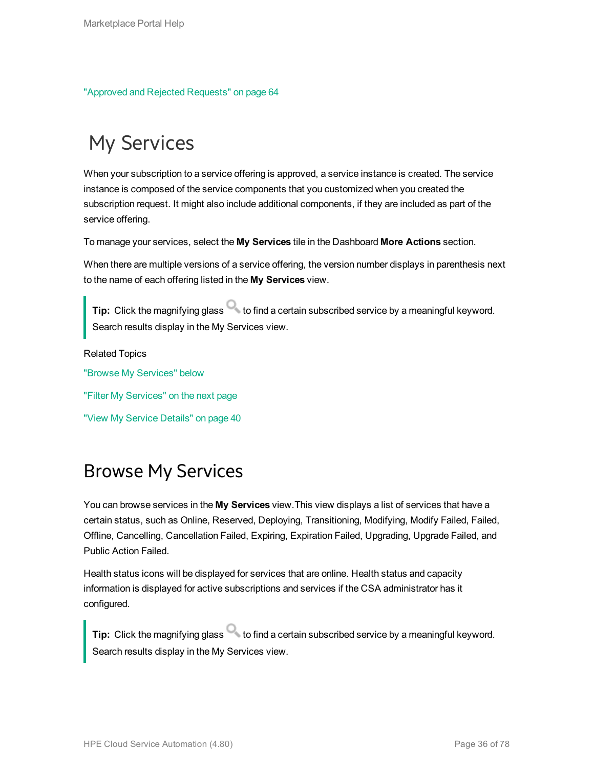"Approved and Rejected Requests" on page 64

# My Services

When your subscription to a service offering is approved, a service instance is created. The service instance is composed of the service components that you customized when you created the subscription request. It might also include additional components, if they are included as part of the service offering.

To manage your services, select the **My Services** tile in the Dashboard **More Actions** section.

When there are multiple versions of a service offering, the version number displays in parenthesis next to the name of each offering listed in the **My Services** view.

> **Tip:** Click the magnifying glass to find a certain subscribed service by a meaningful keyword. Search results display in the My Services view.

Related Topics

"Browse My Services" below

"Filter My Services" on the next page

"View My Service Details" on page 40

# Browse My Services

You can browse services in the **My Services** view.This view displays a list of services that have a certain status, such as Online, Reserved, Deploying, Transitioning, Modifying, Modify Failed, Failed, Offline, Cancelling, Cancellation Failed, Expiring, Expiration Failed, Upgrading, Upgrade Failed, and Public Action Failed.

Health status icons will be displayed for services that are online. Health status and capacity information is displayed for active subscriptions and services if the CSA administrator has it configured.

> **Tip:** Click the magnifying glass to find a certain subscribed service by a meaningful keyword. Search results display in the My Services view.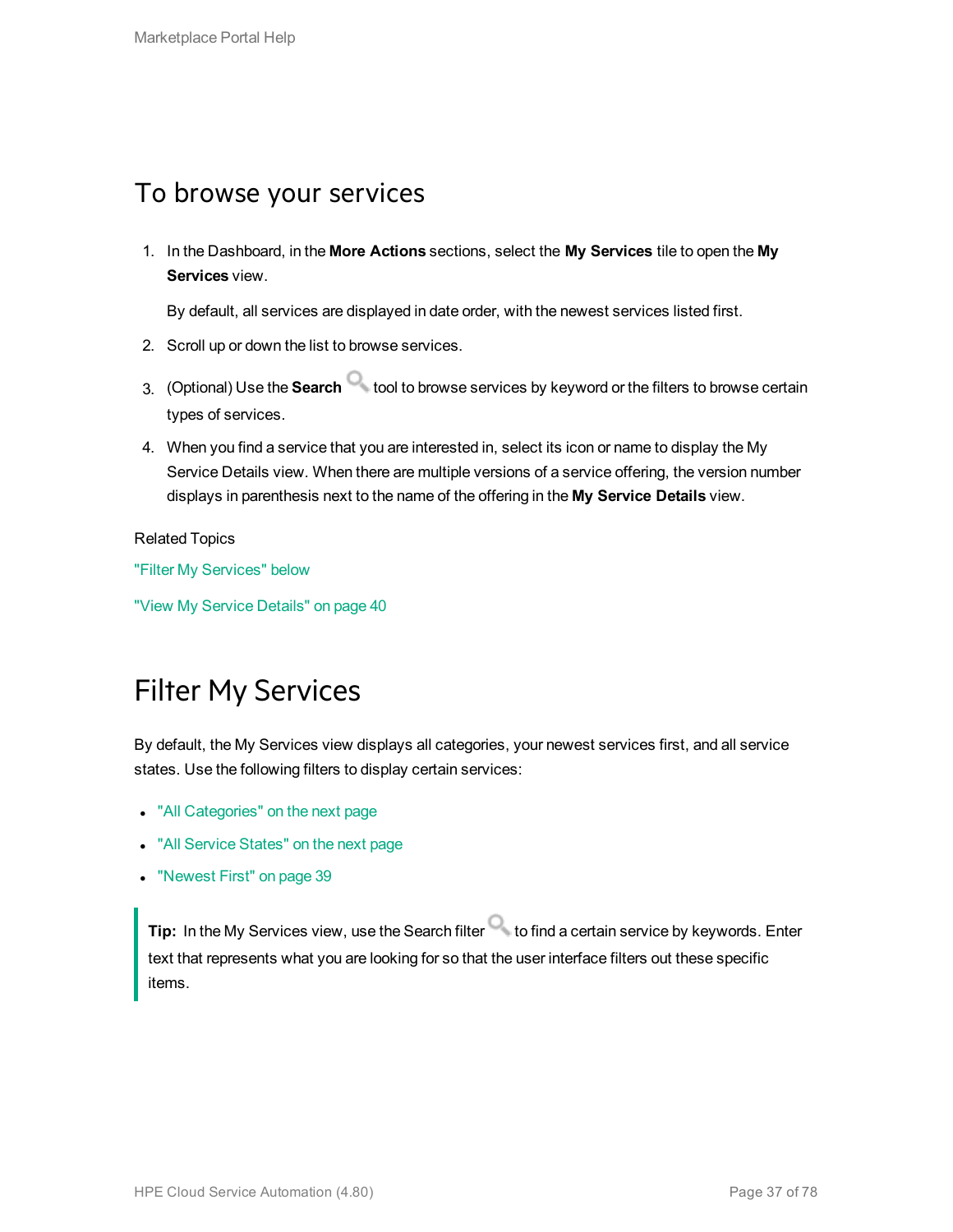## To browse your services

1. In the Dashboard, in the **More Actions** sections, select the **My Services** tile to open the **My Services** view.

   By default, all services are displayed in date order, with the newest services listed first.

2. Scroll up or down the list to browse services.
3. (Optional) Use the **Search** tool to browse services by keyword or the filters to browse certain types of services.
4. When you find a service that you are interested in, select its icon or name to display the My Service Details view. When there are multiple versions of a service offering, the version number displays in parenthesis next to the name of the offering in the **My Service Details** view.

Related Topics

"Filter My Services" below

"View My Service Details" on page 40

# Filter My Services

By default, the My Services view displays all categories, your newest services first, and all service states. Use the following filters to display certain services:

- "All Categories" on the next page
- "All Service States" on the next page
- "Newest First" on page 39

> **Tip:** In the My Services view, use the Search filter to find a certain service by keywords. Enter text that represents what you are looking for so that the user interface filters out these specific items.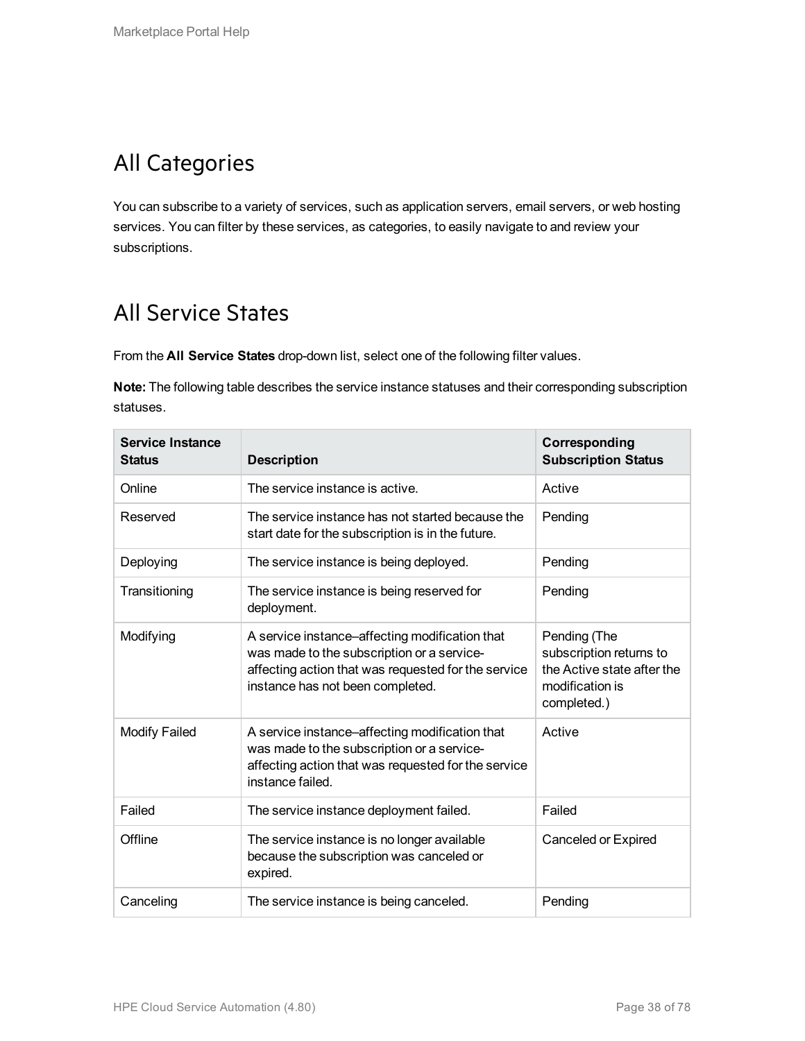# All Categories

You can subscribe to a variety of services, such as application servers, email servers, or web hosting services. You can filter by these services, as categories, to easily navigate to and review your subscriptions.

# All Service States

From the **All Service States** drop-down list, select one of the following filter values.

**Note:** The following table describes the service instance statuses and their corresponding subscription statuses.

| Service Instance Status | Description | Corresponding Subscription Status |
|---|---|---|
| Online | The service instance is active. | Active |
| Reserved | The service instance has not started because the start date for the subscription is in the future. | Pending |
| Deploying | The service instance is being deployed. | Pending |
| Transitioning | The service instance is being reserved for deployment. | Pending |
| Modifying | A service instance–affecting modification that was made to the subscription or a service-affecting action that was requested for the service instance has not been completed. | Pending (The subscription returns to the Active state after the modification is completed.) |
| Modify Failed | A service instance–affecting modification that was made to the subscription or a service-affecting action that was requested for the service instance failed. | Active |
| Failed | The service instance deployment failed. | Failed |
| Offline | The service instance is no longer available because the subscription was canceled or expired. | Canceled or Expired |
| Canceling | The service instance is being canceled. | Pending |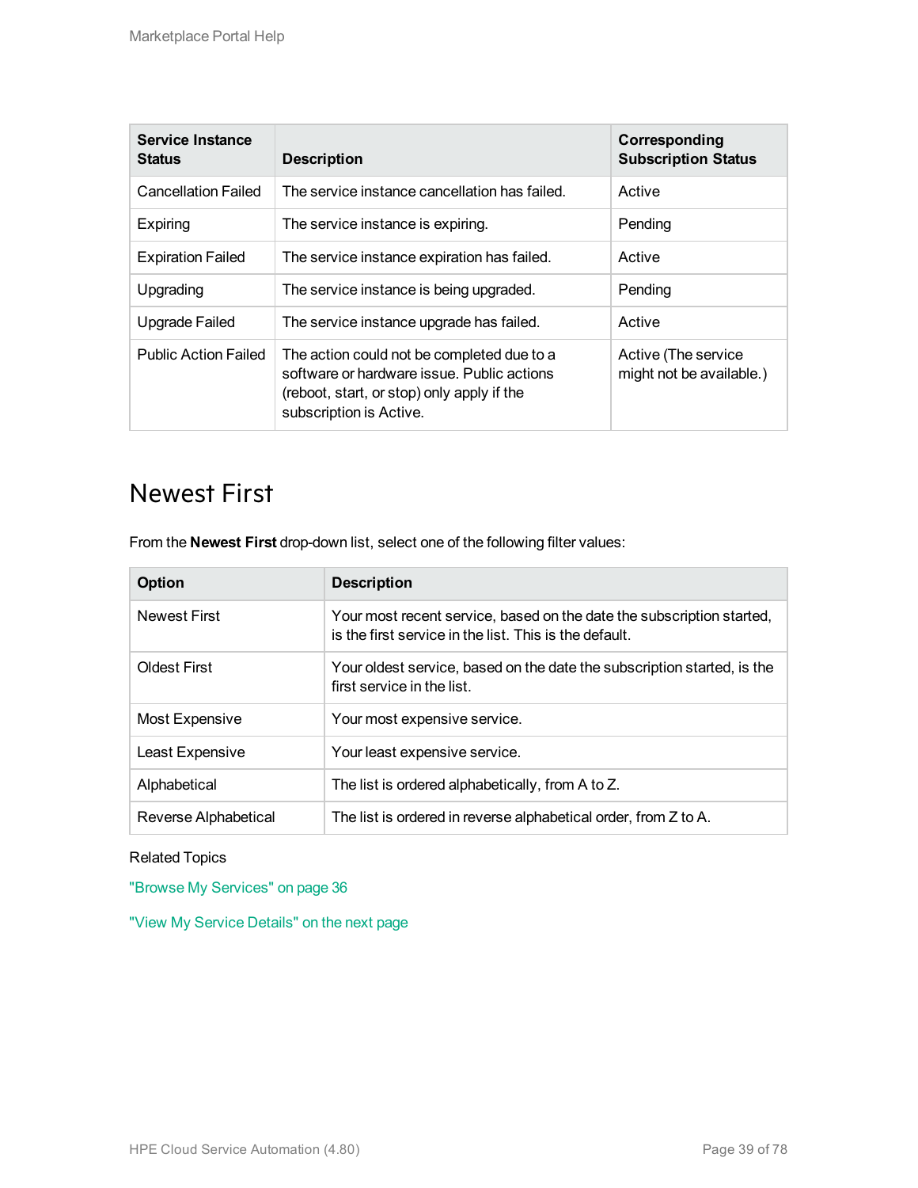| Service Instance Status | Description | Corresponding Subscription Status |
| --- | --- | --- |
| Cancellation Failed | The service instance cancellation has failed. | Active |
| Expiring | The service instance is expiring. | Pending |
| Expiration Failed | The service instance expiration has failed. | Active |
| Upgrading | The service instance is being upgraded. | Pending |
| Upgrade Failed | The service instance upgrade has failed. | Active |
| Public Action Failed | The action could not be completed due to a software or hardware issue. Public actions (reboot, start, or stop) only apply if the subscription is Active. | Active (The service might not be available.) |

## Newest First

From the **Newest First** drop-down list, select one of the following filter values:

| Option | Description |
| --- | --- |
| Newest First | Your most recent service, based on the date the subscription started, is the first service in the list. This is the default. |
| Oldest First | Your oldest service, based on the date the subscription started, is the first service in the list. |
| Most Expensive | Your most expensive service. |
| Least Expensive | Your least expensive service. |
| Alphabetical | The list is ordered alphabetically, from A to Z. |
| Reverse Alphabetical | The list is ordered in reverse alphabetical order, from Z to A. |

Related Topics

"Browse My Services" on page 36

"View My Service Details" on the next page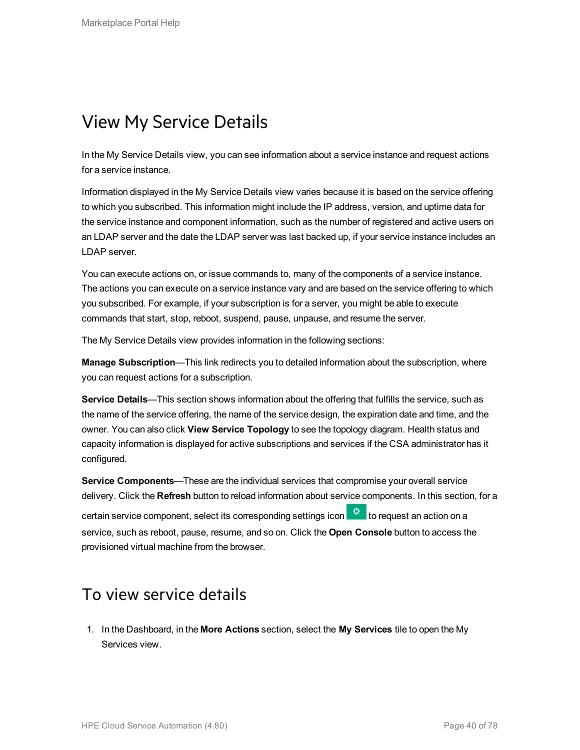# View My Service Details

In the My Service Details view, you can see information about a service instance and request actions for a service instance.

Information displayed in the My Service Details view varies because it is based on the service offering to which you subscribed. This information might include the IP address, version, and uptime data for the service instance and component information, such as the number of registered and active users on an LDAP server and the date the LDAP server was last backed up, if your service instance includes an LDAP server.

You can execute actions on, or issue commands to, many of the components of a service instance. The actions you can execute on a service instance vary and are based on the service offering to which you subscribed. For example, if your subscription is for a server, you might be able to execute commands that start, stop, reboot, suspend, pause, unpause, and resume the server.

The My Service Details view provides information in the following sections:

**Manage Subscription**—This link redirects you to detailed information about the subscription, where you can request actions for a subscription.

**Service Details**—This section shows information about the offering that fulfills the service, such as the name of the service offering, the name of the service design, the expiration date and time, and the owner. You can also click **View Service Topology** to see the topology diagram. Health status and capacity information is displayed for active subscriptions and services if the CSA administrator has it configured.

**Service Components**—These are the individual services that compromise your overall service delivery. Click the **Refresh** button to reload information about service components. In this section, for a certain service component, select its corresponding settings icon to request an action on a service, such as reboot, pause, resume, and so on. Click the **Open Console** button to access the provisioned virtual machine from the browser.

## To view service details

1. In the Dashboard, in the **More Actions** section, select the **My Services** tile to open the My Services view.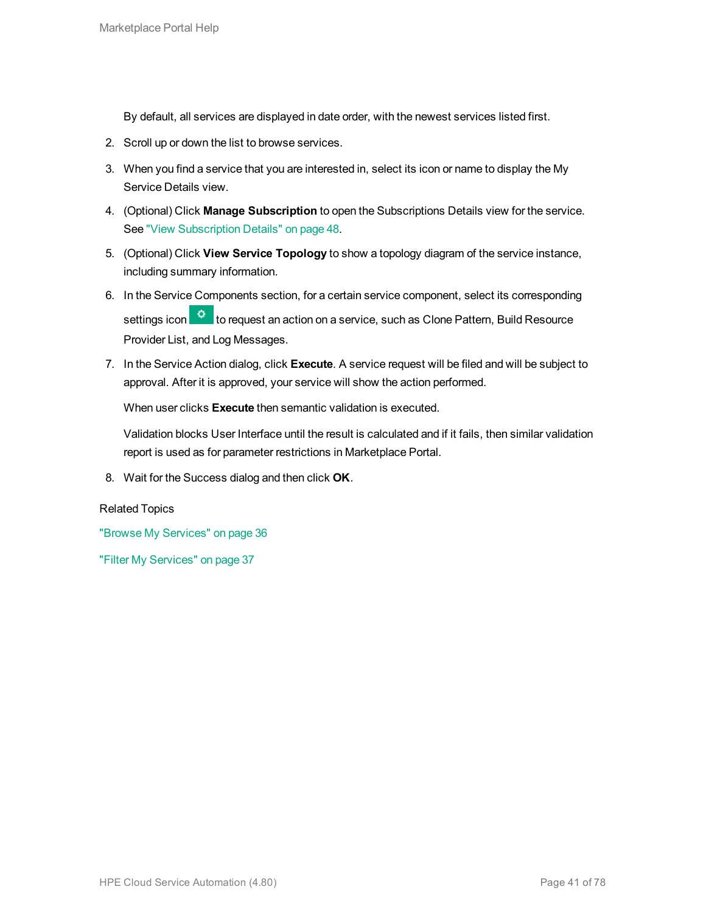By default, all services are displayed in date order, with the newest services listed first.

2. Scroll up or down the list to browse services.
3. When you find a service that you are interested in, select its icon or name to display the My Service Details view.
4. (Optional) Click **Manage Subscription** to open the Subscriptions Details view for the service. See "View Subscription Details" on page 48.
5. (Optional) Click **View Service Topology** to show a topology diagram of the service instance, including summary information.
6. In the Service Components section, for a certain service component, select its corresponding settings icon to request an action on a service, such as Clone Pattern, Build Resource Provider List, and Log Messages.
7. In the Service Action dialog, click **Execute**. A service request will be filed and will be subject to approval. After it is approved, your service will show the action performed.

   When user clicks **Execute** then semantic validation is executed.

   Validation blocks User Interface until the result is calculated and if it fails, then similar validation report is used as for parameter restrictions in Marketplace Portal.
8. Wait for the Success dialog and then click **OK**.

Related Topics

"Browse My Services" on page 36

"Filter My Services" on page 37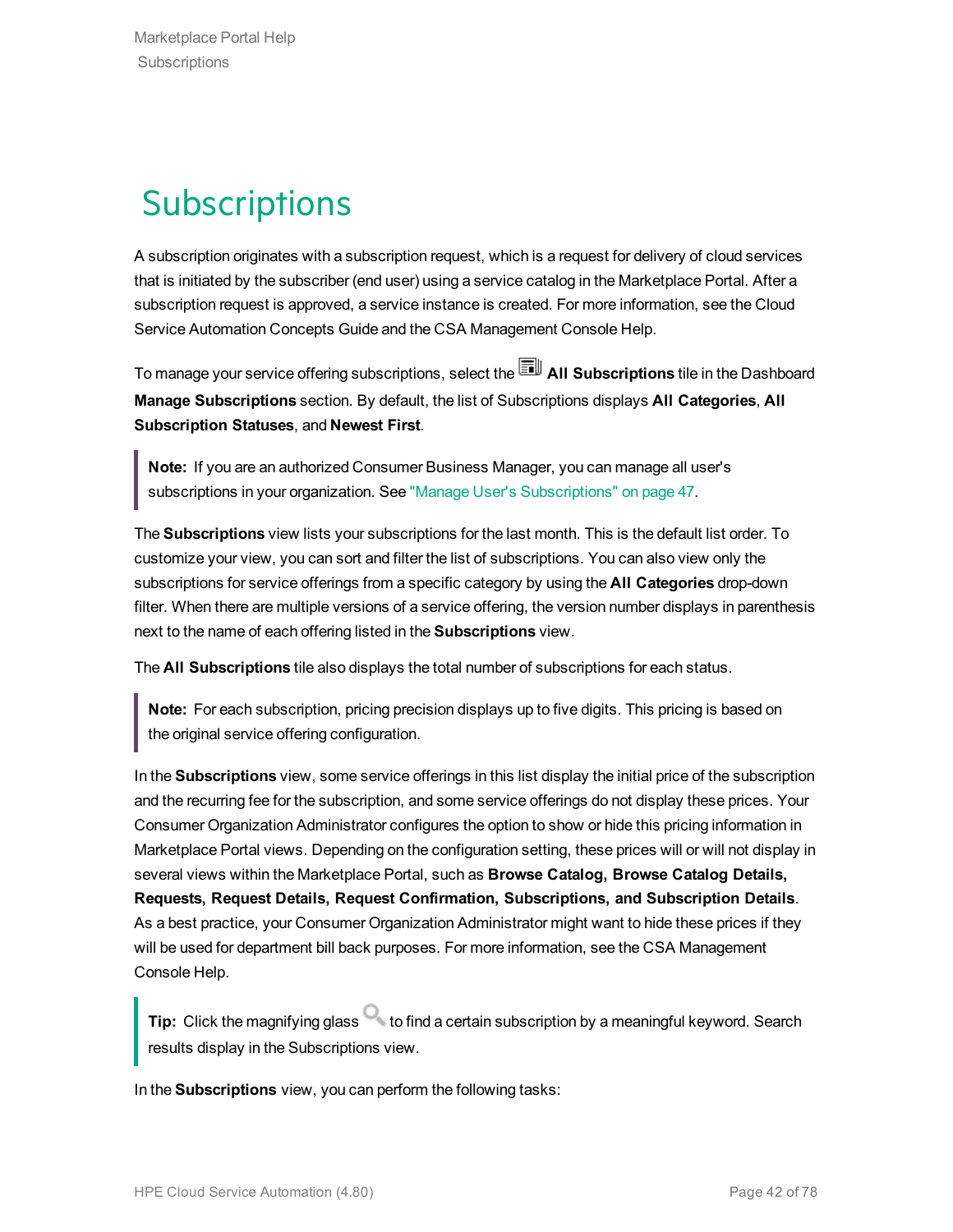# Subscriptions

A subscription originates with a subscription request, which is a request for delivery of cloud services that is initiated by the subscriber (end user) using a service catalog in the Marketplace Portal. After a subscription request is approved, a service instance is created. For more information, see the Cloud Service Automation Concepts Guide and the CSA Management Console Help.

To manage your service offering subscriptions, select the **All Subscriptions** tile in the Dashboard **Manage Subscriptions** section. By default, the list of Subscriptions displays **All Categories**, **All Subscription Statuses**, and **Newest First**.

> **Note:** If you are an authorized Consumer Business Manager, you can manage all user's subscriptions in your organization. See "Manage User's Subscriptions" on page 47.

The **Subscriptions** view lists your subscriptions for the last month. This is the default list order. To customize your view, you can sort and filter the list of subscriptions. You can also view only the subscriptions for service offerings from a specific category by using the **All Categories** drop-down filter. When there are multiple versions of a service offering, the version number displays in parenthesis next to the name of each offering listed in the **Subscriptions** view.

The **All Subscriptions** tile also displays the total number of subscriptions for each status.

> **Note:** For each subscription, pricing precision displays up to five digits. This pricing is based on the original service offering configuration.

In the **Subscriptions** view, some service offerings in this list display the initial price of the subscription and the recurring fee for the subscription, and some service offerings do not display these prices. Your Consumer Organization Administrator configures the option to show or hide this pricing information in Marketplace Portal views. Depending on the configuration setting, these prices will or will not display in several views within the Marketplace Portal, such as **Browse Catalog, Browse Catalog Details, Requests, Request Details, Request Confirmation, Subscriptions, and Subscription Details**. As a best practice, your Consumer Organization Administrator might want to hide these prices if they will be used for department bill back purposes. For more information, see the CSA Management Console Help.

> **Tip:** Click the magnifying glass to find a certain subscription by a meaningful keyword. Search results display in the Subscriptions view.

In the **Subscriptions** view, you can perform the following tasks: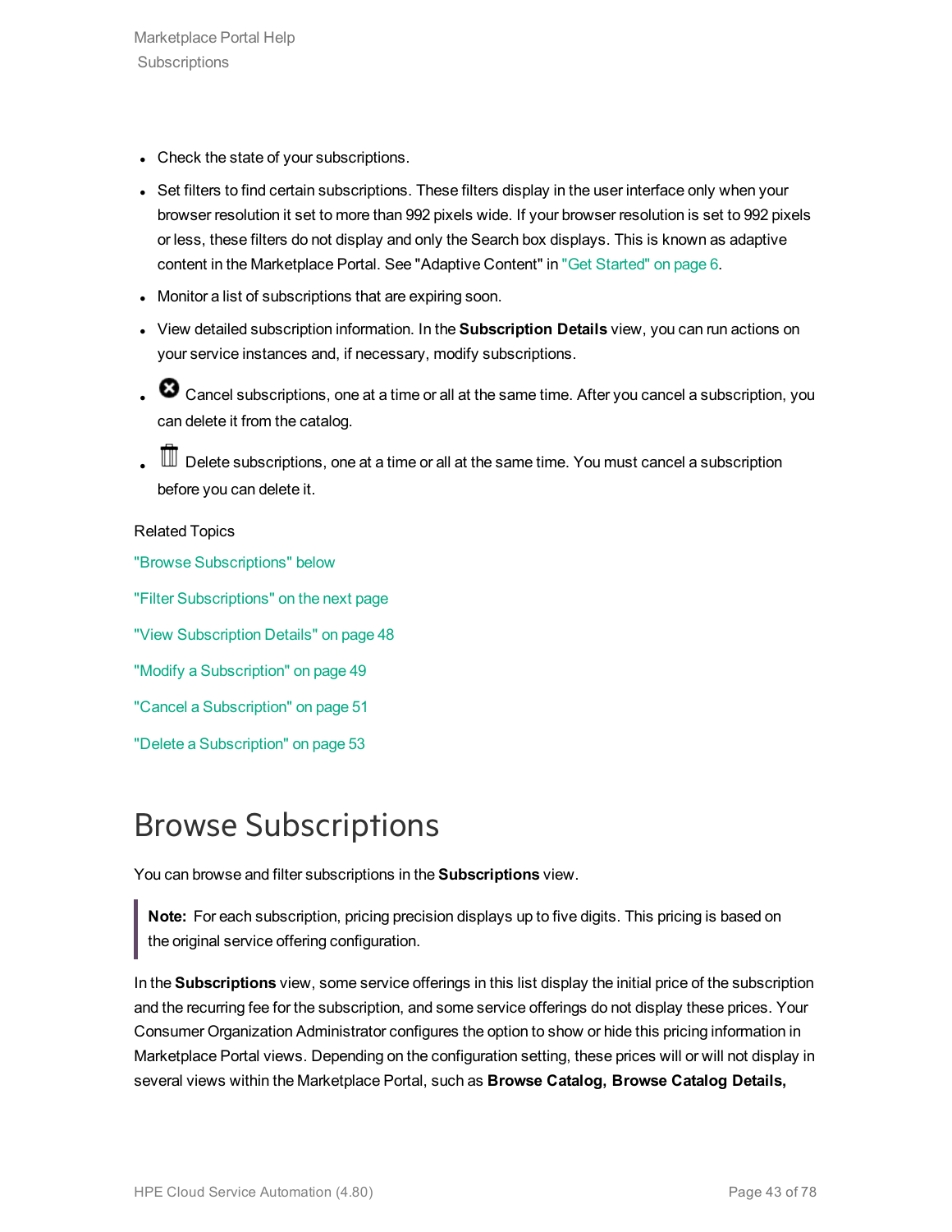- Check the state of your subscriptions.
- Set filters to find certain subscriptions. These filters display in the user interface only when your browser resolution it set to more than 992 pixels wide. If your browser resolution is set to 992 pixels or less, these filters do not display and only the Search box displays. This is known as adaptive content in the Marketplace Portal. See "Adaptive Content" in "Get Started" on page 6.
- Monitor a list of subscriptions that are expiring soon.
- View detailed subscription information. In the **Subscription Details** view, you can run actions on your service instances and, if necessary, modify subscriptions.
- Cancel subscriptions, one at a time or all at the same time. After you cancel a subscription, you can delete it from the catalog.
- Delete subscriptions, one at a time or all at the same time. You must cancel a subscription before you can delete it.

Related Topics

"Browse Subscriptions" below

"Filter Subscriptions" on the next page

"View Subscription Details" on page 48

"Modify a Subscription" on page 49

"Cancel a Subscription" on page 51

"Delete a Subscription" on page 53

# Browse Subscriptions

You can browse and filter subscriptions in the **Subscriptions** view.

> **Note:** For each subscription, pricing precision displays up to five digits. This pricing is based on the original service offering configuration.

In the **Subscriptions** view, some service offerings in this list display the initial price of the subscription and the recurring fee for the subscription, and some service offerings do not display these prices. Your Consumer Organization Administrator configures the option to show or hide this pricing information in Marketplace Portal views. Depending on the configuration setting, these prices will or will not display in several views within the Marketplace Portal, such as **Browse Catalog, Browse Catalog Details,**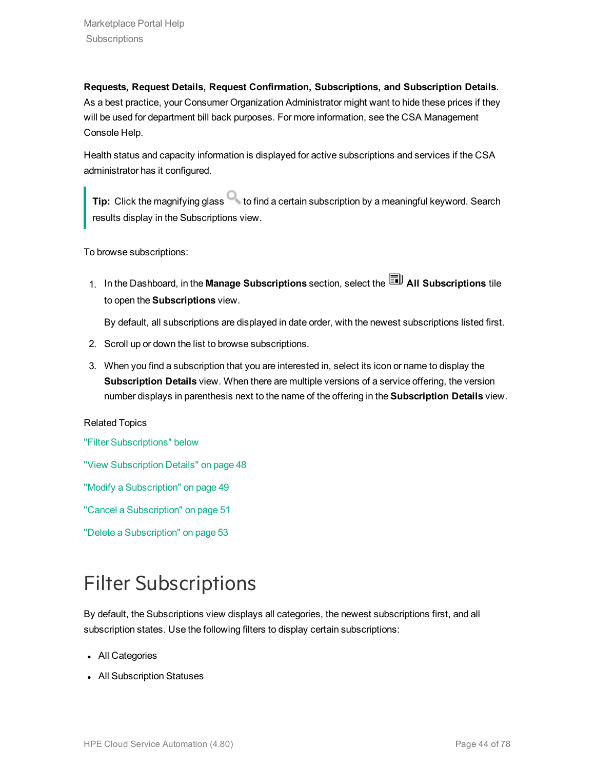**Requests, Request Details, Request Confirmation, Subscriptions, and Subscription Details**. As a best practice, your Consumer Organization Administrator might want to hide these prices if they will be used for department bill back purposes. For more information, see the CSA Management Console Help.

Health status and capacity information is displayed for active subscriptions and services if the CSA administrator has it configured.

> **Tip:** Click the magnifying glass to find a certain subscription by a meaningful keyword. Search results display in the Subscriptions view.

To browse subscriptions:

1. In the Dashboard, in the **Manage Subscriptions** section, select the **All Subscriptions** tile to open the **Subscriptions** view.

   By default, all subscriptions are displayed in date order, with the newest subscriptions listed first.

2. Scroll up or down the list to browse subscriptions.
3. When you find a subscription that you are interested in, select its icon or name to display the **Subscription Details** view. When there are multiple versions of a service offering, the version number displays in parenthesis next to the name of the offering in the **Subscription Details** view.

Related Topics

"Filter Subscriptions" below

"View Subscription Details" on page 48

"Modify a Subscription" on page 49

"Cancel a Subscription" on page 51

"Delete a Subscription" on page 53

# Filter Subscriptions

By default, the Subscriptions view displays all categories, the newest subscriptions first, and all subscription states. Use the following filters to display certain subscriptions:

- All Categories
- All Subscription Statuses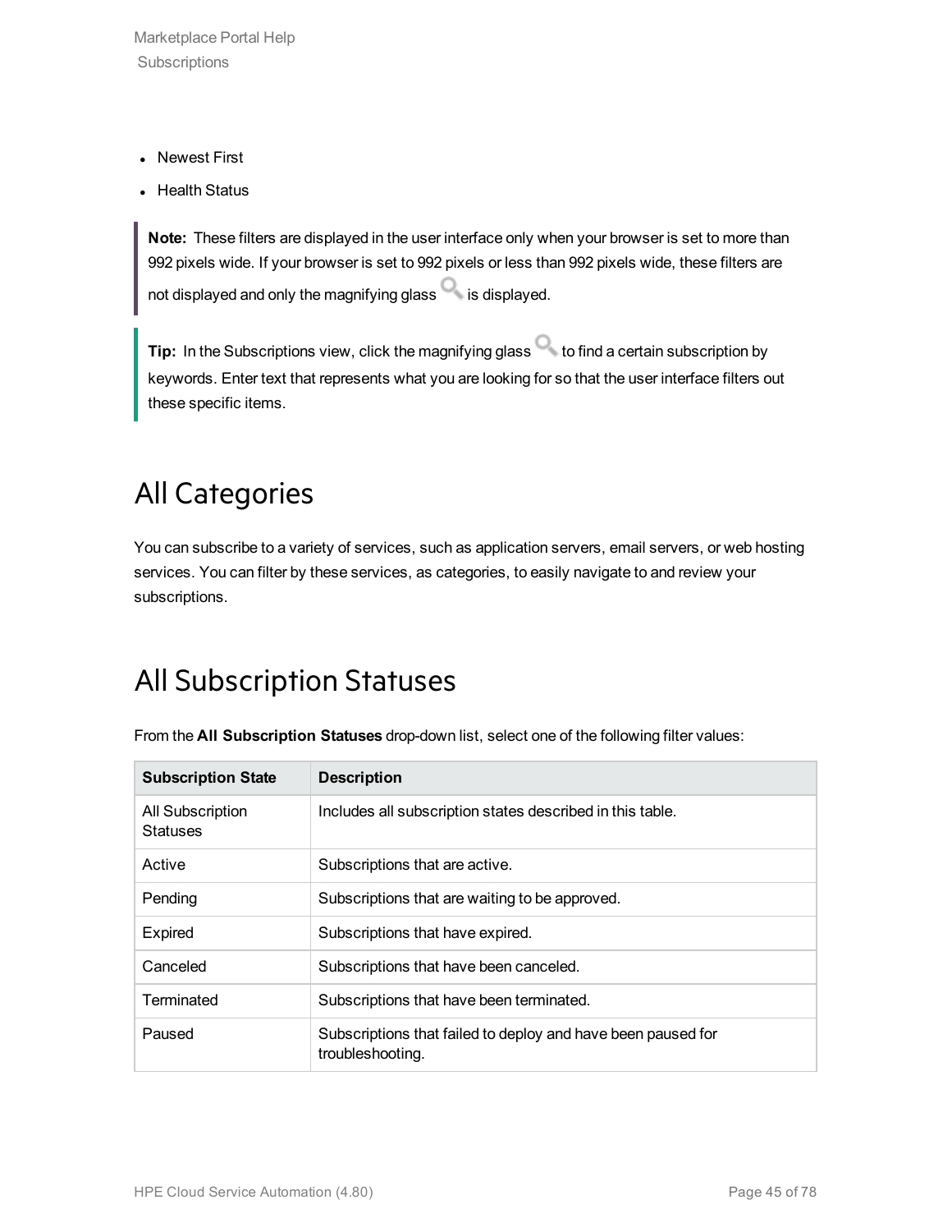- Newest First
- Health Status

> **Note:** These filters are displayed in the user interface only when your browser is set to more than 992 pixels wide. If your browser is set to 992 pixels or less than 992 pixels wide, these filters are not displayed and only the magnifying glass is displayed.

> **Tip:** In the Subscriptions view, click the magnifying glass to find a certain subscription by keywords. Enter text that represents what you are looking for so that the user interface filters out these specific items.

## All Categories

You can subscribe to a variety of services, such as application servers, email servers, or web hosting services. You can filter by these services, as categories, to easily navigate to and review your subscriptions.

## All Subscription Statuses

From the **All Subscription Statuses** drop-down list, select one of the following filter values:

| Subscription State | Description |
| --- | --- |
| All Subscription Statuses | Includes all subscription states described in this table. |
| Active | Subscriptions that are active. |
| Pending | Subscriptions that are waiting to be approved. |
| Expired | Subscriptions that have expired. |
| Canceled | Subscriptions that have been canceled. |
| Terminated | Subscriptions that have been terminated. |
| Paused | Subscriptions that failed to deploy and have been paused for troubleshooting. |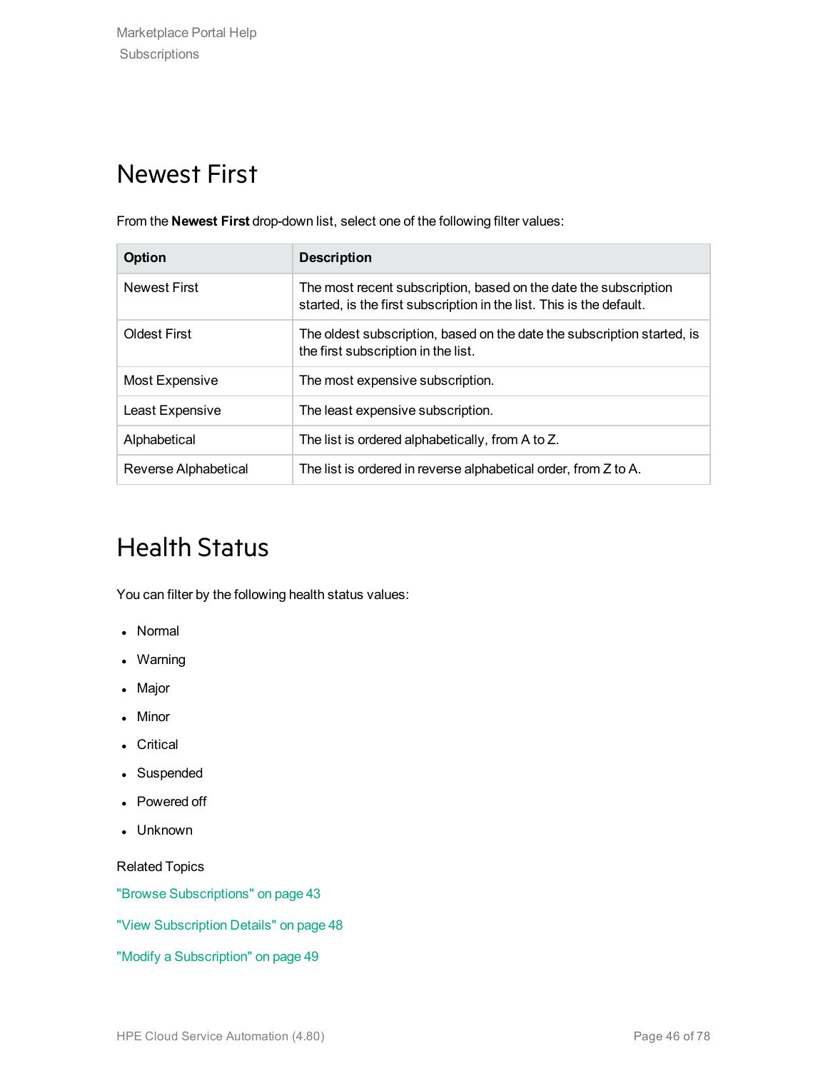# Newest First

From the **Newest First** drop-down list, select one of the following filter values:

| Option | Description |
| --- | --- |
| Newest First | The most recent subscription, based on the date the subscription started, is the first subscription in the list. This is the default. |
| Oldest First | The oldest subscription, based on the date the subscription started, is the first subscription in the list. |
| Most Expensive | The most expensive subscription. |
| Least Expensive | The least expensive subscription. |
| Alphabetical | The list is ordered alphabetically, from A to Z. |
| Reverse Alphabetical | The list is ordered in reverse alphabetical order, from Z to A. |

# Health Status

You can filter by the following health status values:

- Normal
- Warning
- Major
- Minor
- Critical
- Suspended
- Powered off
- Unknown

Related Topics

"Browse Subscriptions" on page 43

"View Subscription Details" on page 48

"Modify a Subscription" on page 49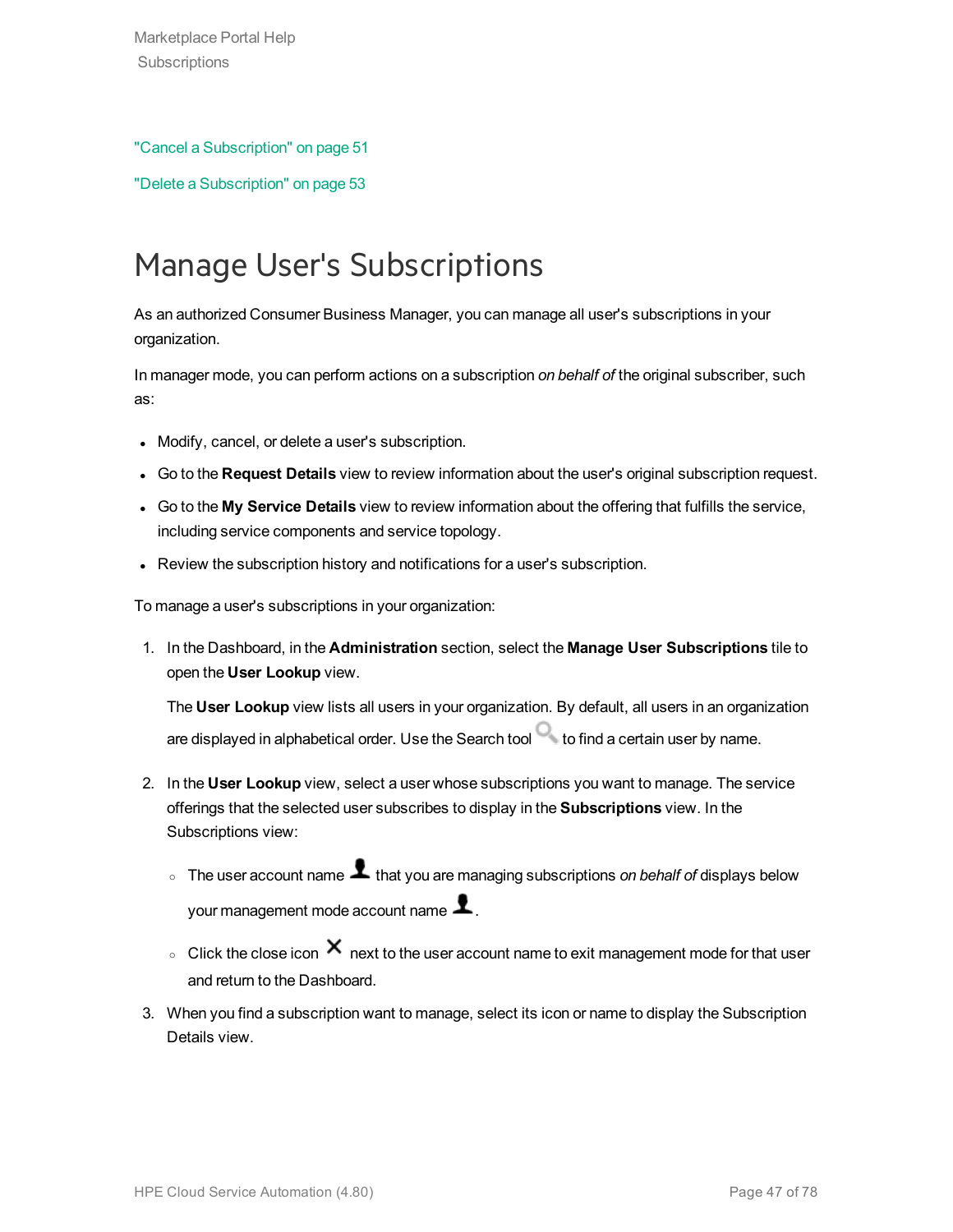"Cancel a Subscription" on page 51

"Delete a Subscription" on page 53

# Manage User's Subscriptions

As an authorized Consumer Business Manager, you can manage all user's subscriptions in your organization.

In manager mode, you can perform actions on a subscription *on behalf of* the original subscriber, such as:

- Modify, cancel, or delete a user's subscription.
- Go to the **Request Details** view to review information about the user's original subscription request.
- Go to the **My Service Details** view to review information about the offering that fulfills the service, including service components and service topology.
- Review the subscription history and notifications for a user's subscription.

To manage a user's subscriptions in your organization:

1. In the Dashboard, in the **Administration** section, select the **Manage User Subscriptions** tile to open the **User Lookup** view.

   The **User Lookup** view lists all users in your organization. By default, all users in an organization are displayed in alphabetical order. Use the Search tool to find a certain user by name.

2. In the **User Lookup** view, select a user whose subscriptions you want to manage. The service offerings that the selected user subscribes to display in the **Subscriptions** view. In the Subscriptions view:

   - The user account name that you are managing subscriptions *on behalf of* displays below your management mode account name.
   - Click the close icon next to the user account name to exit management mode for that user and return to the Dashboard.

3. When you find a subscription want to manage, select its icon or name to display the Subscription Details view.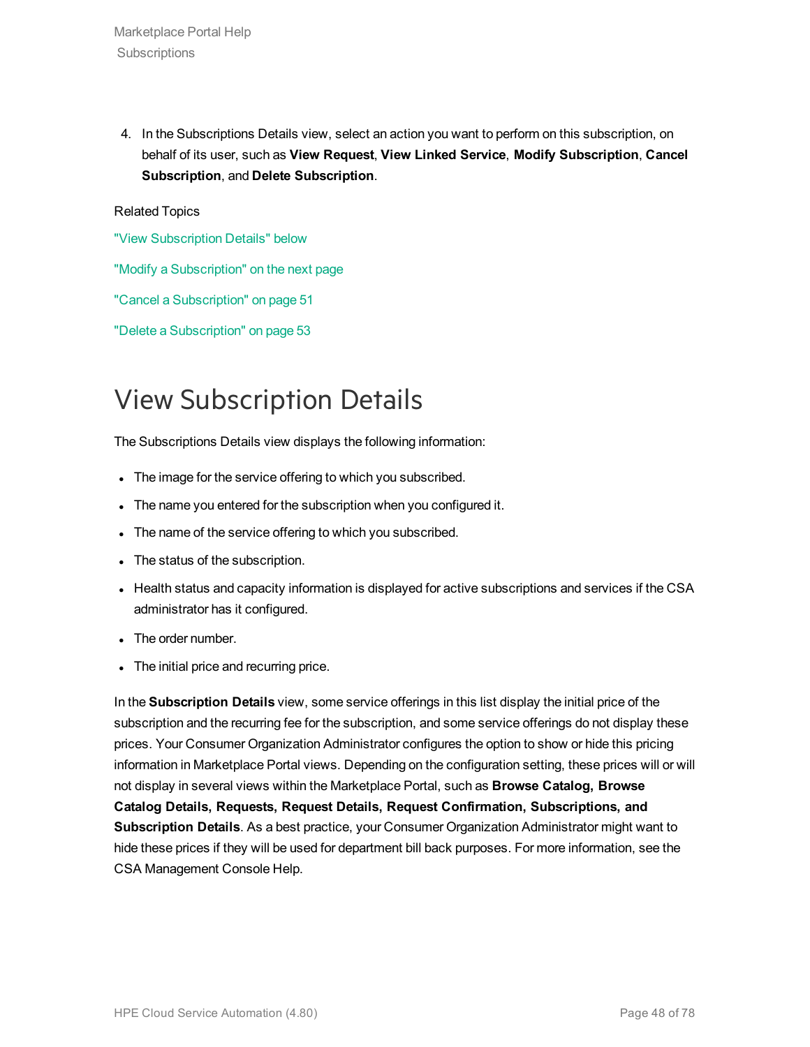4. In the Subscriptions Details view, select an action you want to perform on this subscription, on behalf of its user, such as **View Request**, **View Linked Service**, **Modify Subscription**, **Cancel Subscription**, and **Delete Subscription**.

Related Topics

"View Subscription Details" below

"Modify a Subscription" on the next page

"Cancel a Subscription" on page 51

"Delete a Subscription" on page 53

# View Subscription Details

The Subscriptions Details view displays the following information:

- The image for the service offering to which you subscribed.
- The name you entered for the subscription when you configured it.
- The name of the service offering to which you subscribed.
- The status of the subscription.
- Health status and capacity information is displayed for active subscriptions and services if the CSA administrator has it configured.
- The order number.
- The initial price and recurring price.

In the **Subscription Details** view, some service offerings in this list display the initial price of the subscription and the recurring fee for the subscription, and some service offerings do not display these prices. Your Consumer Organization Administrator configures the option to show or hide this pricing information in Marketplace Portal views. Depending on the configuration setting, these prices will or will not display in several views within the Marketplace Portal, such as **Browse Catalog, Browse Catalog Details, Requests, Request Details, Request Confirmation, Subscriptions, and Subscription Details**. As a best practice, your Consumer Organization Administrator might want to hide these prices if they will be used for department bill back purposes. For more information, see the CSA Management Console Help.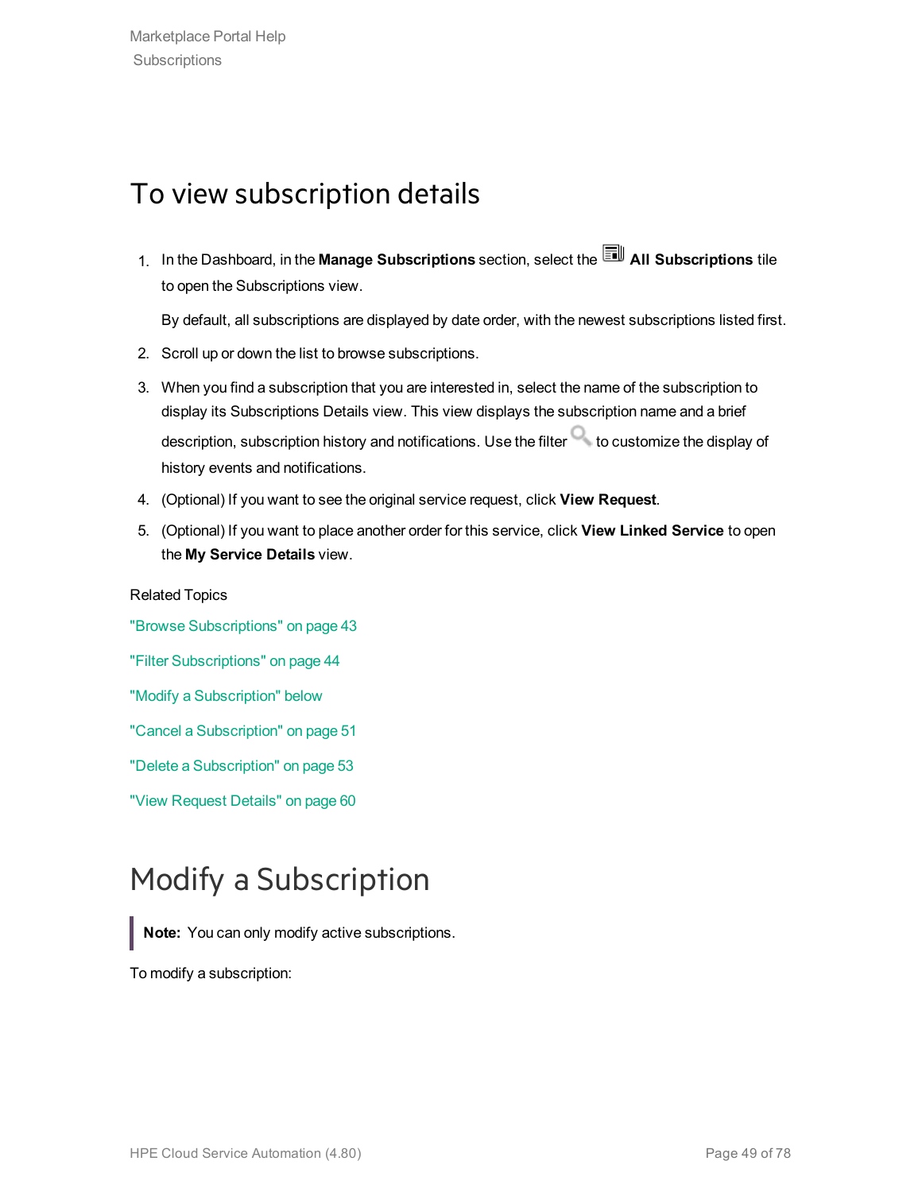## To view subscription details

1. In the Dashboard, in the **Manage Subscriptions** section, select the **All Subscriptions** tile to open the Subscriptions view.

   By default, all subscriptions are displayed by date order, with the newest subscriptions listed first.

2. Scroll up or down the list to browse subscriptions.
3. When you find a subscription that you are interested in, select the name of the subscription to display its Subscriptions Details view. This view displays the subscription name and a brief description, subscription history and notifications. Use the filter to customize the display of history events and notifications.
4. (Optional) If you want to see the original service request, click **View Request**.
5. (Optional) If you want to place another order for this service, click **View Linked Service** to open the **My Service Details** view.

Related Topics

"Browse Subscriptions" on page 43

"Filter Subscriptions" on page 44

"Modify a Subscription" below

"Cancel a Subscription" on page 51

"Delete a Subscription" on page 53

"View Request Details" on page 60

# Modify a Subscription

> **Note:** You can only modify active subscriptions.

To modify a subscription: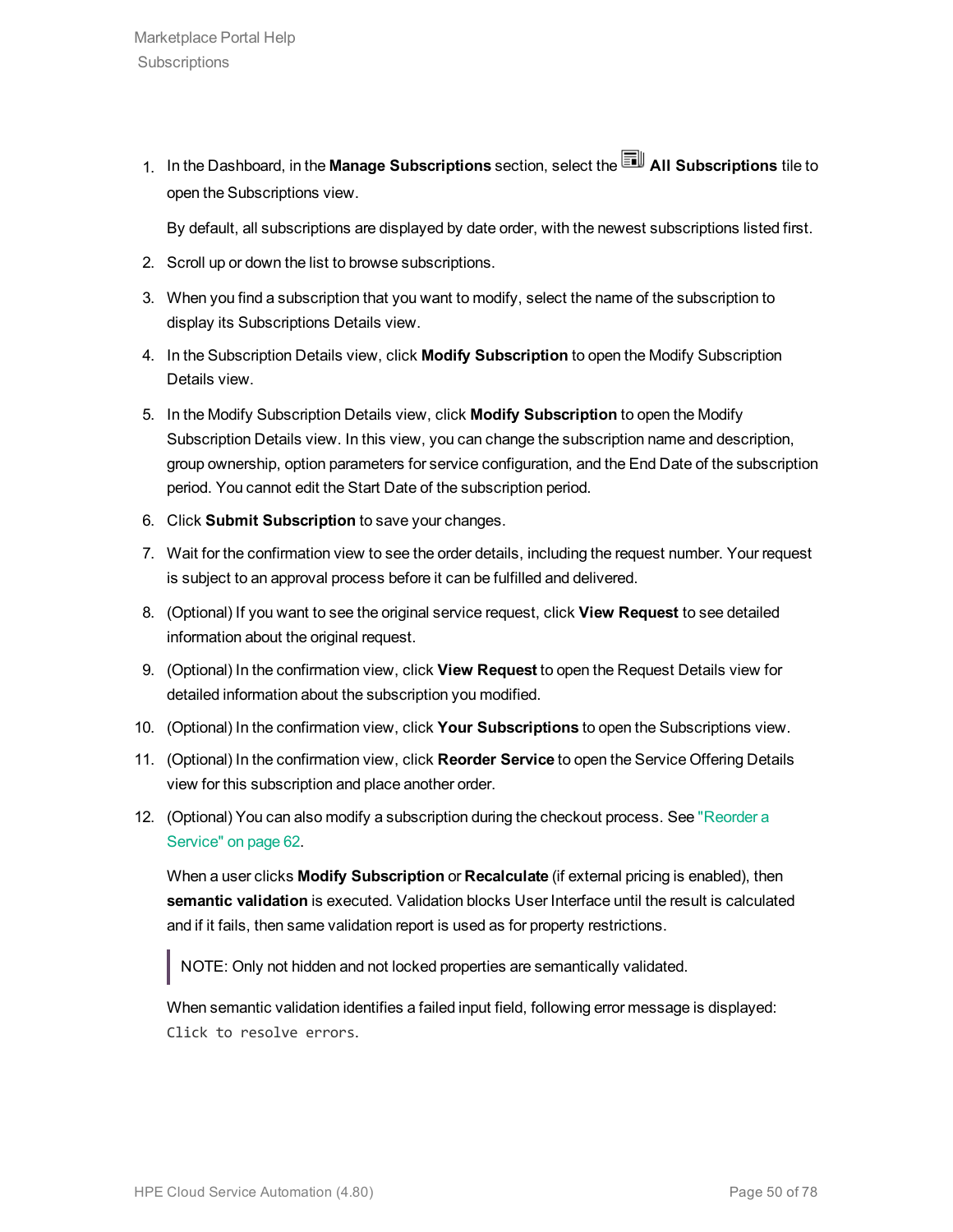1. In the Dashboard, in the **Manage Subscriptions** section, select the **All Subscriptions** tile to open the Subscriptions view.

   By default, all subscriptions are displayed by date order, with the newest subscriptions listed first.

2. Scroll up or down the list to browse subscriptions.
3. When you find a subscription that you want to modify, select the name of the subscription to display its Subscriptions Details view.
4. In the Subscription Details view, click **Modify Subscription** to open the Modify Subscription Details view.
5. In the Modify Subscription Details view, click **Modify Subscription** to open the Modify Subscription Details view. In this view, you can change the subscription name and description, group ownership, option parameters for service configuration, and the End Date of the subscription period. You cannot edit the Start Date of the subscription period.
6. Click **Submit Subscription** to save your changes.
7. Wait for the confirmation view to see the order details, including the request number. Your request is subject to an approval process before it can be fulfilled and delivered.
8. (Optional) If you want to see the original service request, click **View Request** to see detailed information about the original request.
9. (Optional) In the confirmation view, click **View Request** to open the Request Details view for detailed information about the subscription you modified.
10. (Optional) In the confirmation view, click **Your Subscriptions** to open the Subscriptions view.
11. (Optional) In the confirmation view, click **Reorder Service** to open the Service Offering Details view for this subscription and place another order.
12. (Optional) You can also modify a subscription during the checkout process. See "Reorder a Service" on page 62.

    When a user clicks **Modify Subscription** or **Recalculate** (if external pricing is enabled), then **semantic validation** is executed. Validation blocks User Interface until the result is calculated and if it fails, then same validation report is used as for property restrictions.

    > NOTE: Only not hidden and not locked properties are semantically validated.

    When semantic validation identifies a failed input field, following error message is displayed: `Click to resolve errors`.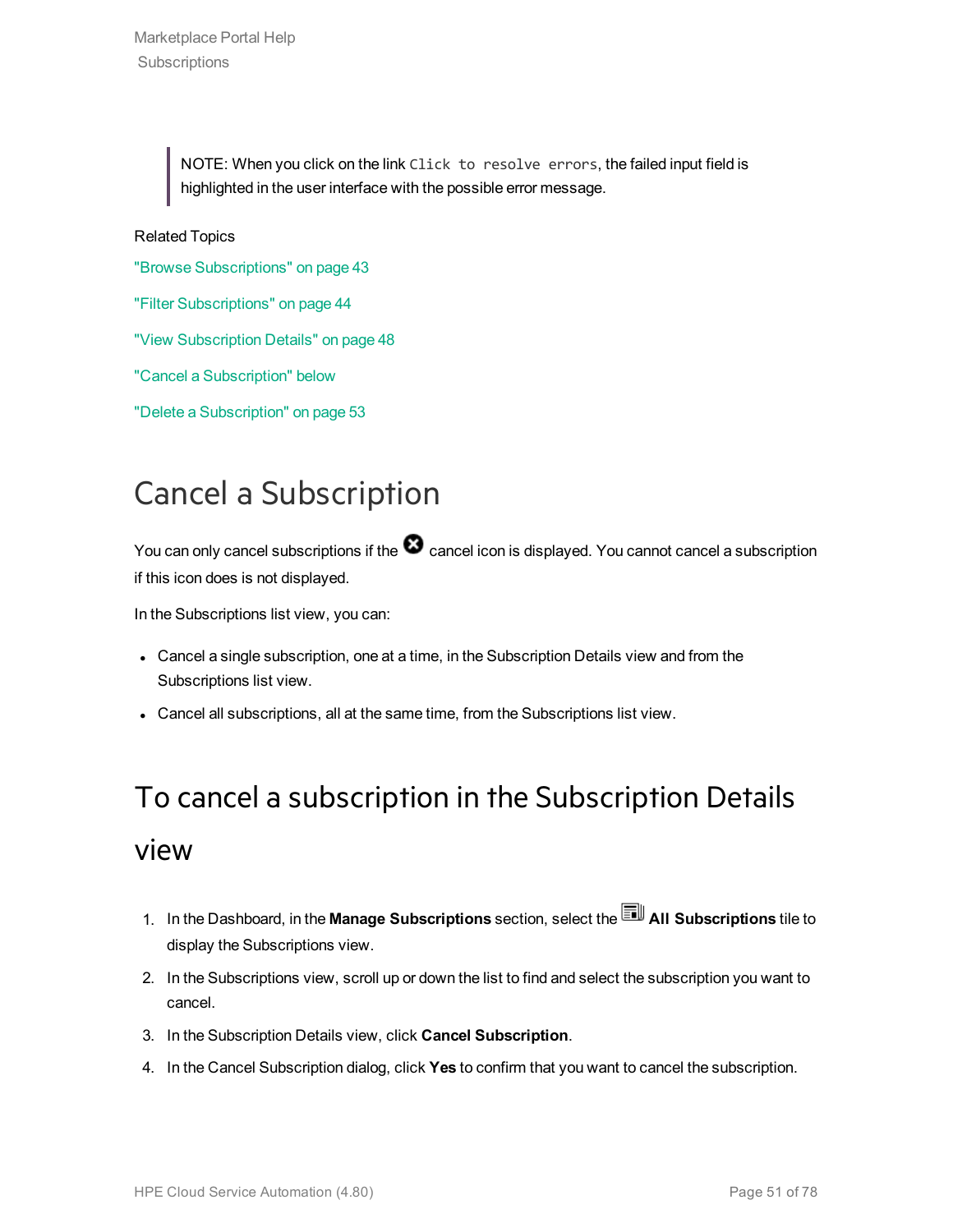> NOTE: When you click on the link `Click to resolve errors`, the failed input field is highlighted in the user interface with the possible error message.

Related Topics

"Browse Subscriptions" on page 43

"Filter Subscriptions" on page 44

"View Subscription Details" on page 48

"Cancel a Subscription" below

"Delete a Subscription" on page 53

# Cancel a Subscription

You can only cancel subscriptions if the cancel icon is displayed. You cannot cancel a subscription if this icon does not displayed.

In the Subscriptions list view, you can:

- Cancel a single subscription, one at a time, in the Subscription Details view and from the Subscriptions list view.
- Cancel all subscriptions, all at the same time, from the Subscriptions list view.

## To cancel a subscription in the Subscription Details view

1. In the Dashboard, in the **Manage Subscriptions** section, select the **All Subscriptions** tile to display the Subscriptions view.
2. In the Subscriptions view, scroll up or down the list to find and select the subscription you want to cancel.
3. In the Subscription Details view, click **Cancel Subscription**.
4. In the Cancel Subscription dialog, click **Yes** to confirm that you want to cancel the subscription.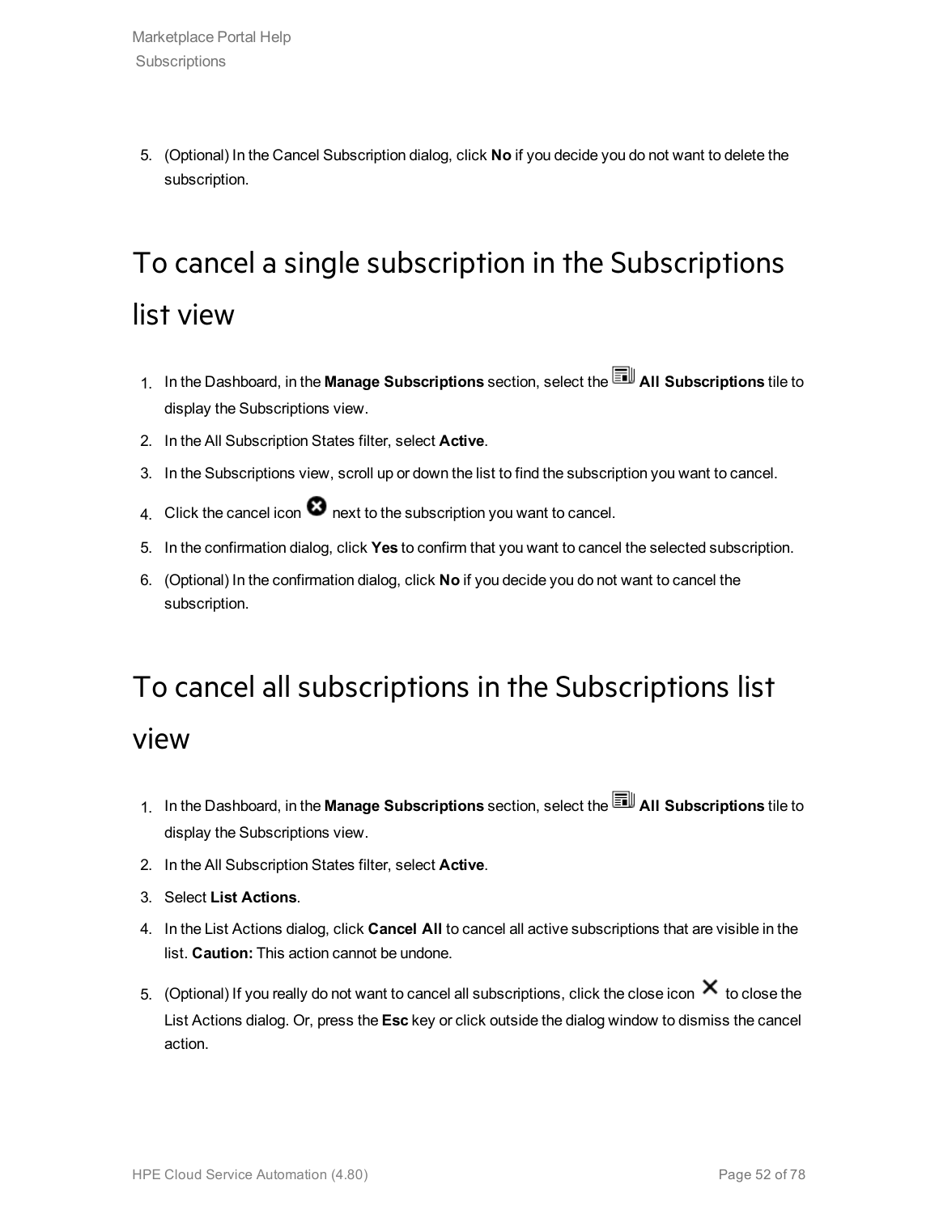5. (Optional) In the Cancel Subscription dialog, click **No** if you decide you do not want to delete the subscription.

## To cancel a single subscription in the Subscriptions list view

1. In the Dashboard, in the **Manage Subscriptions** section, select the **All Subscriptions** tile to display the Subscriptions view.
2. In the All Subscription States filter, select **Active**.
3. In the Subscriptions view, scroll up or down the list to find the subscription you want to cancel.
4. Click the cancel icon next to the subscription you want to cancel.
5. In the confirmation dialog, click **Yes** to confirm that you want to cancel the selected subscription.
6. (Optional) In the confirmation dialog, click **No** if you decide you do not want to cancel the subscription.

## To cancel all subscriptions in the Subscriptions list view

1. In the Dashboard, in the **Manage Subscriptions** section, select the **All Subscriptions** tile to display the Subscriptions view.
2. In the All Subscription States filter, select **Active**.
3. Select **List Actions**.
4. In the List Actions dialog, click **Cancel All** to cancel all active subscriptions that are visible in the list. **Caution:** This action cannot be undone.
5. (Optional) If you really do not want to cancel all subscriptions, click the close icon ✕ to close the List Actions dialog. Or, press the **Esc** key or click outside the dialog window to dismiss the cancel action.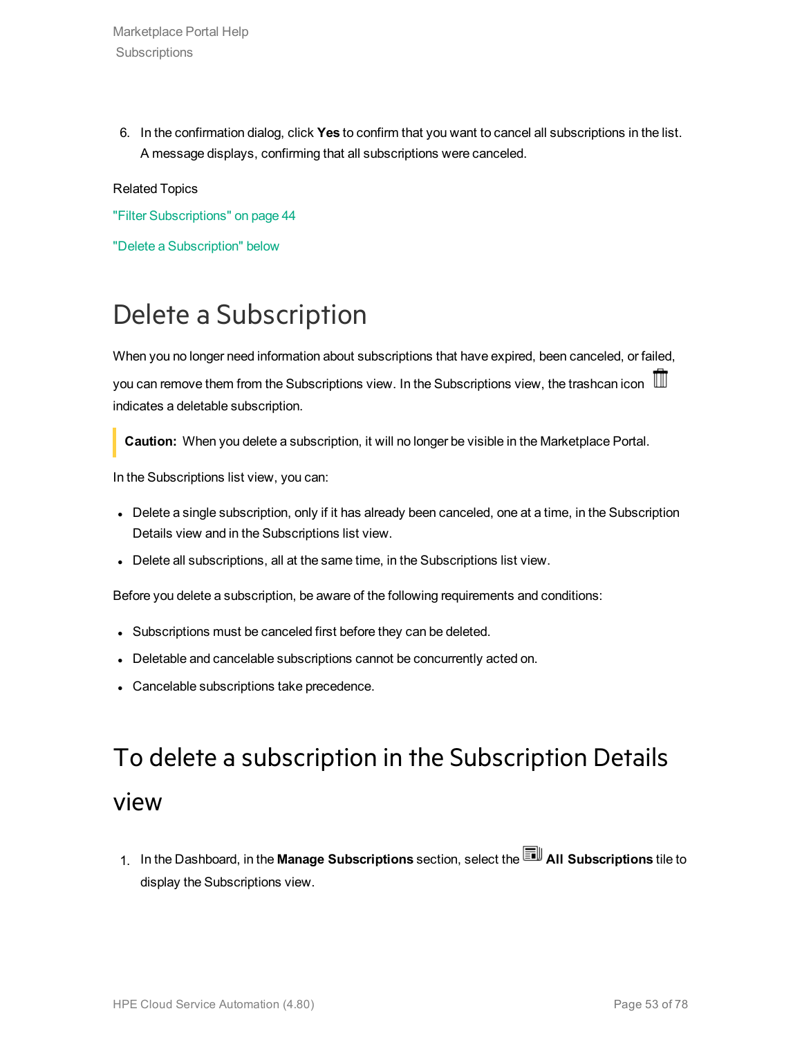6. In the confirmation dialog, click **Yes** to confirm that you want to cancel all subscriptions in the list. A message displays, confirming that all subscriptions were canceled.

Related Topics

"Filter Subscriptions" on page 44

"Delete a Subscription" below

# Delete a Subscription

When you no longer need information about subscriptions that have expired, been canceled, or failed, you can remove them from the Subscriptions view. In the Subscriptions view, the trashcan icon indicates a deletable subscription.

> **Caution:** When you delete a subscription, it will no longer be visible in the Marketplace Portal.

In the Subscriptions list view, you can:

- Delete a single subscription, only if it has already been canceled, one at a time, in the Subscription Details view and in the Subscriptions list view.
- Delete all subscriptions, all at the same time, in the Subscriptions list view.

Before you delete a subscription, be aware of the following requirements and conditions:

- Subscriptions must be canceled first before they can be deleted.
- Deletable and cancelable subscriptions cannot be concurrently acted on.
- Cancelable subscriptions take precedence.

# To delete a subscription in the Subscription Details view

1. In the Dashboard, in the **Manage Subscriptions** section, select the **All Subscriptions** tile to display the Subscriptions view.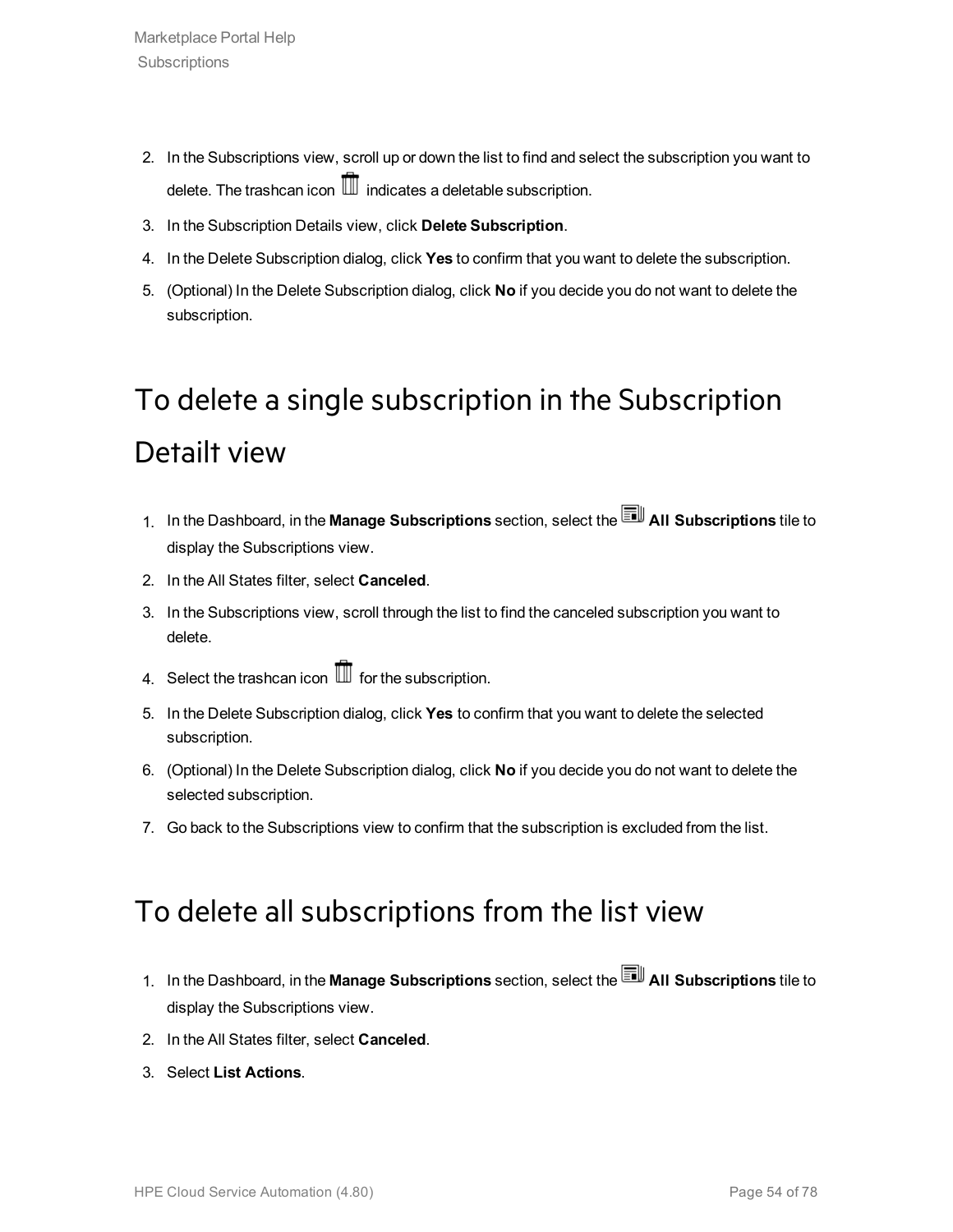2. In the Subscriptions view, scroll up or down the list to find and select the subscription you want to delete. The trashcan icon indicates a deletable subscription.
3. In the Subscription Details view, click **Delete Subscription**.
4. In the Delete Subscription dialog, click **Yes** to confirm that you want to delete the subscription.
5. (Optional) In the Delete Subscription dialog, click **No** if you decide you do not want to delete the subscription.

## To delete a single subscription in the Subscription Detailt view

1. In the Dashboard, in the **Manage Subscriptions** section, select the **All Subscriptions** tile to display the Subscriptions view.
2. In the All States filter, select **Canceled**.
3. In the Subscriptions view, scroll through the list to find the canceled subscription you want to delete.
4. Select the trashcan icon for the subscription.
5. In the Delete Subscription dialog, click **Yes** to confirm that you want to delete the selected subscription.
6. (Optional) In the Delete Subscription dialog, click **No** if you decide you do not want to delete the selected subscription.
7. Go back to the Subscriptions view to confirm that the subscription is excluded from the list.

## To delete all subscriptions from the list view

1. In the Dashboard, in the **Manage Subscriptions** section, select the **All Subscriptions** tile to display the Subscriptions view.
2. In the All States filter, select **Canceled**.
3. Select **List Actions**.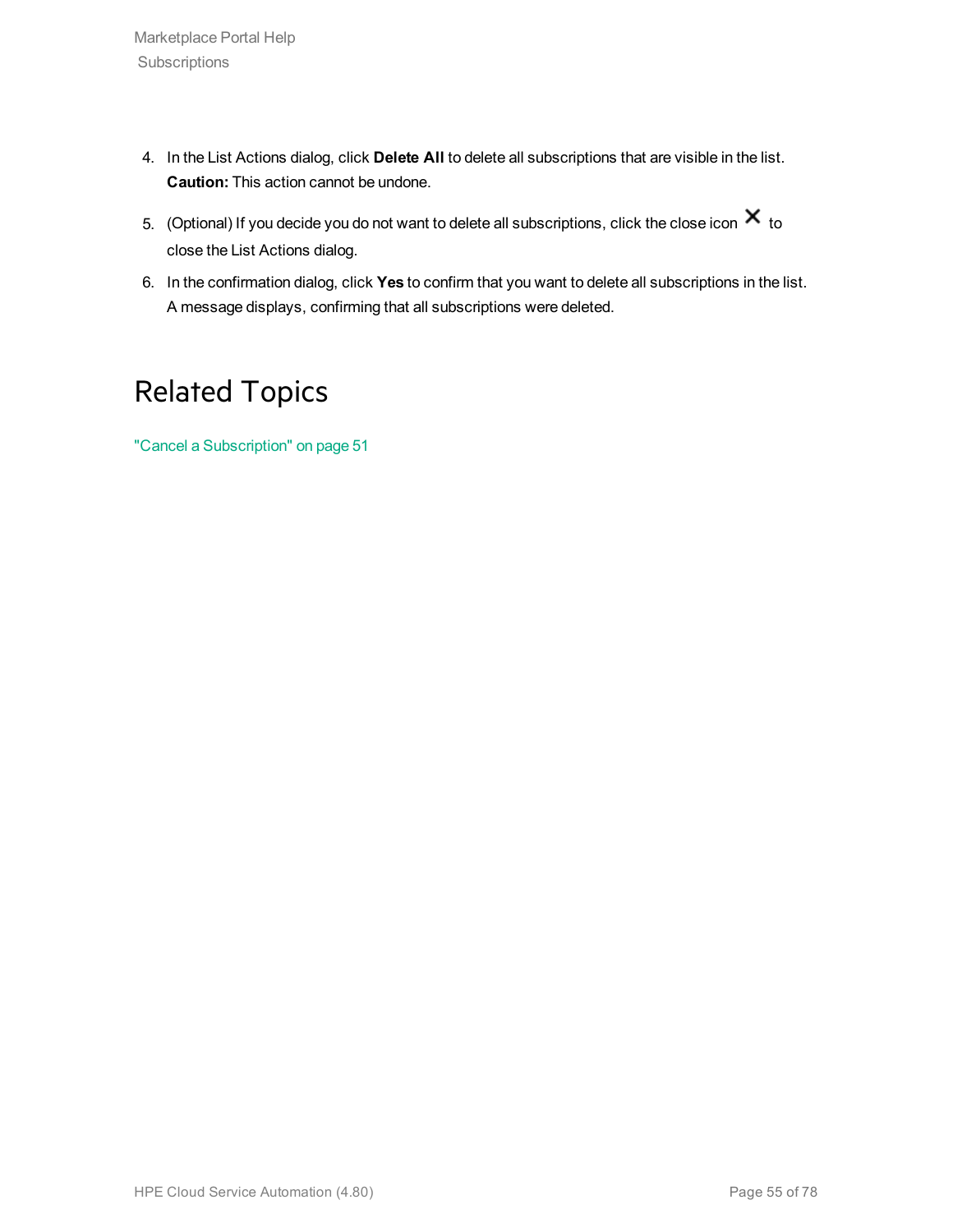4. In the List Actions dialog, click **Delete All** to delete all subscriptions that are visible in the list. **Caution:** This action cannot be undone.
5. (Optional) If you decide you do not want to delete all subscriptions, click the close icon ✕ to close the List Actions dialog.
6. In the confirmation dialog, click **Yes** to confirm that you want to delete all subscriptions in the list. A message displays, confirming that all subscriptions were deleted.

## Related Topics

"Cancel a Subscription" on page 51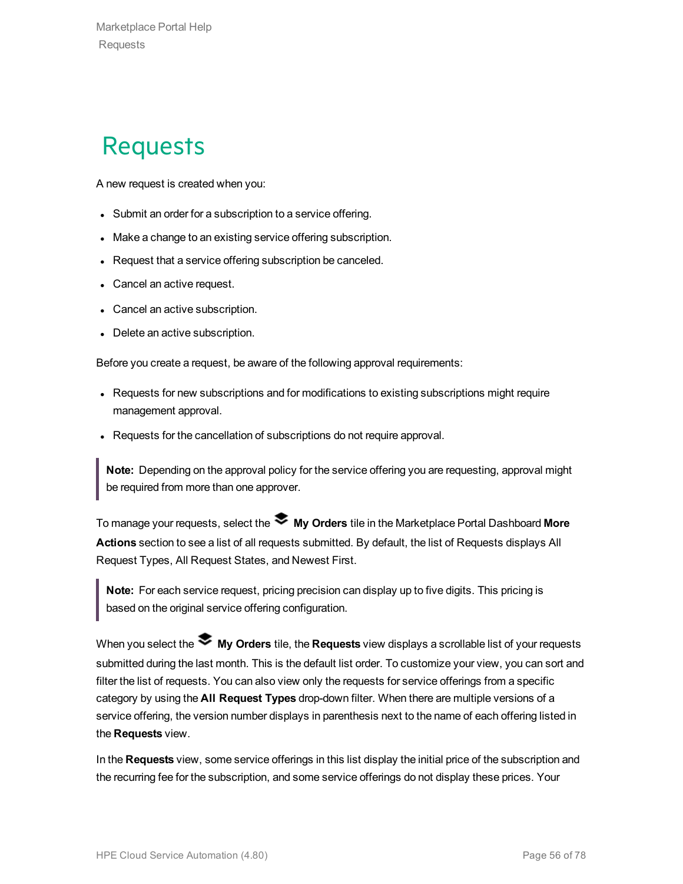# Requests

A new request is created when you:

- Submit an order for a subscription to a service offering.
- Make a change to an existing service offering subscription.
- Request that a service offering subscription be canceled.
- Cancel an active request.
- Cancel an active subscription.
- Delete an active subscription.

Before you create a request, be aware of the following approval requirements:

- Requests for new subscriptions and for modifications to existing subscriptions might require management approval.
- Requests for the cancellation of subscriptions do not require approval.

> **Note:** Depending on the approval policy for the service offering you are requesting, approval might be required from more than one approver.

To manage your requests, select the **My Orders** tile in the Marketplace Portal Dashboard **More Actions** section to see a list of all requests submitted. By default, the list of Requests displays All Request Types, All Request States, and Newest First.

> **Note:** For each service request, pricing precision can display up to five digits. This pricing is based on the original service offering configuration.

When you select the **My Orders** tile, the **Requests** view displays a scrollable list of your requests submitted during the last month. This is the default list order. To customize your view, you can sort and filter the list of requests. You can also view only the requests for service offerings from a specific category by using the **All Request Types** drop-down filter. When there are multiple versions of a service offering, the version number displays in parenthesis next to the name of each offering listed in the **Requests** view.

In the **Requests** view, some service offerings in this list display the initial price of the subscription and the recurring fee for the subscription, and some service offerings do not display these prices. Your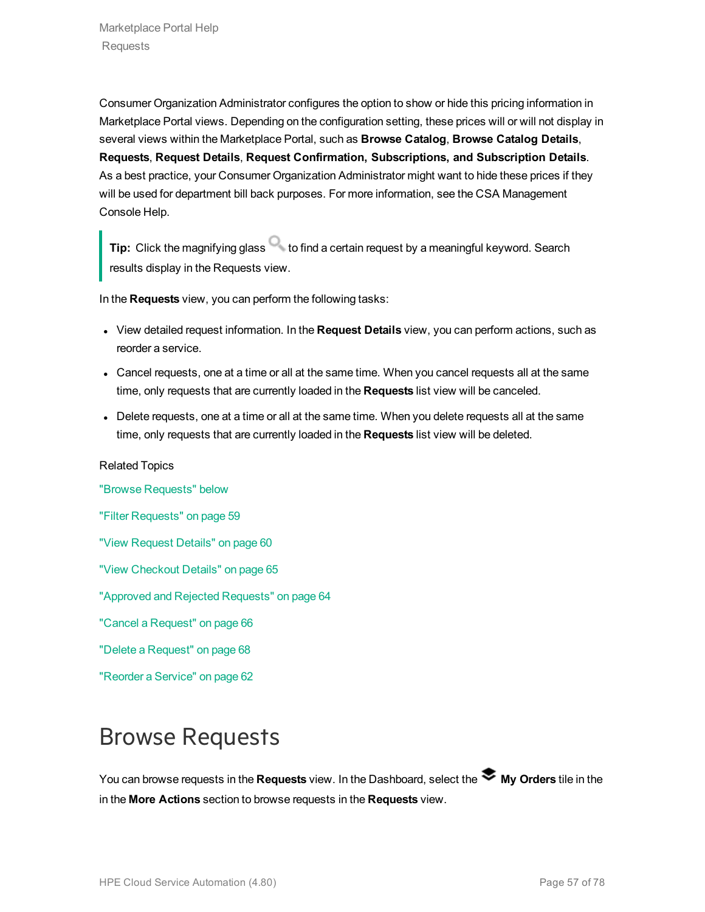Consumer Organization Administrator configures the option to show or hide this pricing information in Marketplace Portal views. Depending on the configuration setting, these prices will or will not display in several views within the Marketplace Portal, such as **Browse Catalog**, **Browse Catalog Details**, **Requests**, **Request Details**, **Request Confirmation, Subscriptions, and Subscription Details**. As a best practice, your Consumer Organization Administrator might want to hide these prices if they will be used for department bill back purposes. For more information, see the CSA Management Console Help.

> **Tip:** Click the magnifying glass to find a certain request by a meaningful keyword. Search results display in the Requests view.

In the **Requests** view, you can perform the following tasks:

- View detailed request information. In the **Request Details** view, you can perform actions, such as reorder a service.
- Cancel requests, one at a time or all at the same time. When you cancel requests all at the same time, only requests that are currently loaded in the **Requests** list view will be canceled.
- Delete requests, one at a time or all at the same time. When you delete requests all at the same time, only requests that are currently loaded in the **Requests** list view will be deleted.

Related Topics

"Browse Requests" below

"Filter Requests" on page 59

"View Request Details" on page 60

"View Checkout Details" on page 65

"Approved and Rejected Requests" on page 64

"Cancel a Request" on page 66

"Delete a Request" on page 68

"Reorder a Service" on page 62

# Browse Requests

You can browse requests in the **Requests** view. In the Dashboard, select the **My Orders** tile in the in the **More Actions** section to browse requests in the **Requests** view.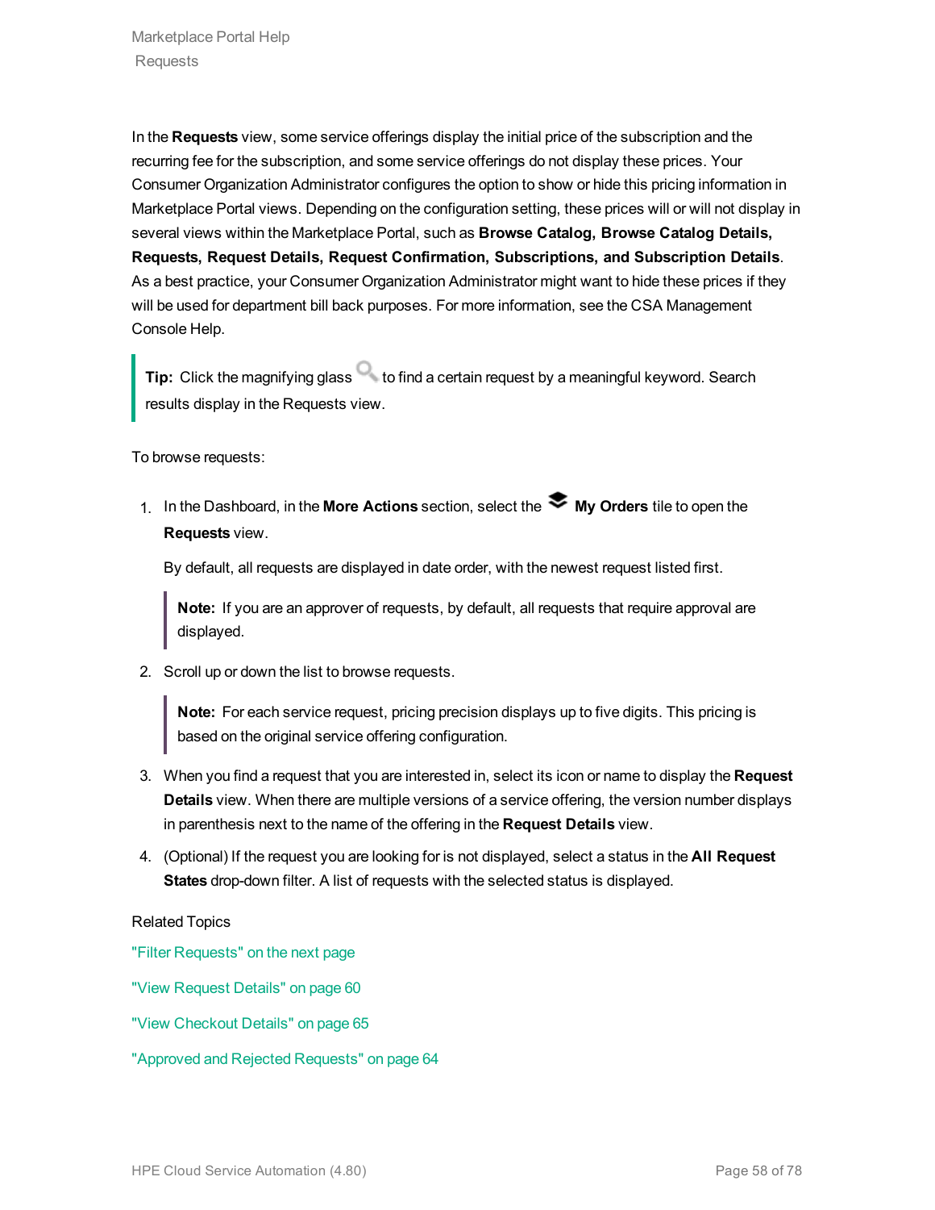In the **Requests** view, some service offerings display the initial price of the subscription and the recurring fee for the subscription, and some service offerings do not display these prices. Your Consumer Organization Administrator configures the option to show or hide this pricing information in Marketplace Portal views. Depending on the configuration setting, these prices will or will not display in several views within the Marketplace Portal, such as **Browse Catalog, Browse Catalog Details, Requests, Request Details, Request Confirmation, Subscriptions, and Subscription Details**. As a best practice, your Consumer Organization Administrator might want to hide these prices if they will be used for department bill back purposes. For more information, see the CSA Management Console Help.

> **Tip:** Click the magnifying glass to find a certain request by a meaningful keyword. Search results display in the Requests view.

To browse requests:

1. In the Dashboard, in the **More Actions** section, select the **My Orders** tile to open the **Requests** view.

   By default, all requests are displayed in date order, with the newest request listed first.

   > **Note:** If you are an approver of requests, by default, all requests that require approval are displayed.

2. Scroll up or down the list to browse requests.

   > **Note:** For each service request, pricing precision displays up to five digits. This pricing is based on the original service offering configuration.

3. When you find a request that you are interested in, select its icon or name to display the **Request Details** view. When there are multiple versions of a service offering, the version number displays in parenthesis next to the name of the offering in the **Request Details** view.
4. (Optional) If the request you are looking for is not displayed, select a status in the **All Request States** drop-down filter. A list of requests with the selected status is displayed.

Related Topics

"Filter Requests" on the next page

"View Request Details" on page 60

"View Checkout Details" on page 65

"Approved and Rejected Requests" on page 64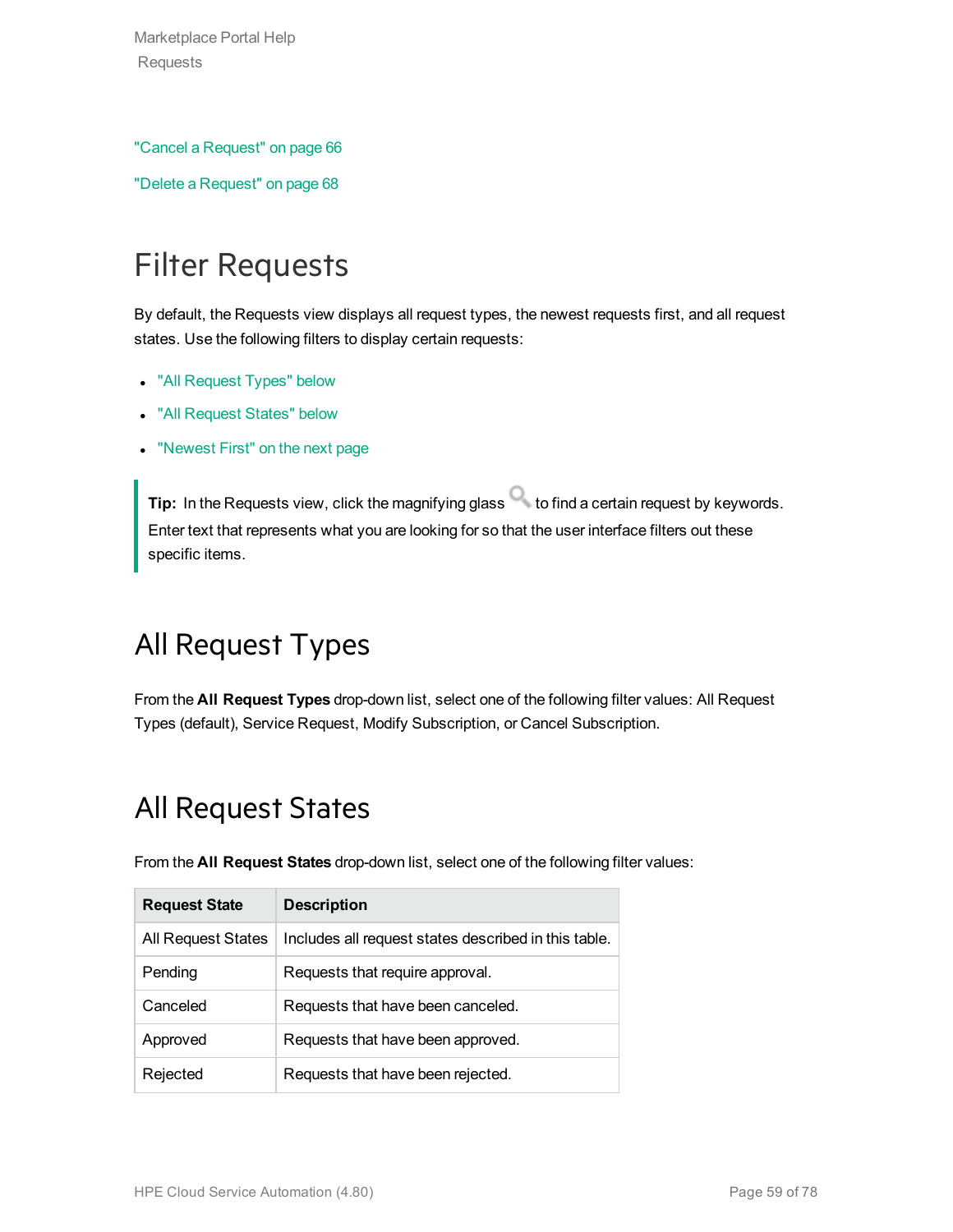"Cancel a Request" on page 66

"Delete a Request" on page 68

# Filter Requests

By default, the Requests view displays all request types, the newest requests first, and all request states. Use the following filters to display certain requests:

- "All Request Types" below
- "All Request States" below
- "Newest First" on the next page

> **Tip:** In the Requests view, click the magnifying glass to find a certain request by keywords. Enter text that represents what you are looking for so that the user interface filters out these specific items.

## All Request Types

From the **All Request Types** drop-down list, select one of the following filter values: All Request Types (default), Service Request, Modify Subscription, or Cancel Subscription.

## All Request States

From the **All Request States** drop-down list, select one of the following filter values:

| Request State | Description |
|---|---|
| All Request States | Includes all request states described in this table. |
| Pending | Requests that require approval. |
| Canceled | Requests that have been canceled. |
| Approved | Requests that have been approved. |
| Rejected | Requests that have been rejected. |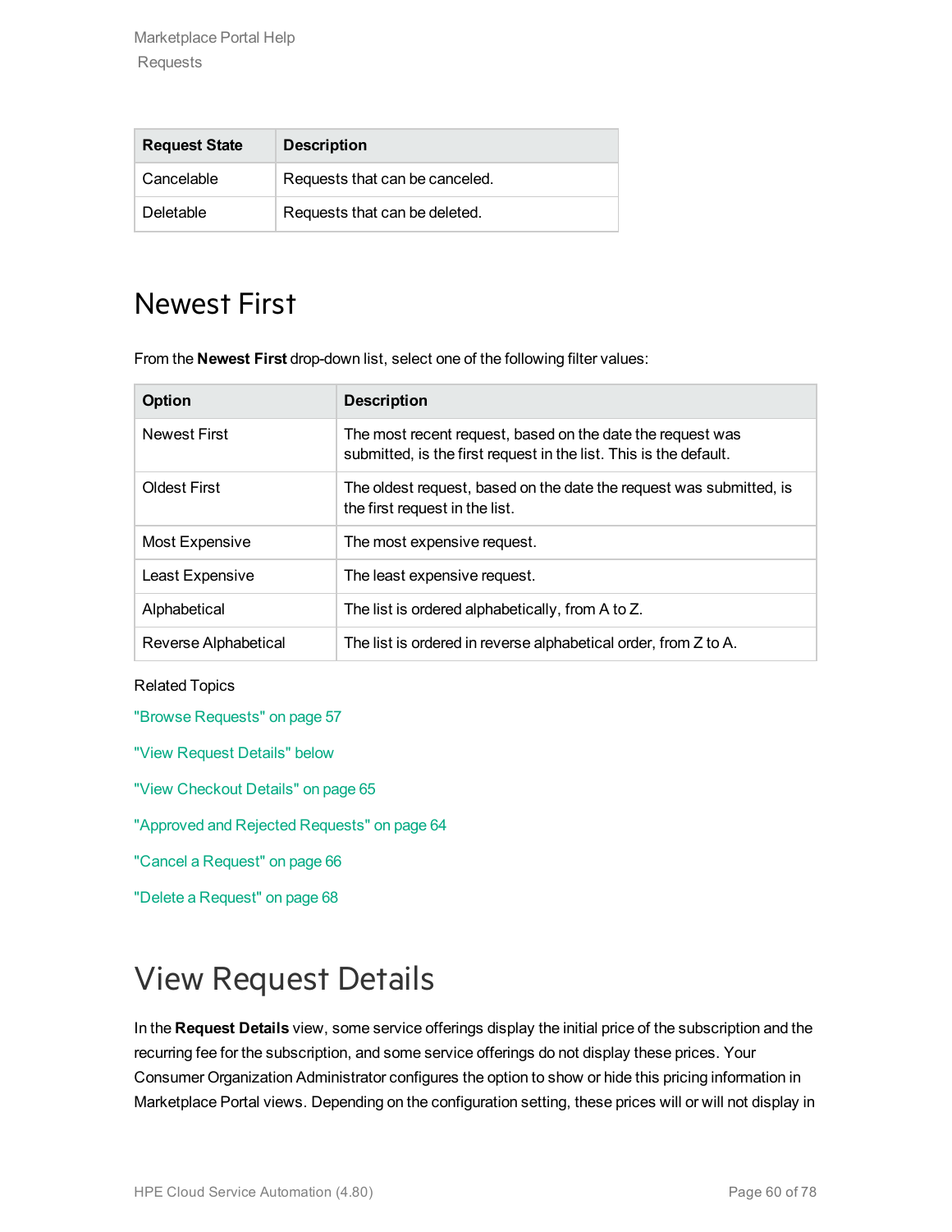| Request State | Description |
| --- | --- |
| Cancelable | Requests that can be canceled. |
| Deletable | Requests that can be deleted. |

## Newest First

From the **Newest First** drop-down list, select one of the following filter values:

| Option | Description |
| --- | --- |
| Newest First | The most recent request, based on the date the request was submitted, is the first request in the list. This is the default. |
| Oldest First | The oldest request, based on the date the request was submitted, is the first request in the list. |
| Most Expensive | The most expensive request. |
| Least Expensive | The least expensive request. |
| Alphabetical | The list is ordered alphabetically, from A to Z. |
| Reverse Alphabetical | The list is ordered in reverse alphabetical order, from Z to A. |

Related Topics

"Browse Requests" on page 57

"View Request Details" below

"View Checkout Details" on page 65

"Approved and Rejected Requests" on page 64

"Cancel a Request" on page 66

"Delete a Request" on page 68

## View Request Details

In the **Request Details** view, some service offerings display the initial price of the subscription and the recurring fee for the subscription, and some service offerings do not display these prices. Your Consumer Organization Administrator configures the option to show or hide this pricing information in Marketplace Portal views. Depending on the configuration setting, these prices will or will not display in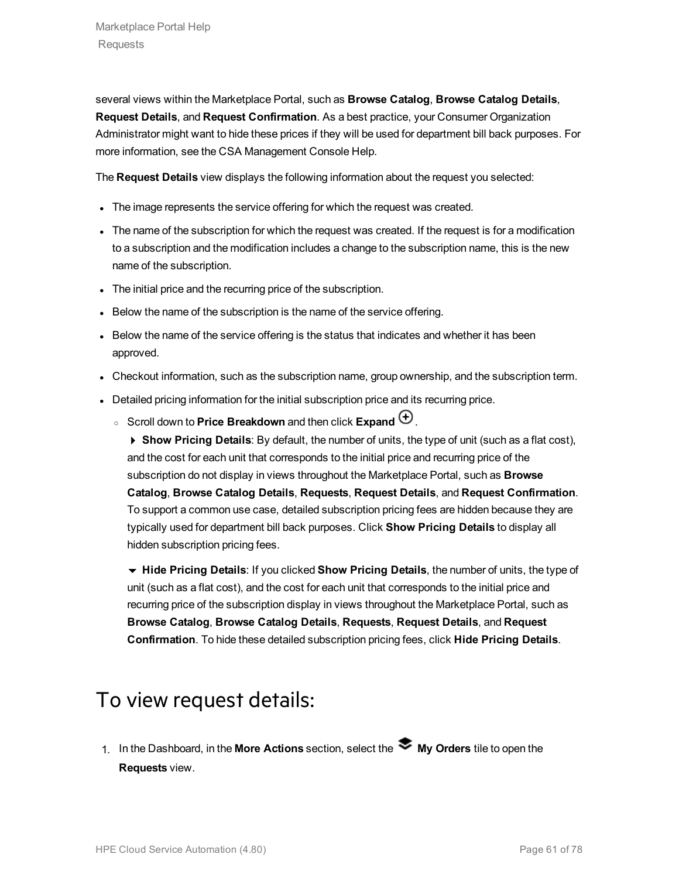several views within the Marketplace Portal, such as **Browse Catalog**, **Browse Catalog Details**, **Request Details**, and **Request Confirmation**. As a best practice, your Consumer Organization Administrator might want to hide these prices if they will be used for department bill back purposes. For more information, see the CSA Management Console Help.

The **Request Details** view displays the following information about the request you selected:

- The image represents the service offering for which the request was created.
- The name of the subscription for which the request was created. If the request is for a modification to a subscription and the modification includes a change to the subscription name, this is the new name of the subscription.
- The initial price and the recurring price of the subscription.
- Below the name of the subscription is the name of the service offering.
- Below the name of the service offering is the status that indicates and whether it has been approved.
- Checkout information, such as the subscription name, group ownership, and the subscription term.
- Detailed pricing information for the initial subscription price and its recurring price.
  - Scroll down to **Price Breakdown** and then click **Expand** ⊕.

    ▸ **Show Pricing Details**: By default, the number of units, the type of unit (such as a flat cost), and the cost for each unit that corresponds to the initial price and recurring price of the subscription do not display in views throughout the Marketplace Portal, such as **Browse Catalog**, **Browse Catalog Details**, **Requests**, **Request Details**, and **Request Confirmation**. To support a common use case, detailed subscription pricing fees are hidden because they are typically used for department bill back purposes. Click **Show Pricing Details** to display all hidden subscription pricing fees.

    ▾ **Hide Pricing Details**: If you clicked **Show Pricing Details**, the number of units, the type of unit (such as a flat cost), and the cost for each unit that corresponds to the initial price and recurring price of the subscription display in views throughout the Marketplace Portal, such as **Browse Catalog**, **Browse Catalog Details**, **Requests**, **Request Details**, and **Request Confirmation**. To hide these detailed subscription pricing fees, click **Hide Pricing Details**.

# To view request details:

1. In the Dashboard, in the **More Actions** section, select the **My Orders** tile to open the **Requests** view.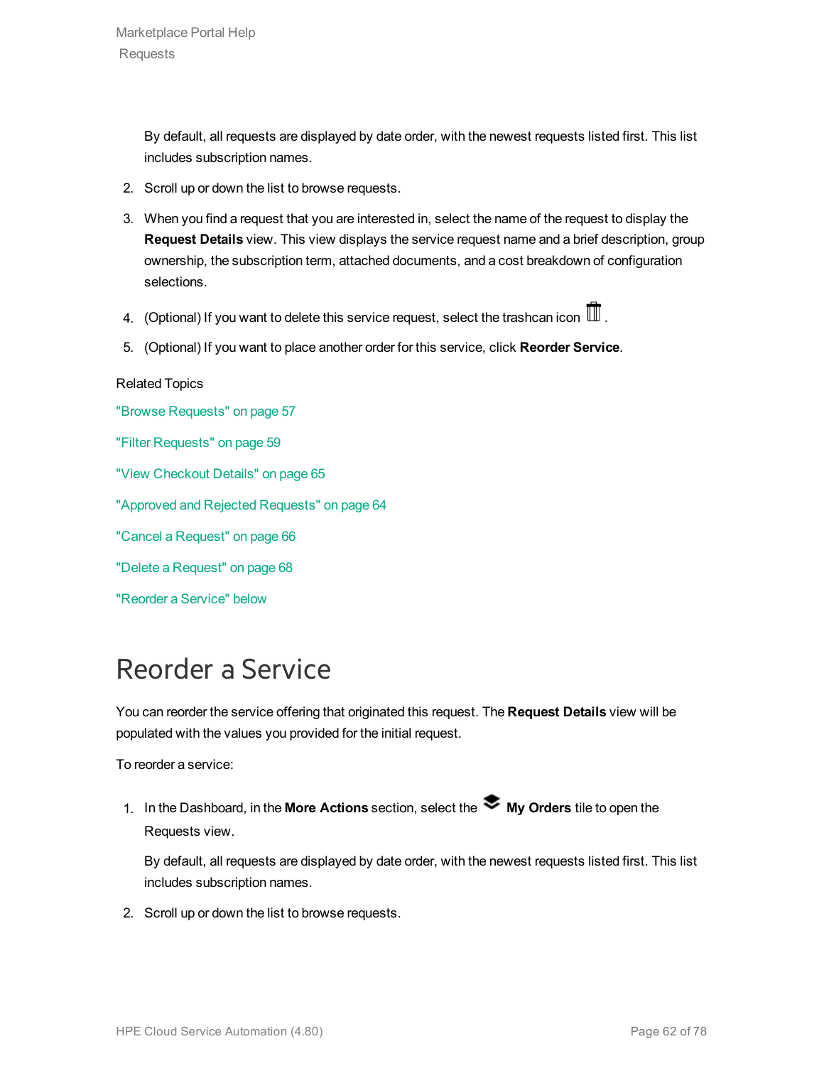By default, all requests are displayed by date order, with the newest requests listed first. This list includes subscription names.

2. Scroll up or down the list to browse requests.
3. When you find a request that you are interested in, select the name of the request to display the **Request Details** view. This view displays the service request name and a brief description, group ownership, the subscription term, attached documents, and a cost breakdown of configuration selections.
4. (Optional) If you want to delete this service request, select the trashcan icon.
5. (Optional) If you want to place another order for this service, click **Reorder Service**.

Related Topics

"Browse Requests" on page 57

"Filter Requests" on page 59

"View Checkout Details" on page 65

"Approved and Rejected Requests" on page 64

"Cancel a Request" on page 66

"Delete a Request" on page 68

"Reorder a Service" below

# Reorder a Service

You can reorder the service offering that originated this request. The **Request Details** view will be populated with the values you provided for the initial request.

To reorder a service:

1. In the Dashboard, in the **More Actions** section, select the **My Orders** tile to open the Requests view.

   By default, all requests are displayed by date order, with the newest requests listed first. This list includes subscription names.

2. Scroll up or down the list to browse requests.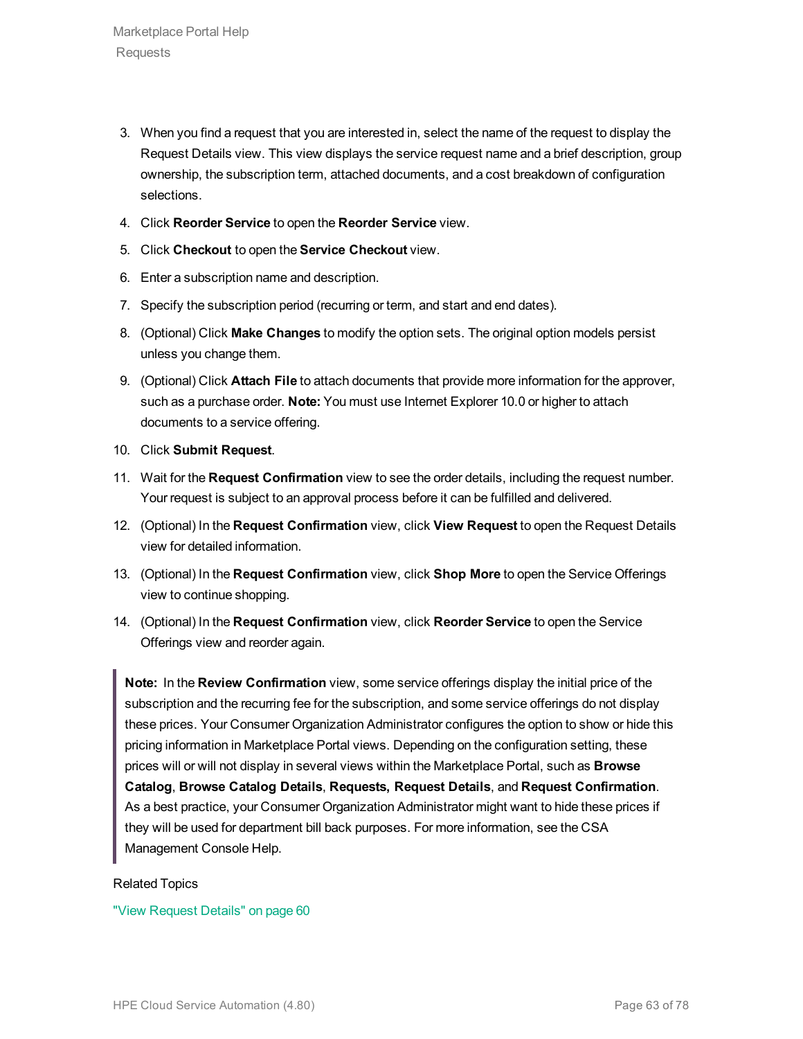3. When you find a request that you are interested in, select the name of the request to display the Request Details view. This view displays the service request name and a brief description, group ownership, the subscription term, attached documents, and a cost breakdown of configuration selections.
4. Click **Reorder Service** to open the **Reorder Service** view.
5. Click **Checkout** to open the **Service Checkout** view.
6. Enter a subscription name and description.
7. Specify the subscription period (recurring or term, and start and end dates).
8. (Optional) Click **Make Changes** to modify the option sets. The original option models persist unless you change them.
9. (Optional) Click **Attach File** to attach documents that provide more information for the approver, such as a purchase order. **Note:** You must use Internet Explorer 10.0 or higher to attach documents to a service offering.
10. Click **Submit Request**.
11. Wait for the **Request Confirmation** view to see the order details, including the request number. Your request is subject to an approval process before it can be fulfilled and delivered.
12. (Optional) In the **Request Confirmation** view, click **View Request** to open the Request Details view for detailed information.
13. (Optional) In the **Request Confirmation** view, click **Shop More** to open the Service Offerings view to continue shopping.
14. (Optional) In the **Request Confirmation** view, click **Reorder Service** to open the Service Offerings view and reorder again.

> **Note:** In the **Review Confirmation** view, some service offerings display the initial price of the subscription and the recurring fee for the subscription, and some service offerings do not display these prices. Your Consumer Organization Administrator configures the option to show or hide this pricing information in Marketplace Portal views. Depending on the configuration setting, these prices will or will not display in several views within the Marketplace Portal, such as **Browse Catalog**, **Browse Catalog Details**, **Requests, Request Details**, and **Request Confirmation**. As a best practice, your Consumer Organization Administrator might want to hide these prices if they will be used for department bill back purposes. For more information, see the CSA Management Console Help.

Related Topics

"View Request Details" on page 60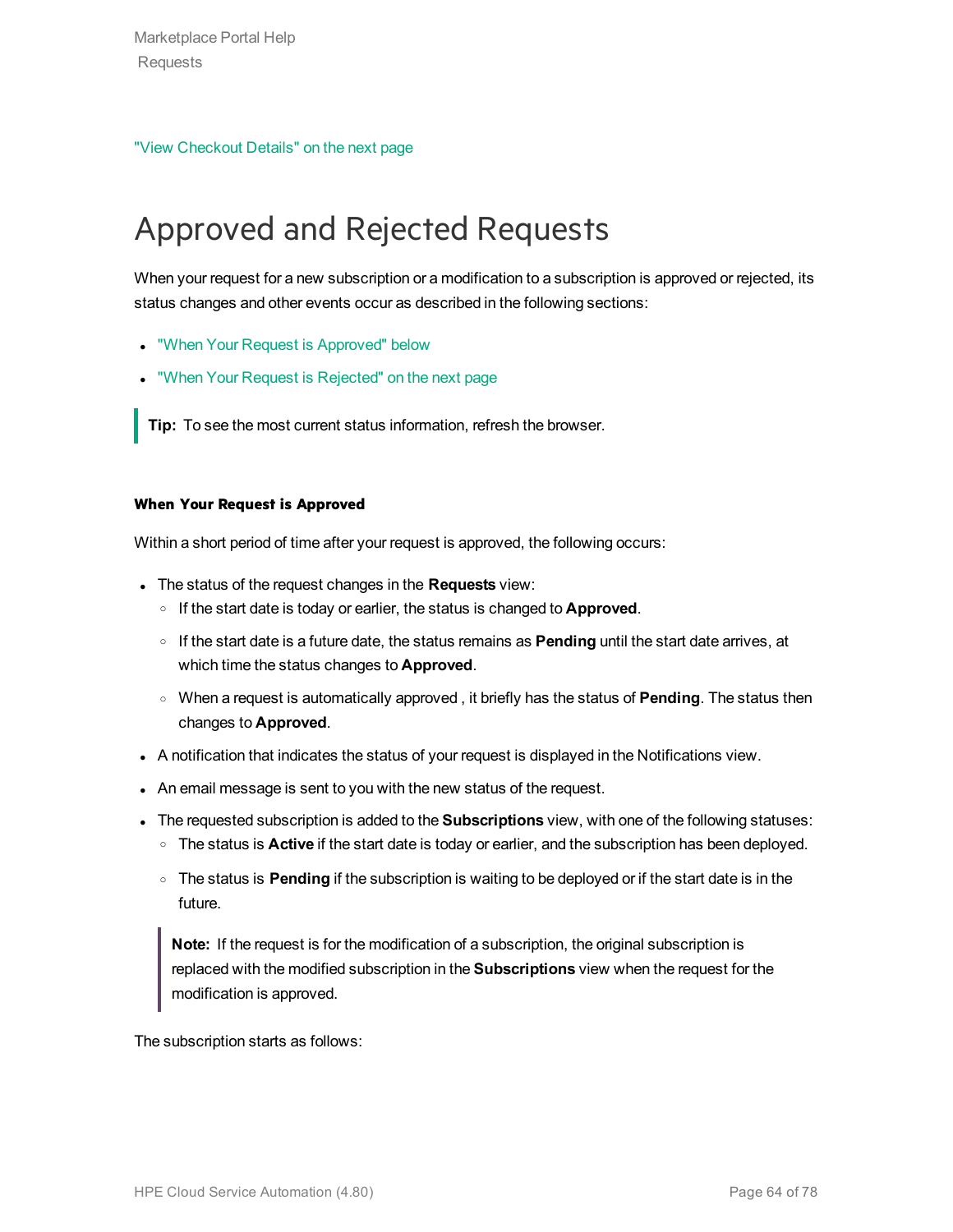"View Checkout Details" on the next page

# Approved and Rejected Requests

When your request for a new subscription or a modification to a subscription is approved or rejected, its status changes and other events occur as described in the following sections:

- "When Your Request is Approved" below
- "When Your Request is Rejected" on the next page

> **Tip:** To see the most current status information, refresh the browser.

#### When Your Request is Approved

Within a short period of time after your request is approved, the following occurs:

- The status of the request changes in the **Requests** view:
  - If the start date is today or earlier, the status is changed to **Approved**.
  - If the start date is a future date, the status remains as **Pending** until the start date arrives, at which time the status changes to **Approved**.
  - When a request is automatically approved , it briefly has the status of **Pending**. The status then changes to **Approved**.
- A notification that indicates the status of your request is displayed in the Notifications view.
- An email message is sent to you with the new status of the request.
- The requested subscription is added to the **Subscriptions** view, with one of the following statuses:
  - The status is **Active** if the start date is today or earlier, and the subscription has been deployed.
  - The status is **Pending** if the subscription is waiting to be deployed or if the start date is in the future.

  > **Note:** If the request is for the modification of a subscription, the original subscription is replaced with the modified subscription in the **Subscriptions** view when the request for the modification is approved.

The subscription starts as follows: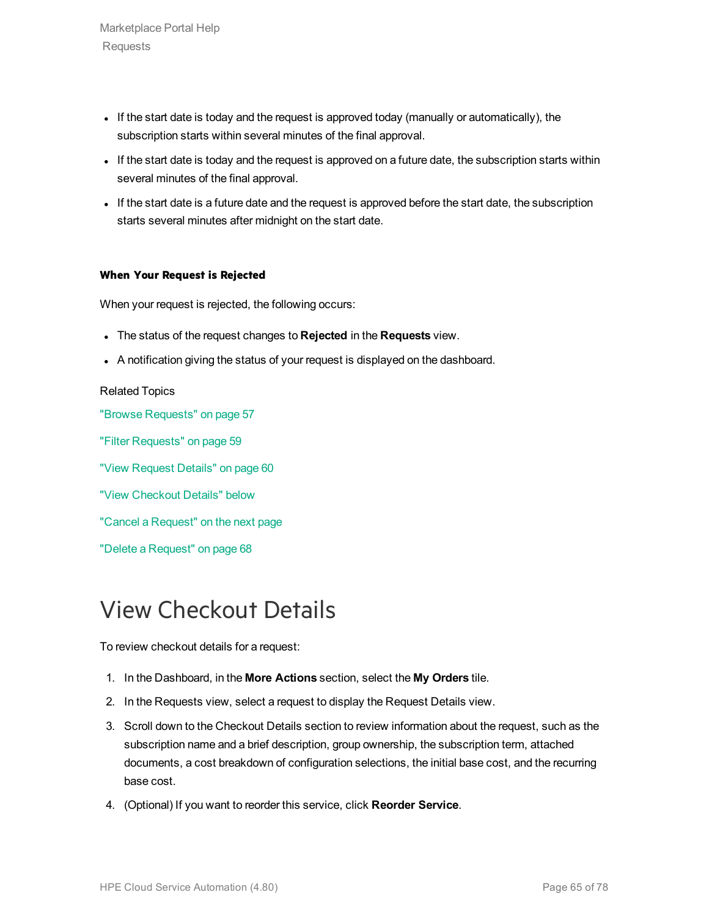- If the start date is today and the request is approved today (manually or automatically), the subscription starts within several minutes of the final approval.
- If the start date is today and the request is approved on a future date, the subscription starts within several minutes of the final approval.
- If the start date is a future date and the request is approved before the start date, the subscription starts several minutes after midnight on the start date.

#### When Your Request is Rejected

When your request is rejected, the following occurs:

- The status of the request changes to **Rejected** in the **Requests** view.
- A notification giving the status of your request is displayed on the dashboard.

Related Topics

"Browse Requests" on page 57

"Filter Requests" on page 59

"View Request Details" on page 60

"View Checkout Details" below

"Cancel a Request" on the next page

"Delete a Request" on page 68

# View Checkout Details

To review checkout details for a request:

1. In the Dashboard, in the **More Actions** section, select the **My Orders** tile.
2. In the Requests view, select a request to display the Request Details view.
3. Scroll down to the Checkout Details section to review information about the request, such as the subscription name and a brief description, group ownership, the subscription term, attached documents, a cost breakdown of configuration selections, the initial base cost, and the recurring base cost.
4. (Optional) If you want to reorder this service, click **Reorder Service**.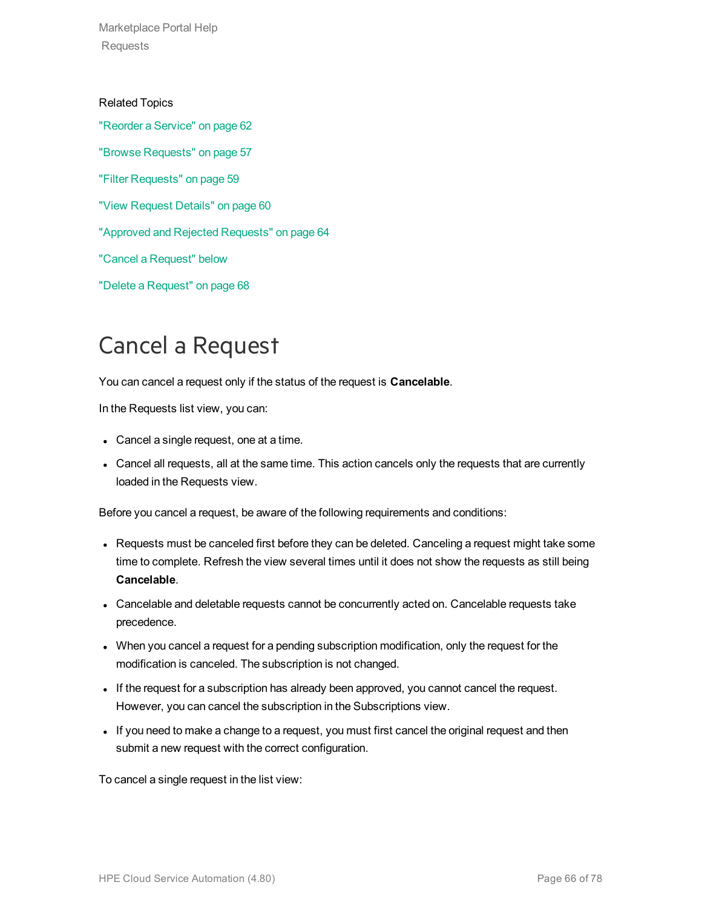Related Topics

"Reorder a Service" on page 62

"Browse Requests" on page 57

"Filter Requests" on page 59

"View Request Details" on page 60

"Approved and Rejected Requests" on page 64

"Cancel a Request" below

"Delete a Request" on page 68

# Cancel a Request

You can cancel a request only if the status of the request is **Cancelable**.

In the Requests list view, you can:

- Cancel a single request, one at a time.
- Cancel all requests, all at the same time. This action cancels only the requests that are currently loaded in the Requests view.

Before you cancel a request, be aware of the following requirements and conditions:

- Requests must be canceled first before they can be deleted. Canceling a request might take some time to complete. Refresh the view several times until it does not show the requests as still being **Cancelable**.
- Cancelable and deletable requests cannot be concurrently acted on. Cancelable requests take precedence.
- When you cancel a request for a pending subscription modification, only the request for the modification is canceled. The subscription is not changed.
- If the request for a subscription has already been approved, you cannot cancel the request. However, you can cancel the subscription in the Subscriptions view.
- If you need to make a change to a request, you must first cancel the original request and then submit a new request with the correct configuration.

To cancel a single request in the list view: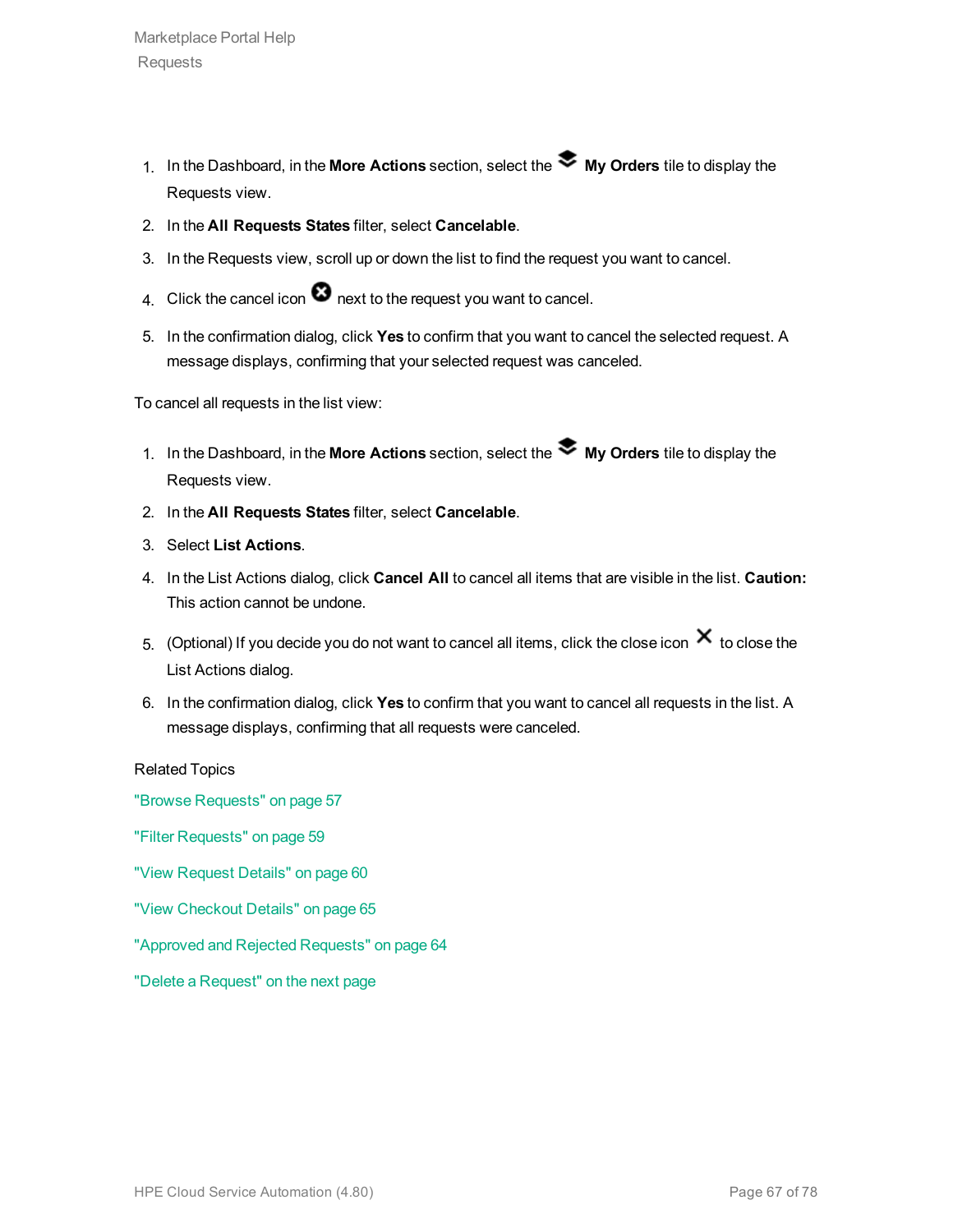1. In the Dashboard, in the **More Actions** section, select the **My Orders** tile to display the Requests view.
2. In the **All Requests States** filter, select **Cancelable**.
3. In the Requests view, scroll up or down the list to find the request you want to cancel.
4. Click the cancel icon next to the request you want to cancel.
5. In the confirmation dialog, click **Yes** to confirm that you want to cancel the selected request. A message displays, confirming that your selected request was canceled.

To cancel all requests in the list view:

1. In the Dashboard, in the **More Actions** section, select the **My Orders** tile to display the Requests view.
2. In the **All Requests States** filter, select **Cancelable**.
3. Select **List Actions**.
4. In the List Actions dialog, click **Cancel All** to cancel all items that are visible in the list. **Caution:** This action cannot be undone.
5. (Optional) If you decide you do not want to cancel all items, click the close icon to close the List Actions dialog.
6. In the confirmation dialog, click **Yes** to confirm that you want to cancel all requests in the list. A message displays, confirming that all requests were canceled.

Related Topics

"Browse Requests" on page 57

"Filter Requests" on page 59

"View Request Details" on page 60

"View Checkout Details" on page 65

"Approved and Rejected Requests" on page 64

"Delete a Request" on the next page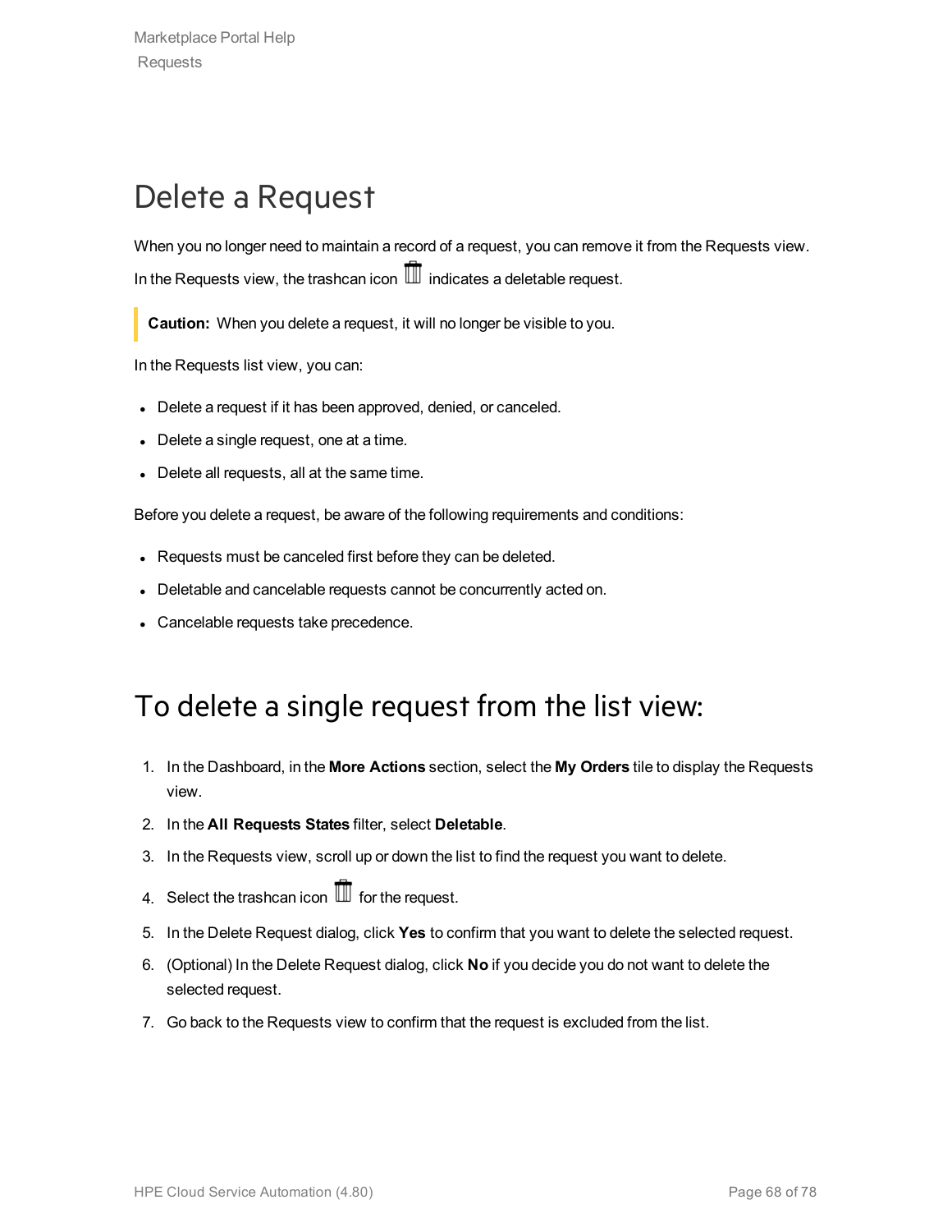# Delete a Request

When you no longer need to maintain a record of a request, you can remove it from the Requests view. In the Requests view, the trashcan icon indicates a deletable request.

> **Caution:** When you delete a request, it will no longer be visible to you.

In the Requests list view, you can:

- Delete a request if it has been approved, denied, or canceled.
- Delete a single request, one at a time.
- Delete all requests, all at the same time.

Before you delete a request, be aware of the following requirements and conditions:

- Requests must be canceled first before they can be deleted.
- Deletable and cancelable requests cannot be concurrently acted on.
- Cancelable requests take precedence.

# To delete a single request from the list view:

1. In the Dashboard, in the **More Actions** section, select the **My Orders** tile to display the Requests view.
2. In the **All Requests States** filter, select **Deletable**.
3. In the Requests view, scroll up or down the list to find the request you want to delete.
4. Select the trashcan icon for the request.
5. In the Delete Request dialog, click **Yes** to confirm that you want to delete the selected request.
6. (Optional) In the Delete Request dialog, click **No** if you decide you do not want to delete the selected request.
7. Go back to the Requests view to confirm that the request is excluded from the list.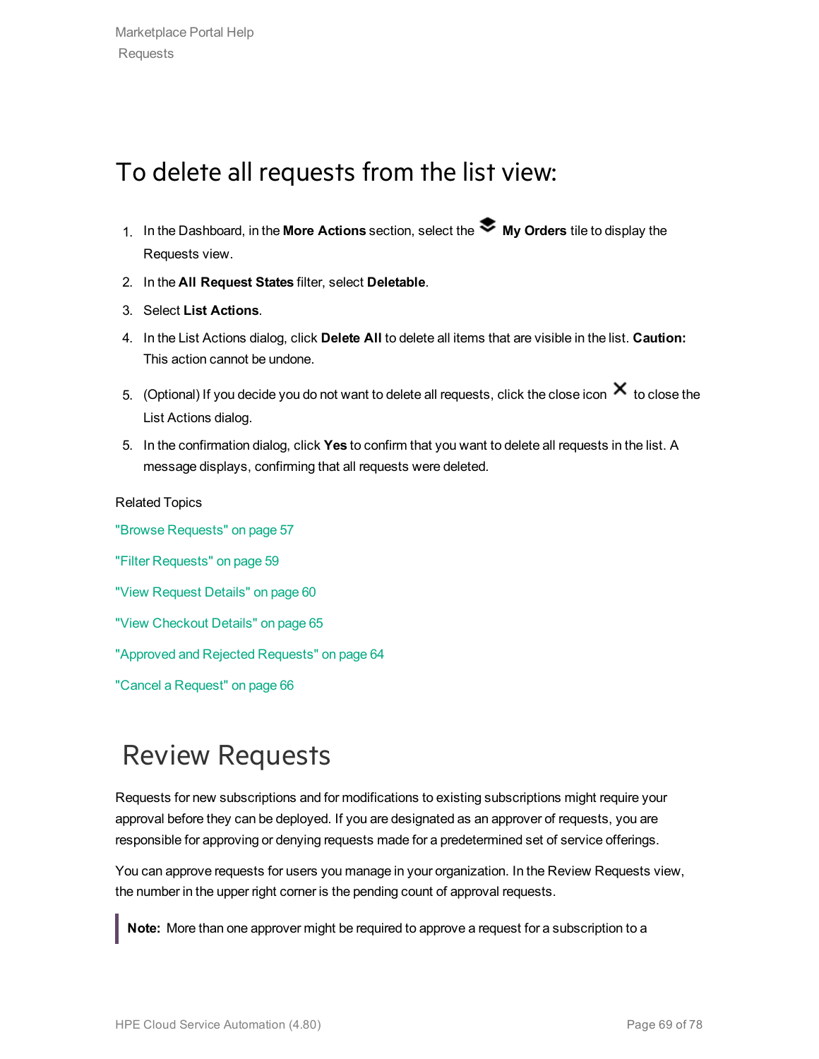### To delete all requests from the list view:

1. In the Dashboard, in the **More Actions** section, select the **My Orders** tile to display the Requests view.
2. In the **All Request States** filter, select **Deletable**.
3. Select **List Actions**.
4. In the List Actions dialog, click **Delete All** to delete all items that are visible in the list. **Caution:** This action cannot be undone.
5. (Optional) If you decide you do not want to delete all requests, click the close icon ✕ to close the List Actions dialog.
5. In the confirmation dialog, click **Yes** to confirm that you want to delete all requests in the list. A message displays, confirming that all requests were deleted.

Related Topics

"Browse Requests" on page 57

"Filter Requests" on page 59

"View Request Details" on page 60

"View Checkout Details" on page 65

"Approved and Rejected Requests" on page 64

"Cancel a Request" on page 66

## Review Requests

Requests for new subscriptions and for modifications to existing subscriptions might require your approval before they can be deployed. If you are designated as an approver of requests, you are responsible for approving or denying requests made for a predetermined set of service offerings.

You can approve requests for users you manage in your organization. In the Review Requests view, the number in the upper right corner is the pending count of approval requests.

> **Note:** More than one approver might be required to approve a request for a subscription to a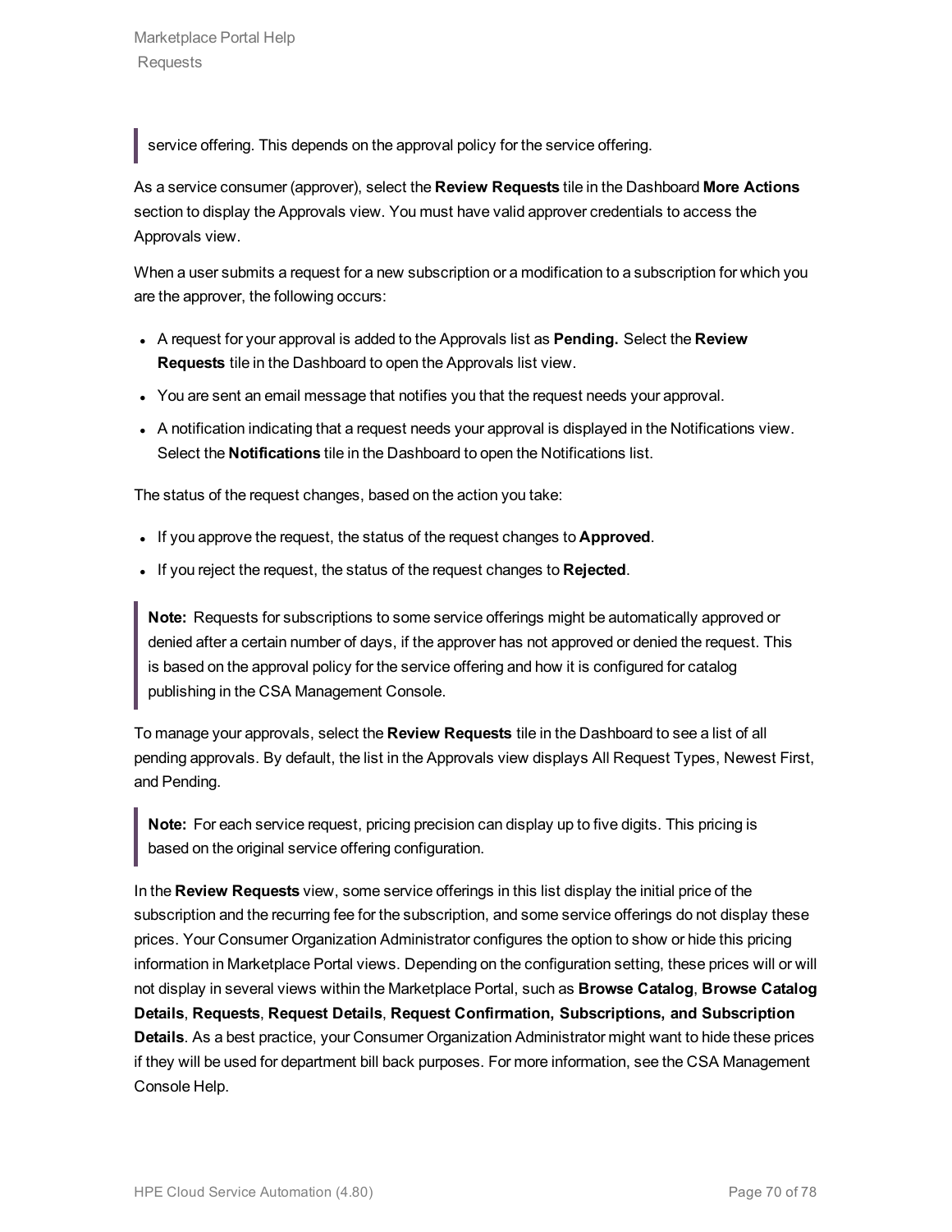> service offering. This depends on the approval policy for the service offering.

As a service consumer (approver), select the **Review Requests** tile in the Dashboard **More Actions** section to display the Approvals view. You must have valid approver credentials to access the Approvals view.

When a user submits a request for a new subscription or a modification to a subscription for which you are the approver, the following occurs:

- A request for your approval is added to the Approvals list as **Pending.** Select the **Review Requests** tile in the Dashboard to open the Approvals list view.
- You are sent an email message that notifies you that the request needs your approval.
- A notification indicating that a request needs your approval is displayed in the Notifications view. Select the **Notifications** tile in the Dashboard to open the Notifications list.

The status of the request changes, based on the action you take:

- If you approve the request, the status of the request changes to **Approved**.
- If you reject the request, the status of the request changes to **Rejected**.

> **Note:** Requests for subscriptions to some service offerings might be automatically approved or denied after a certain number of days, if the approver has not approved or denied the request. This is based on the approval policy for the service offering and how it is configured for catalog publishing in the CSA Management Console.

To manage your approvals, select the **Review Requests** tile in the Dashboard to see a list of all pending approvals. By default, the list in the Approvals view displays All Request Types, Newest First, and Pending.

> **Note:** For each service request, pricing precision can display up to five digits. This pricing is based on the original service offering configuration.

In the **Review Requests** view, some service offerings in this list display the initial price of the subscription and the recurring fee for the subscription, and some service offerings do not display these prices. Your Consumer Organization Administrator configures the option to show or hide this pricing information in Marketplace Portal views. Depending on the configuration setting, these prices will or will not display in several views within the Marketplace Portal, such as **Browse Catalog**, **Browse Catalog Details**, **Requests**, **Request Details**, **Request Confirmation, Subscriptions, and Subscription Details**. As a best practice, your Consumer Organization Administrator might want to hide these prices if they will be used for department bill back purposes. For more information, see the CSA Management Console Help.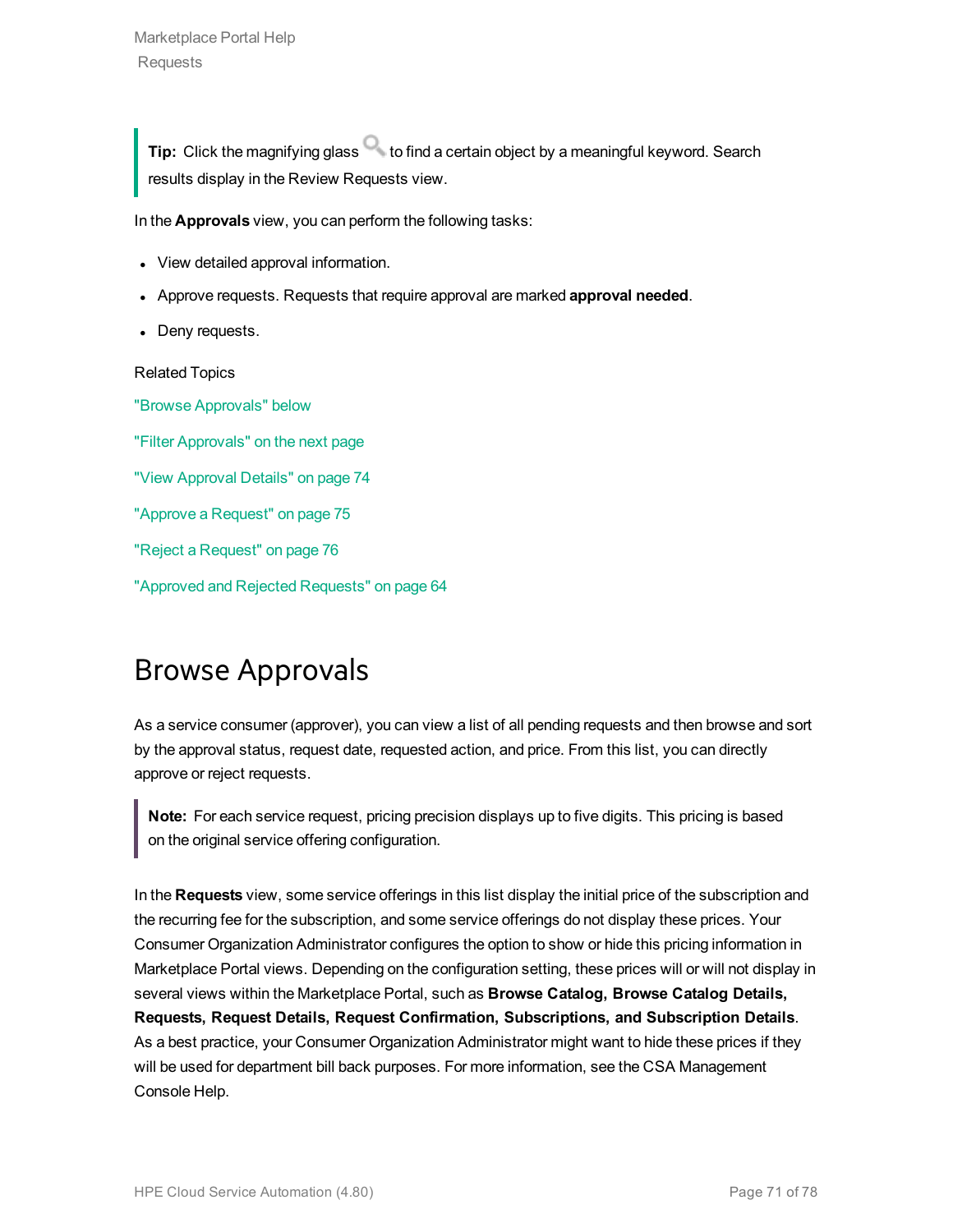**Tip:** Click the magnifying glass to find a certain object by a meaningful keyword. Search results display in the Review Requests view.

In the **Approvals** view, you can perform the following tasks:

- View detailed approval information.
- Approve requests. Requests that require approval are marked **approval needed**.
- Deny requests.

Related Topics

"Browse Approvals" below

"Filter Approvals" on the next page

"View Approval Details" on page 74

"Approve a Request" on page 75

"Reject a Request" on page 76

"Approved and Rejected Requests" on page 64

# Browse Approvals

As a service consumer (approver), you can view a list of all pending requests and then browse and sort by the approval status, request date, requested action, and price. From this list, you can directly approve or reject requests.

**Note:** For each service request, pricing precision displays up to five digits. This pricing is based on the original service offering configuration.

In the **Requests** view, some service offerings in this list display the initial price of the subscription and the recurring fee for the subscription, and some service offerings do not display these prices. Your Consumer Organization Administrator configures the option to show or hide this pricing information in Marketplace Portal views. Depending on the configuration setting, these prices will or will not display in several views within the Marketplace Portal, such as **Browse Catalog, Browse Catalog Details, Requests, Request Details, Request Confirmation, Subscriptions, and Subscription Details**. As a best practice, your Consumer Organization Administrator might want to hide these prices if they will be used for department bill back purposes. For more information, see the CSA Management Console Help.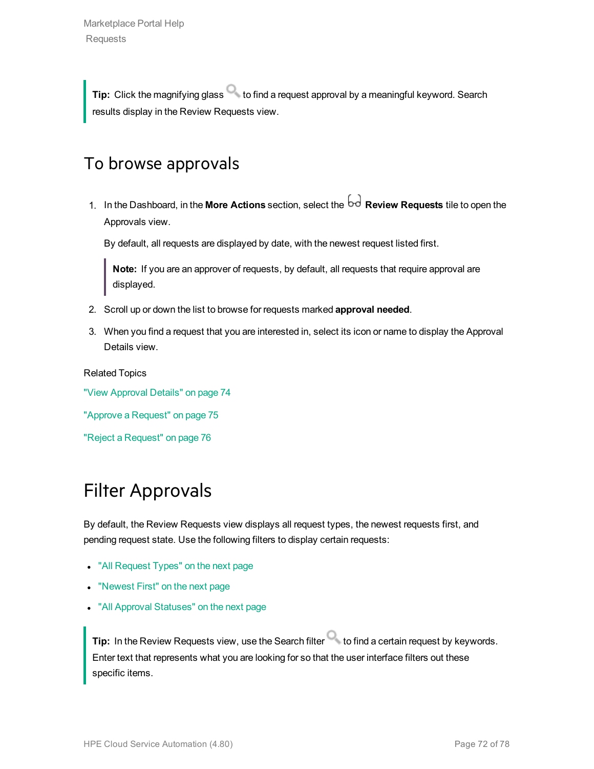> **Tip:** Click the magnifying glass to find a request approval by a meaningful keyword. Search results display in the Review Requests view.

## To browse approvals

1. In the Dashboard, in the **More Actions** section, select the **Review Requests** tile to open the Approvals view.

   By default, all requests are displayed by date, with the newest request listed first.

   > **Note:** If you are an approver of requests, by default, all requests that require approval are displayed.

2. Scroll up or down the list to browse for requests marked **approval needed**.
3. When you find a request that you are interested in, select its icon or name to display the Approval Details view.

Related Topics

"View Approval Details" on page 74

"Approve a Request" on page 75

"Reject a Request" on page 76

# Filter Approvals

By default, the Review Requests view displays all request types, the newest requests first, and pending request state. Use the following filters to display certain requests:

- "All Request Types" on the next page
- "Newest First" on the next page
- "All Approval Statuses" on the next page

> **Tip:** In the Review Requests view, use the Search filter to find a certain request by keywords. Enter text that represents what you are looking for so that the user interface filters out these specific items.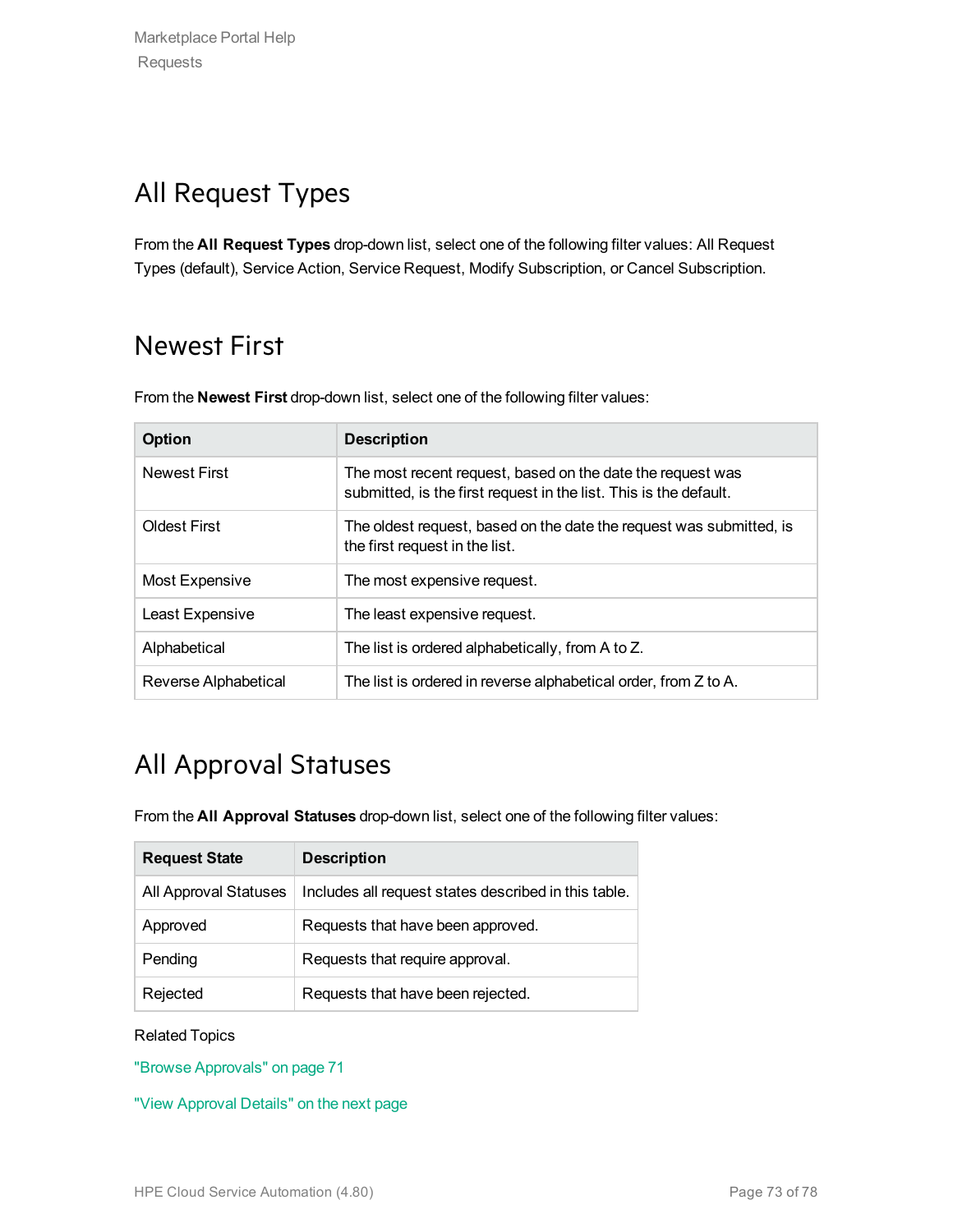## All Request Types

From the **All Request Types** drop-down list, select one of the following filter values: All Request Types (default), Service Action, Service Request, Modify Subscription, or Cancel Subscription.

## Newest First

From the **Newest First** drop-down list, select one of the following filter values:

| Option | Description |
| --- | --- |
| Newest First | The most recent request, based on the date the request was submitted, is the first request in the list. This is the default. |
| Oldest First | The oldest request, based on the date the request was submitted, is the first request in the list. |
| Most Expensive | The most expensive request. |
| Least Expensive | The least expensive request. |
| Alphabetical | The list is ordered alphabetically, from A to Z. |
| Reverse Alphabetical | The list is ordered in reverse alphabetical order, from Z to A. |

## All Approval Statuses

From the **All Approval Statuses** drop-down list, select one of the following filter values:

| Request State | Description |
| --- | --- |
| All Approval Statuses | Includes all request states described in this table. |
| Approved | Requests that have been approved. |
| Pending | Requests that require approval. |
| Rejected | Requests that have been rejected. |

Related Topics

"Browse Approvals" on page 71

"View Approval Details" on the next page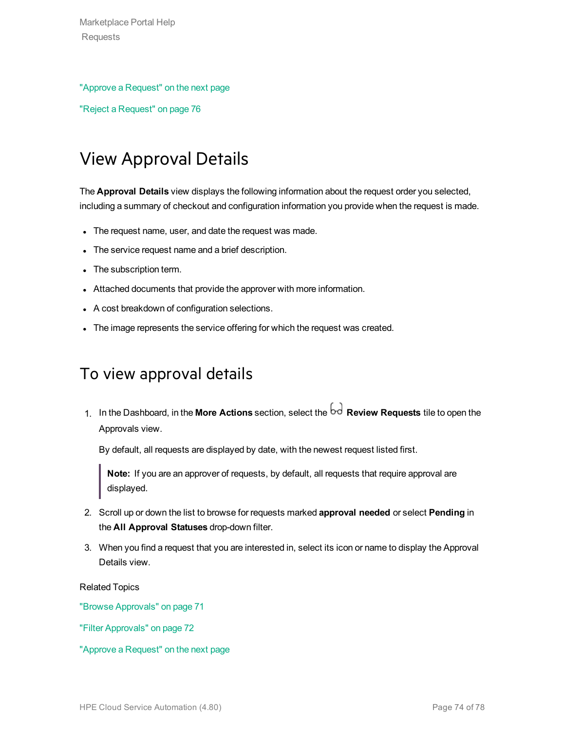"Approve a Request" on the next page

"Reject a Request" on page 76

# View Approval Details

The **Approval Details** view displays the following information about the request order you selected, including a summary of checkout and configuration information you provide when the request is made.

- The request name, user, and date the request was made.
- The service request name and a brief description.
- The subscription term.
- Attached documents that provide the approver with more information.
- A cost breakdown of configuration selections.
- The image represents the service offering for which the request was created.

## To view approval details

1. In the Dashboard, in the **More Actions** section, select the **Review Requests** tile to open the Approvals view.

   By default, all requests are displayed by date, with the newest request listed first.

   > **Note:** If you are an approver of requests, by default, all requests that require approval are displayed.

2. Scroll up or down the list to browse for requests marked **approval needed** or select **Pending** in the **All Approval Statuses** drop-down filter.
3. When you find a request that you are interested in, select its icon or name to display the Approval Details view.

Related Topics

"Browse Approvals" on page 71

"Filter Approvals" on page 72

"Approve a Request" on the next page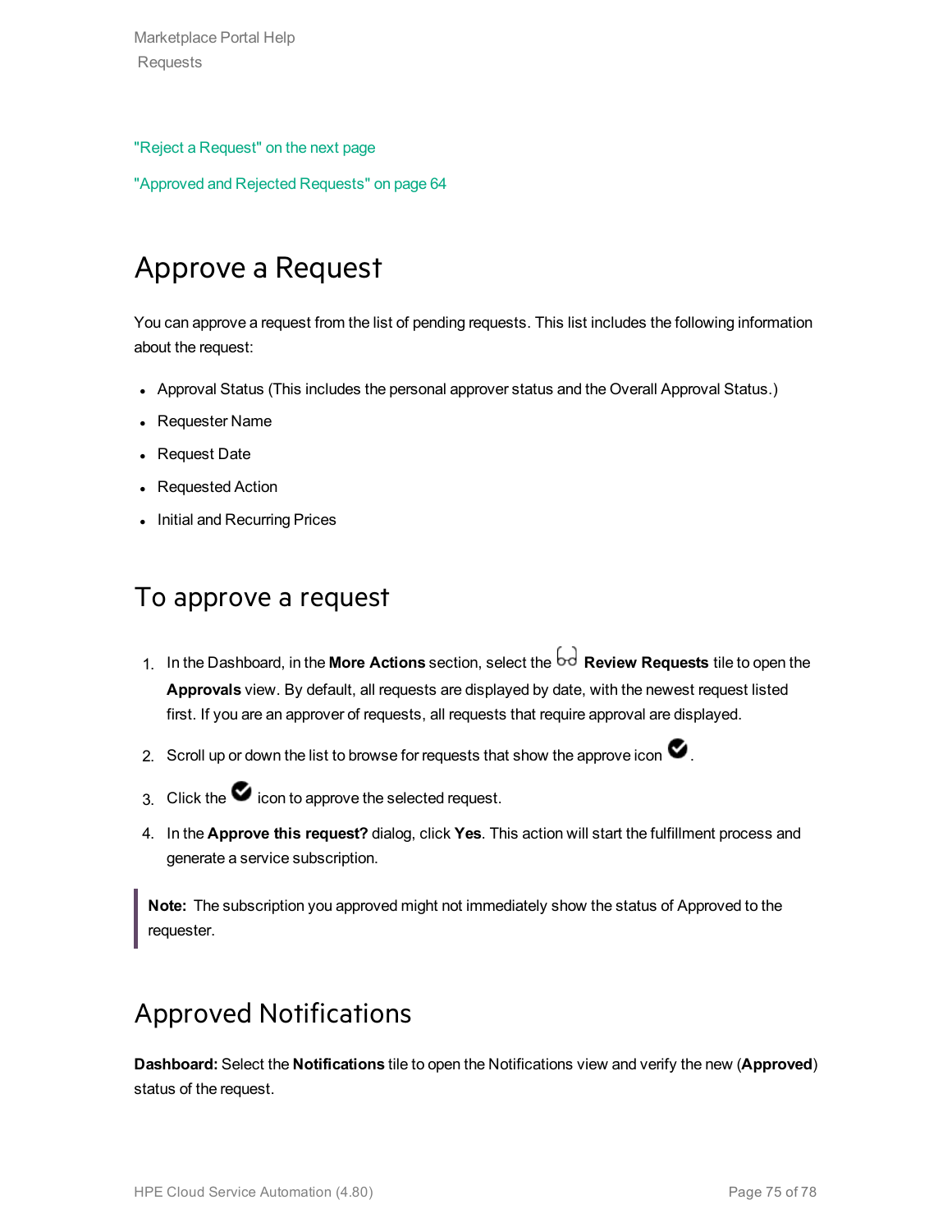"Reject a Request" on the next page

"Approved and Rejected Requests" on page 64

# Approve a Request

You can approve a request from the list of pending requests. This list includes the following information about the request:

- Approval Status (This includes the personal approver status and the Overall Approval Status.)
- Requester Name
- Request Date
- Requested Action
- Initial and Recurring Prices

## To approve a request

1. In the Dashboard, in the **More Actions** section, select the **Review Requests** tile to open the **Approvals** view. By default, all requests are displayed by date, with the newest request listed first. If you are an approver of requests, all requests that require approval are displayed.
2. Scroll up or down the list to browse for requests that show the approve icon.
3. Click the icon to approve the selected request.
4. In the **Approve this request?** dialog, click **Yes**. This action will start the fulfillment process and generate a service subscription.

> **Note:** The subscription you approved might not immediately show the status of Approved to the requester.

# Approved Notifications

**Dashboard:** Select the **Notifications** tile to open the Notifications view and verify the new (**Approved**) status of the request.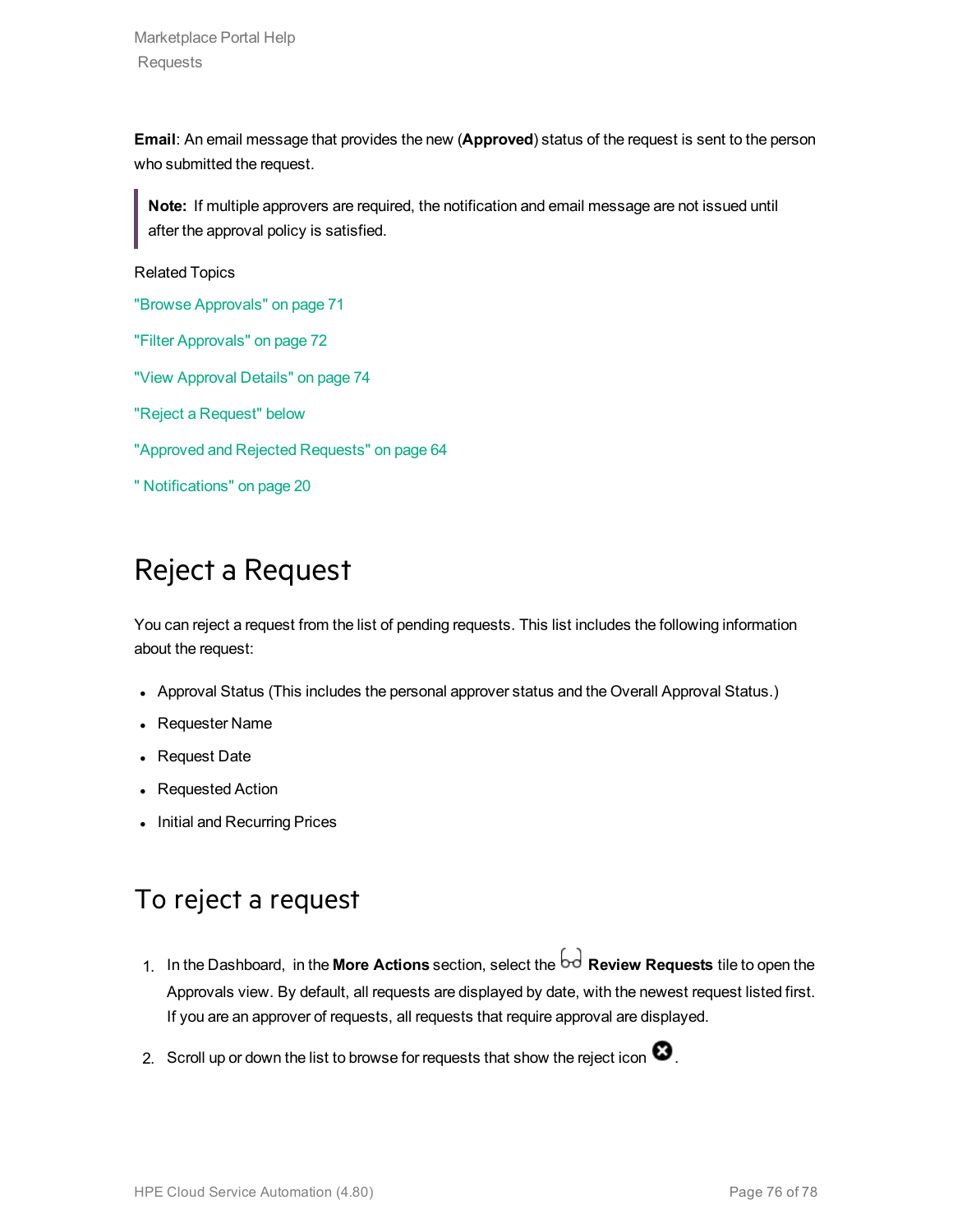**Email**: An email message that provides the new (**Approved**) status of the request is sent to the person who submitted the request.

> **Note:** If multiple approvers are required, the notification and email message are not issued until after the approval policy is satisfied.

Related Topics

"Browse Approvals" on page 71

"Filter Approvals" on page 72

"View Approval Details" on page 74

"Reject a Request" below

"Approved and Rejected Requests" on page 64

" Notifications" on page 20

# Reject a Request

You can reject a request from the list of pending requests. This list includes the following information about the request:

- Approval Status (This includes the personal approver status and the Overall Approval Status.)
- Requester Name
- Request Date
- Requested Action
- Initial and Recurring Prices

## To reject a request

1. In the Dashboard, in the **More Actions** section, select the **Review Requests** tile to open the Approvals view. By default, all requests are displayed by date, with the newest request listed first. If you are an approver of requests, all requests that require approval are displayed.
2. Scroll up or down the list to browse for requests that show the reject icon.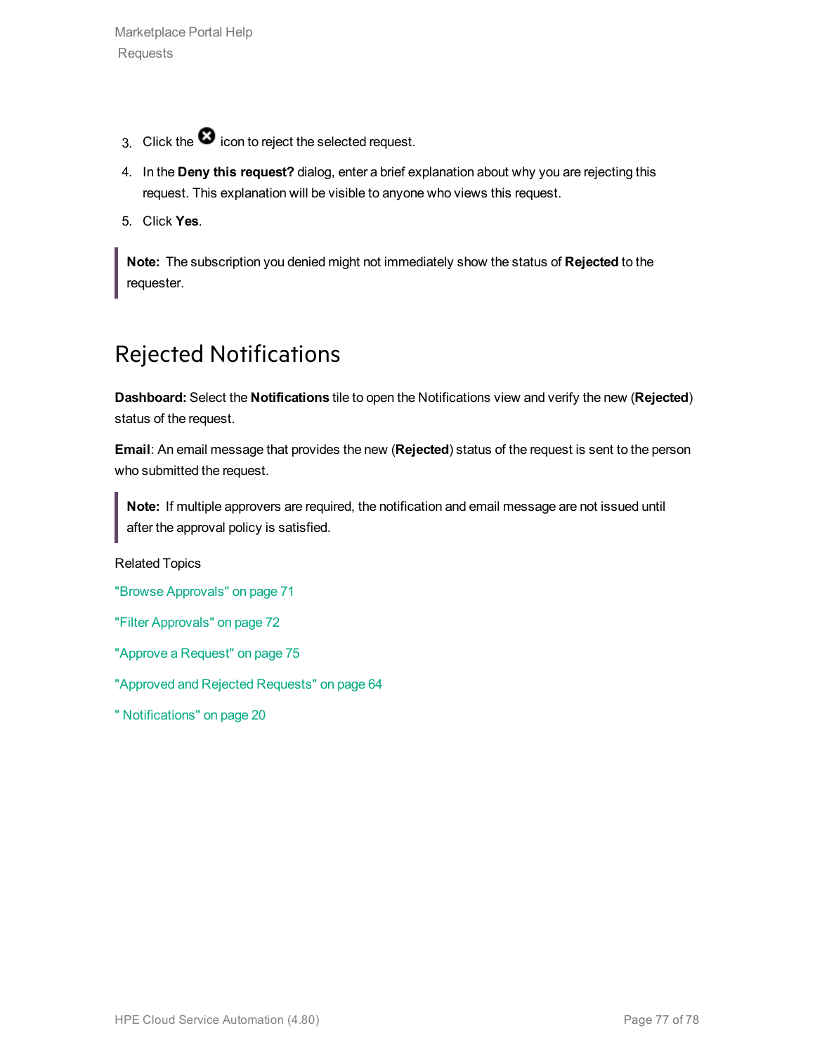3. Click the ⊗ icon to reject the selected request.
4. In the **Deny this request?** dialog, enter a brief explanation about why you are rejecting this request. This explanation will be visible to anyone who views this request.
5. Click **Yes**.

> **Note:** The subscription you denied might not immediately show the status of **Rejected** to the requester.

## Rejected Notifications

**Dashboard:** Select the **Notifications** tile to open the Notifications view and verify the new (**Rejected**) status of the request.

**Email**: An email message that provides the new (**Rejected**) status of the request is sent to the person who submitted the request.

> **Note:** If multiple approvers are required, the notification and email message are not issued until after the approval policy is satisfied.

Related Topics

"Browse Approvals" on page 71

"Filter Approvals" on page 72

"Approve a Request" on page 75

"Approved and Rejected Requests" on page 64

" Notifications" on page 20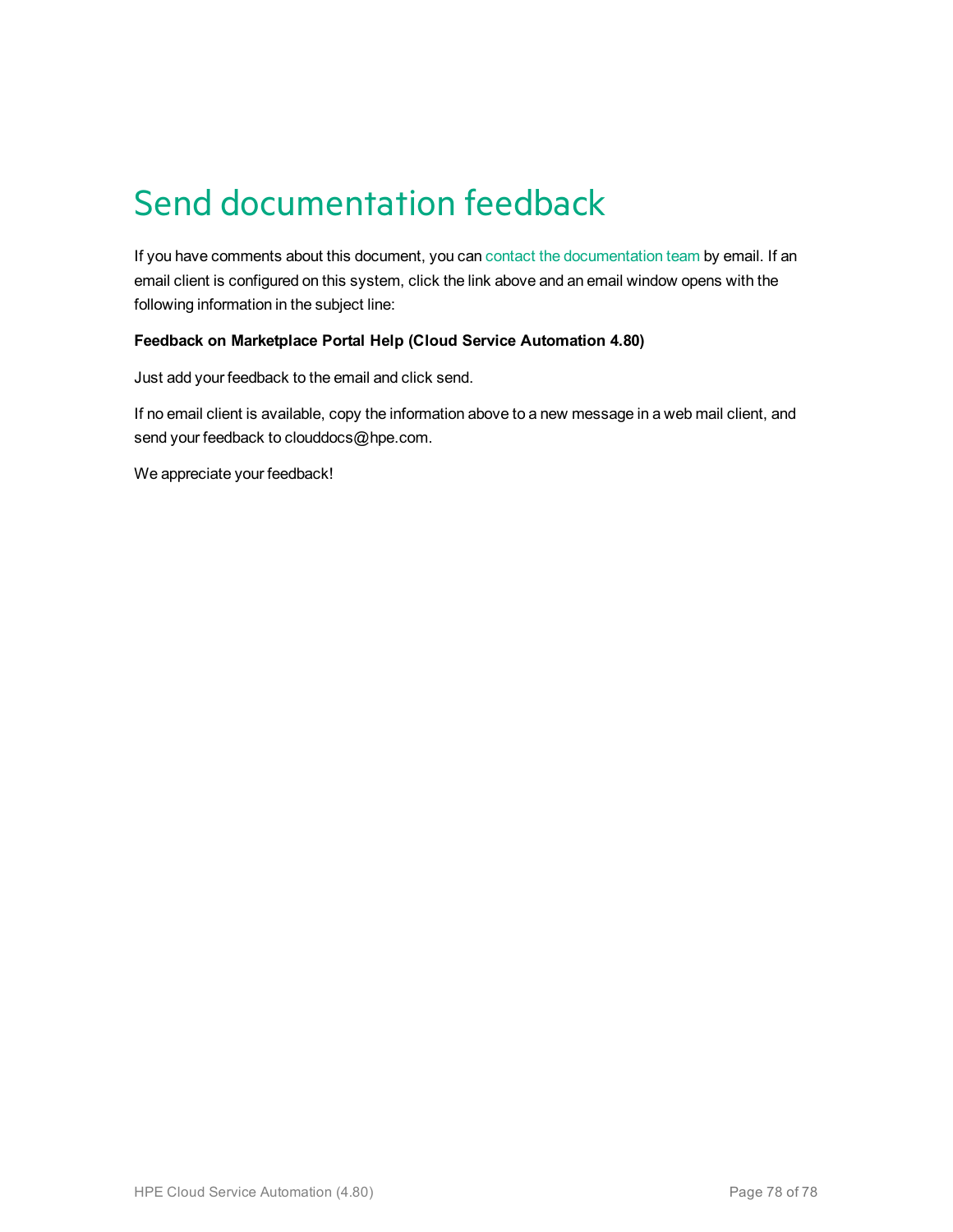# Send documentation feedback

If you have comments about this document, you can contact the documentation team by email. If an email client is configured on this system, click the link above and an email window opens with the following information in the subject line:

**Feedback on Marketplace Portal Help (Cloud Service Automation 4.80)**

Just add your feedback to the email and click send.

If no email client is available, copy the information above to a new message in a web mail client, and send your feedback to clouddocs@hpe.com.

We appreciate your feedback!